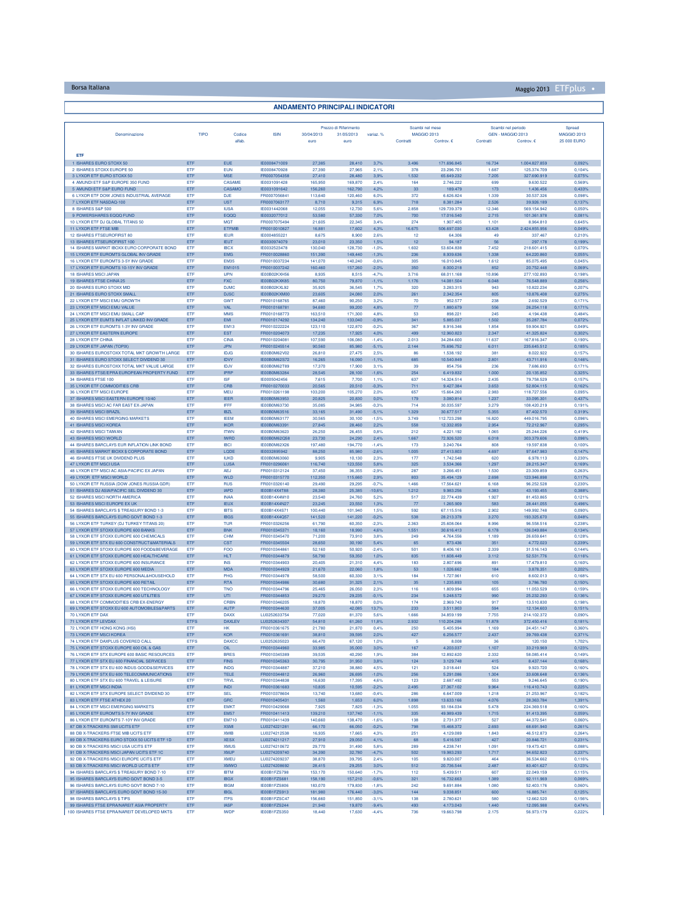## ANDAMENTO PRINCIPALI INDICATORI

| Denominazione | TIPO | Codice alfab. | ISIN | Prezzo di Riferimento 30/04/2013 euro | 31/05/2013 euro | variaz. % | Scambi nel mese MAGGIO 2013 Contratti | Controv. € | Scambi nel periodo GEN - MAGGIO 2013 Contratti | Controv. € | Spread MAGGIO 2013 25 000 EURO |
|---|---|---|---|---|---|---|---|---|---|---|---|
| **ETF** | | | | | | | | | | | |
| 1 ISHARES EURO STOXX 50 | ETF | EUE | IE0008471009 | 27,385 | 28,410 | 3,7% | 3.496 | 171.696.845 | 16.734 | 1.004.827.859 | 0,092% |
| 2 ISHARES STOXX EUROPE 50 | ETF | EUN | IE0008470928 | 27,390 | 27,965 | 2,1% | 378 | 23.296.701 | 1.687 | 125.374.709 | 0,104% |
| 3 LYXOR ETF EURO STOXX 50 | ETF | MSE | FR0007054358 | 27,410 | 28,480 | 3,9% | 1.532 | 65.649.232 | 7.205 | 327.690.919 | 0,075% |
| 4 AMUNDI ETF S&P EUROPE 350 FUND | ETF | CASAME | IE0031091428 | 165,950 | 169,870 | 2,4% | 164 | 2.746.222 | 699 | 9.630.522 | 0,569% |
| 5 AMUNDI ETF S&P EURO FUND | ETF | CASAMO | IE0031091642 | 156,260 | 162,790 | 4,2% | 33 | 189.479 | 173 | 1.436.456 | 0,433% |
| 6 LYXOR ETF DOW JONES INDUSTRIAL AVERAGE | ETF | DJE | FR0007056841 | 113,640 | 120,460 | 6,0% | 372 | 6.626.824 | 1.339 | 30.537.326 | 0,098% |
| 7 LYXOR ETF NASDAQ-100 | ETF | UST | FR0007063177 | 8,710 | 9,315 | 6,9% | 718 | 8.381.284 | 2.526 | 39.926.189 | 0,137% |
| 8 ISHARES S&P 500 | ETF | IUSA | IE0031442068 | 12,055 | 12,730 | 5,6% | 2.858 | 129.739.379 | 12.346 | 569.154.942 | 0,050% |
| 9 POWERSHARES EQQQ FUND | ETF | EQQQ | IE0032077012 | 53,580 | 57,330 | 7,0% | 700 | 17.016.540 | 2.715 | 101.361.978 | 0,081% |
| 10 LYXOR ETF DJ GLOBAL TITANS 50 | ETF | MGT | FR0007075494 | 21,605 | 22,345 | 3,4% | 274 | 1.907.405 | 1.101 | 8.964.810 | 0,645% |
| 11 LYXOR ETF FTSE MIB | ETF | ETFMIB | FR0010010827 | 16,881 | 17,602 | 4,3% | 16.675 | 506.697.030 | 63.428 | 2.424.855.956 | 0,049% |
| 12 ISHARES FTSEUROFIRST 80 | ETF | IEUR | IE0004855221 | 8,675 | 8,900 | 2,6% | 12 | 64.306 | 49 | 337.467 | 0,210% |
| 13 ISHARES FTSEUROFIRST 100 | ETF | IEUT | IE0030974079 | 23,010 | 23,350 | 1,5% | 12 | 94.187 | 56 | 297.178 | 0,199% |
| 14 ISHARES MARKIT IBOXX EURO CORPORATE BOND | ETF | IBCX | IE0032523478 | 130,040 | 128,730 | -1,0% | 1.602 | 53.604.838 | 7.452 | 218.601.415 | 0,070% |
| 15 LYXOR ETF EUROMTS GLOBAL INV GRADE | ETF | EMG | FR0010028860 | 151,390 | 149,440 | -1,3% | 236 | 8.939.636 | 1.338 | 64.220.860 | 0,055% |
| 16 LYXOR ETF EUROMTS 3-5Y INV GRADE | ETF | EM35 | FR0010037234 | 141,070 | 140,240 | -0,6% | 305 | 16.010.845 | 1.612 | 85.075.495 | 0,045% |
| 17 LYXOR ETF EUROMTS 10-15Y INV GRADE | ETF | EM1015 | FR0010037242 | 160,460 | 157,260 | -2,0% | 350 | 8.000.218 | 852 | 20.752.448 | 0,069% |
| 18 ISHARES MSCI JAPAN | ETF | IJPN | IE00B02KXH56 | 8,935 | 8,515 | -4,7% | 3.716 | 68.011.168 | 10.896 | 277.102.893 | 0,198% |
| 19 ISHARES FTSE CHINA 25 | ETF | FXC | IE00B02KXK85 | 80,750 | 79,870 | -1,1% | 1.176 | 14.081.504 | 6.048 | 76.548.889 | 0,256% |
| 20 ISHARES EURO STOXX MID | ETF | DJMC | IE00B02KXL92 | 35,925 | 36,545 | 1,7% | 320 | 3.283.315 | 943 | 10.822.234 | 0,207% |
| 21 ISHARES EURO STOXX SMALL | ETF | DJSC | IE00B02KXM00 | 23,605 | 24,080 | 2,0% | 261 | 2.342.354 | 805 | 10.876.408 | 0,275% |
| 22 LYXOR ETF MSCI EMU GROWTH | ETF | GWT | FR0010168765 | 87,460 | 90,250 | 3,2% | 70 | 952.577 | 238 | 2.692.529 | 0,171% |
| 23 LYXOR ETF MSCI EMU VALUE | ETF | VAL | FR0010168781 | 94,680 | 99,200 | 4,8% | 77 | 1.880.679 | 556 | 26.254.118 | 0,171% |
| 24 LYXOR ETF MSCI EMU SMALL CAP | ETF | MMS | FR0010168773 | 163,510 | 171,300 | 4,8% | 53 | 898.221 | 245 | 4.194.438 | 0,484% |
| 25 LYXOR ETF EUMTS INFLAT LINKED INV GRADE | ETF | EMI | FR0010174292 | 134,240 | 133,040 | -0,9% | 341 | 5.885.037 | 1.502 | 35.287.784 | 0,072% |
| 26 LYXOR ETF EUROMTS 1-3Y INV GRADE | ETF | EM13 | FR0010222224 | 123,110 | 122,870 | -0,2% | 367 | 8.916.346 | 1.854 | 59.904.921 | 0,049% |
| 27 LYXOR ETF EASTERN EUROPE | ETF | EST | FR0010204073 | 17,235 | 17,925 | 4,0% | 499 | 12.960.823 | 2.347 | 41.325.824 | 0,302% |
| 28 LYXOR ETF CHINA | ETF | CINA | FR0010204081 | 107,590 | 106,080 | -1,4% | 2.013 | 34.284.600 | 11.637 | 167.816.347 | 0,190% |
| 29 LYXOR ETF JAPAN (TOPIX) | ETF | JPN | FR0010245514 | 90,560 | 85,980 | -5,1% | 2.144 | 75.696.752 | 6.011 | 235.645.512 | 0,185% |
| 30 ISHARES EUROSTOXX TOTAL MKT GROWTH LARGE | ETF | IDJG | IE00B0M62V02 | 26,810 | 27,475 | 2,5% | 86 | 1.538.192 | 381 | 8.022.922 | 0,157% |
| 31 ISHARES EURO STOXX SELECT DIVIDEND 30 | ETF | IDVY | IE00B0M62S72 | 16,265 | 16,090 | -1,1% | 685 | 10.540.849 | 2.801 | 43.711.916 | 0,146% |
| 32 ISHARES EUROSTOXX TOTAL MKT VALUE LARGE | ETF | IDJV | IE00B0M62T89 | 17,370 | 17,900 | 3,1% | 39 | 854.756 | 236 | 7.686.693 | 0,171% |
| 33 ISHARES FTSE/EPRA EUROPEAN PROPERTY FUND | ETF | IPRP | IE00B0M63284 | 28,545 | 28,100 | -1,6% | 254 | 6.419.832 | 1.000 | 20.135.852 | 0,325% |
| 34 ISHARES FTSE 100 | ETF | ISF | IE0005042456 | 7,615 | 7,700 | 1,1% | 637 | 14.324.514 | 2.435 | 79.758.529 | 0,157% |
| 35 LYXOR ETF COMMODITIES CRB | ETF | CRB | FR0010270033 | 20,565 | 20,510 | -0,3% | 711 | 9.427.384 | 3.653 | 52.804.115 | 0,162% |
| 36 LYXOR ETF MSCI EUROPE | ETF | MEU | FR0010261198 | 103,200 | 105,270 | 2,0% | 657 | 15.664.260 | 2.983 | 118.727.556 | 0,095% |
| 37 ISHARES MSCI EASTERN EUROPE 10/40 | ETF | IEER | IE00B0M63953 | 20,825 | 20,830 | 0,0% | 179 | 3.080.814 | 1.237 | 33.095.301 | 0,437% |
| 38 ISHARES MSCI AC FAR EAST EX-JAPAN | ETF | IFFF | IE00B0M63730 | 35,085 | 34,985 | -0,3% | 714 | 30.035.597 | 3.279 | 108.420.219 | 0,191% |
| 39 ISHARES MSCI BRAZIL | ETF | IBZL | IE00B0M63516 | 33,165 | 31,490 | -5,1% | 1.329 | 30.677.517 | 5.355 | 87.402.570 | 0,319% |
| 40 ISHARES MSCI EMERGING MARKETS | ETF | IEEM | IE00B0M63177 | 30,565 | 30,100 | -1,5% | 3.749 | 112.723.298 | 16.820 | 449.016.795 | 0,096% |
| 41 ISHARES MSCI KOREA | ETF | IKOR | IE00B0M63391 | 27,845 | 28,460 | 2,2% | 558 | 12.332.859 | 2.954 | 72.212.967 | 0,295% |
| 42 ISHARES MSCI TAIWAN | ETF | ITWN | IE00B0M63623 | 26,250 | 26,455 | 0,8% | 212 | 4.221.192 | 1.065 | 25.244.226 | 0,419% |
| 43 ISHARES MSCI WORLD | ETF | IWRD | IE00B0M62Q58 | 23,730 | 24,290 | 2,4% | 1.667 | 72.926.520 | 6.018 | 303.379.606 | 0,096% |
| 44 ISHARES BARCLAYS EUR INFLATION LINK BOND | ETF | IBCI | IE00B0M62X26 | 197,480 | 194,770 | -1,4% | 173 | 3.240.764 | 808 | 19.597.838 | 0,100% |
| 45 ISHARES MARKIT IBOXX $ CORPORATE BOND | ETF | LQDE | IE0032895942 | 88,250 | 85,980 | -2,6% | 1.005 | 27.413.803 | 4.697 | 97.647.983 | 0,147% |
| 46 ISHARES FTSE UK DIVIDEND PLUS | ETF | IUKD | IE00B0M63060 | 9,905 | 10,130 | 2,3% | 177 | 1.742.548 | 620 | 6.978.113 | 0,230% |
| 47 LYXOR ETF MSCI USA | ETF | LUSA | FR0010296061 | 116,740 | 123,550 | 5,8% | 325 | 3.534.366 | 1.297 | 28.215.347 | 0,169% |
| 48 LYXOR ETF MSCI AC ASIA-PACIFIC EX JAPAN | ETF | AEJ | FR0010312124 | 37,450 | 36,355 | -2,9% | 287 | 3.268.451 | 1.530 | 23.309.859 | 0,263% |
| 49 LYXOR ETF MSCI WORLD | ETF | WLD | FR0010315770 | 112,350 | 115,660 | 2,9% | 803 | 35.494.129 | 2.698 | 123.946.898 | 0,117% |
| 50 LYXOR ETF RUSSIA (DOW JONES RUSSIA GDR) | ETF | RUS | FR0010326140 | 29,490 | 29,295 | -0,7% | 1.466 | 17.564.621 | 6.168 | 96.252.528 | 0,230% |
| 51 ISHARES DJ ASIA/PACIFIC SEL DIVIDEND 30 | ETF | IAPD | IE00B14X4T88 | 28,380 | 25,385 | -10,6% | 1.212 | 9.983.256 | 4.383 | 43.193.455 | 0,388% |
| 52 ISHARES MSCI NORTH AMERICA | ETF | INAA | IE00B14X4M10 | 23,540 | 24,760 | 5,2% | 517 | 22.774.439 | 1.927 | 81.453.865 | 0,121% |
| 53 ISHARES MSCI EUROPE EX UK | ETF | IEUX | IE00B14X4N27 | 23,245 | 23,550 | 1,3% | 77 | 1.265.909 | 583 | 28.441.055 | 0,496% |
| 54 ISHARES BARCLAYS $ TREASURY BOND 1-3 | ETF | IBTS | IE00B14X4S71 | 100,440 | 101,940 | 1,5% | 592 | 67.115.516 | 2.902 | 149.992.748 | 0,090% |
| 55 ISHARES BARCLAYS EURO GOVT BOND 1-3 | ETF | IBGS | IE00B14X4Q57 | 141,520 | 141,220 | -0,2% | 538 | 28.213.378 | 3.270 | 193.325.670 | 0,048% |
| 56 LYXOR ETF TURKEY (DJ TURKEY TITANS 20) | ETF | TUR | FR0010326256 | 61,790 | 60,350 | -2,3% | 2.363 | 25.608.064 | 8.996 | 96.558.516 | 0,238% |
| 57 LYXOR ETF STOXX EUROPE 600 BANKS | ETF | BNK | FR0010345371 | 18,160 | 18,990 | 4,6% | 1.551 | 30.616.413 | 6.178 | 126.049.884 | 0,134% |
| 58 LYXOR ETF STOXX EUROPE 600 CHEMICALS | ETF | CHM | FR0010345470 | 71,200 | 73,910 | 3,8% | 249 | 4.764.556 | 1.189 | 26.659.641 | 0,128% |
| 59 LYXOR ETF STX EU 600 CONSTRUCT&MATERIALS | ETF | CST | FR0010345504 | 28,650 | 30,190 | 5,4% | 65 | 873.436 | 351 | 4.772.023 | 0,239% |
| 60 LYXOR ETF STOXX EUROPE 600 FOOD&BEVERAGE | ETF | FOO | FR0010344861 | 52,160 | 50,920 | -2,4% | 501 | 8.406.161 | 2.339 | 31.516.143 | 0,144% |
| 61 LYXOR ETF STOXX EUROPE 600 HEALTHCARE | ETF | HLT | FR0010344879 | 58,790 | 59,350 | 1,0% | 835 | 11.608.449 | 3.112 | 52.531.776 | 0,118% |
| 62 LYXOR ETF STOXX EUROPE 600 INSURANCE | ETF | INS | FR0010344903 | 20,405 | 21,310 | 4,4% | 183 | 2.807.696 | 891 | 17.479.810 | 0,160% |
| 63 LYXOR ETF STOXX EUROPE 600 MEDIA | ETF | MDA | FR0010344929 | 21,670 | 22,060 | 1,8% | 53 | 1.026.662 | 184 | 3.878.351 | 0,202% |
| 64 LYXOR ETF STX EU 600 PERSONAL&HOUSEHOLD | ETF | PHG | FR0010344978 | 58,500 | 60,330 | 3,1% | 184 | 1.727.961 | 610 | 8.602.013 | 0,168% |
| 65 LYXOR ETF STOXX EUROPE 600 RETAIL | ETF | RTA | FR0010344986 | 30,680 | 31,325 | 2,1% | 35 | 1.235.893 | 105 | 3.786.780 | 0,150% |
| 66 LYXOR ETF STOXX EUROPE 600 TECHNOLOGY | ETF | TNO | FR0010344796 | 25,465 | 26,050 | 2,3% | 116 | 1.809.994 | 655 | 11.053.529 | 0,159% |
| 67 LYXOR ETF STOXX EUROPE 600 UTILITIES | ETF | UTI | FR0010344853 | 29,270 | 29,235 | -0,1% | 234 | 5.248.572 | 990 | 25.232.293 | 0,136% |
| 68 LYXOR ETF COMMODITIES CRB EX-ENERGY | ETF | CRBN | FR0010346205 | 18,870 | 18,870 | 0,0% | 174 | 2.969.743 | 917 | 13.510.830 | 0,198% |
| 69 LYXOR ETF STOXX EU 600 AUTOMOBILES&PARTS | ETF | AUTP | FR0010344630 | 37,005 | 42,085 | 13,7% | 233 | 3.511.903 | 594 | 12.134.603 | 0,151% |
| 70 LYXOR ETF DAX | ETF | DAXX | LU0252633754 | 77,020 | 81,370 | 5,6% | 1.666 | 34.859.199 | 7.755 | 214.102.372 | 0,090% |
| 71 LYXOR ETF LEVDAX | ETFS | DAXLEV | LU0252634307 | 54,810 | 61,260 | 11,8% | 2.932 | 110.204.286 | 11.878 | 372.450.416 | 0,181% |
| 72 LYXOR ETF HONG KONG (HSI) | ETF | HK | FR0010361675 | 21,780 | 21,870 | 0,4% | 250 | 5.405.994 | 1.169 | 24.451.147 | 0,360% |
| 73 LYXOR ETF MSCI KOREA | ETF | KOR | FR0010361691 | 38,810 | 39,595 | 2,0% | 427 | 6.256.577 | 2.437 | 39.769.438 | 0,371% |
| 74 LYXOR ETF DAXPLUS COVERED CALL | ETFS | DAXCC | LU0252635023 | 66,470 | 67,120 | 1,0% | 5 | 8.008 | 36 | 120.150 | 1,702% |
| 75 LYXOR ETF STOXX EUROPE 600 OIL & GAS | ETF | OIL | FR0010344960 | 33,985 | 35,000 | 3,0% | 167 | 4.203.037 | 1.107 | 33.219.969 | 0,123% |
| 76 LYXOR ETF STX EUROPE 600 BASIC RESOURCES | ETF | BRES | FR0010345389 | 39,535 | 40,290 | 1,9% | 384 | 12.892.620 | 2.332 | 58.085.414 | 0,149% |
| 77 LYXOR ETF STX EU 600 FINANCIAL SERVICES | ETF | FINS | FR0010345363 | 30,795 | 31,950 | 3,8% | 124 | 3.129.748 | 415 | 8.437.144 | 0,168% |
| 78 LYXOR ETF STX EU 600 INDUS GOODS&SERVICES | ETF | INDG | FR0010344887 | 37,210 | 38,880 | 4,5% | 121 | 3.018.441 | 524 | 9.923.720 | 0,160% |
| 79 LYXOR ETF STX EU 600 TELECOMMUNICATIONS | ETF | TELE | FR0010344812 | 26,960 | 26,695 | -1,0% | 256 | 5.291.086 | 1.304 | 33.608.648 | 0,136% |
| 80 LYXOR ETF STX EUROPE 600 TRAVEL & LEISURE | ETF | TRVL | FR0010344838 | 16,630 | 17,395 | 4,6% | 123 | 2.687.492 | 553 | 9.246.645 | 0,190% |
| 81 LYXOR ETF MSCI INDIA | ETF | INDI | FR0010361683 | 10,835 | 10,595 | -2,2% | 2.495 | 27.367.102 | 9.964 | 116.410.743 | 0,225% |
| 82 LYXOR ETF STX EUROPE SELECT DIVIDEND 30 | ETF | SEL | FR0010378604 | 13,740 | 13,680 | -0,4% | 286 | 6.647.009 | 1.218 | 21.253.967 | 0,182% |
| 83 LYXOR ETF FTSE ATHEX 20 | ETF | GRC | FR0010405431 | 1,560 | 1,653 | 6,0% | 1.898 | 13.633.166 | 4.076 | 28.363.784 | 1,391% |
| 84 LYXOR ETF MSCI EMERGING MARKETS | ETF | EMKT | FR0010429068 | 7,925 | 7,825 | -1,3% | 1.055 | 93.184.034 | 5.478 | 224.369.518 | 0,160% |
| 85 LYXOR ETF EUROMTS 5-7Y INV GRADE | ETF | EM57 | FR0010411413 | 139,210 | 137,740 | -1,1% | 335 | 49.989.439 | 1.715 | 91.413.395 | 0,059% |
| 86 LYXOR ETF EUROMTS 7-10Y INV GRADE | ETF | EM710 | FR0010411439 | 140,660 | 138,470 | -1,6% | 138 | 2.731.377 | 527 | 44.372.541 | 0,060% |
| 87 DB X-TRACKERS SMI UCITS ETF | ETF | XSMI | LU0274221281 | 66,170 | 66,050 | -0,2% | 798 | 15.468.372 | 2.693 | 68.691.940 | 0,261% |
| 88 DB X-TRACKERS FTSE MIB UCITS ETF | ETF | XMIB | LU0274212538 | 16,935 | 17,665 | 4,3% | 251 | 4.129.089 | 1.843 | 46.512.873 | 0,264% |
| 89 DB X-TRACKERS EURO STOXX 50 UCITS ETF 1D | ETF | XESX | LU0274211217 | 27,910 | 29,050 | 4,1% | 68 | 5.416.597 | 427 | 20.846.721 | 0,231% |
| 90 DB X-TRACKERS MSCI USA UCITS ETF | ETF | XMUS | LU0274210672 | 29,770 | 31,490 | 5,8% | 289 | 4.238.741 | 1.091 | 19.473.421 | 0,088% |
| 91 DB X-TRACKERS MSCI JAPAN UCITS ETF 1C | ETF | XMJP | LU0274209740 | 34,390 | 32,780 | -4,7% | 502 | 19.983.293 | 1.717 | 94.652.823 | 0,237% |
| 92 DB X-TRACKERS MSCI EUROPE UCITS ETF | ETF | XMEU | LU0274209237 | 38,870 | 39,795 | 2,4% | 105 | 9.820.007 | 464 | 36.534.662 | 0,116% |
| 93 DB X-TRACKERS MSCI WORLD UCITS ETF | ETF | XMWO | LU0274208692 | 28,415 | 29,255 | 3,0% | 512 | 20.736.544 | 2.487 | 83.401.627 | 0,123% |
| 94 ISHARES BARCLAYS $ TREASURY BOND 7-10 | ETF | IBTM | IE00B1FZS798 | 153,170 | 150,640 | -1,7% | 112 | 5.439.511 | 607 | 22.049.159 | 0,115% |
| 95 ISHARES BARCLAYS EURO GOVT BOND 3-5 | ETF | IBGX | IE00B1FZS681 | 158,190 | 157,210 | -0,6% | 321 | 16.732.663 | 1.389 | 92.111.969 | 0,069% |
| 96 ISHARES BARCLAYS EURO GOVT BOND 7-10 | ETF | IBGM | IE00B1FZS806 | 183,070 | 179,830 | -1,8% | 242 | 9.691.884 | 1.080 | 52.403.176 | 0,060% |
| 97 ISHARES BARCLAYS EURO GOVT BOND 15-30 | ETF | IBGL | IE00B1FZS913 | 181,980 | 176,440 | -3,0% | 144 | 9.038.851 | 600 | 16.885.741 | 0,125% |
| 98 ISHARES BARCLAYS $ TIPS | ETF | ITPS | IE00B1FZSC47 | 156,660 | 151,850 | -3,1% | 138 | 2.780.621 | 580 | 12.662.520 | 0,156% |
| 99 ISHARES FTSE EPRA/NAREIT ASIA PROPERTY | ETF | IASP | IE00B1FZS244 | 21,940 | 19,870 | -9,4% | 493 | 4.173.043 | 1.440 | 12.095.988 | 0,474% |
| 100 ISHARES FTSE EPRA/NAREIT DEVELOPED MKTS | ETF | IWDP | IE00B1FZS350 | 18,440 | 17,630 | -4,4% | 736 | 19.663.798 | 2.175 | 56.973.179 | 0,222% |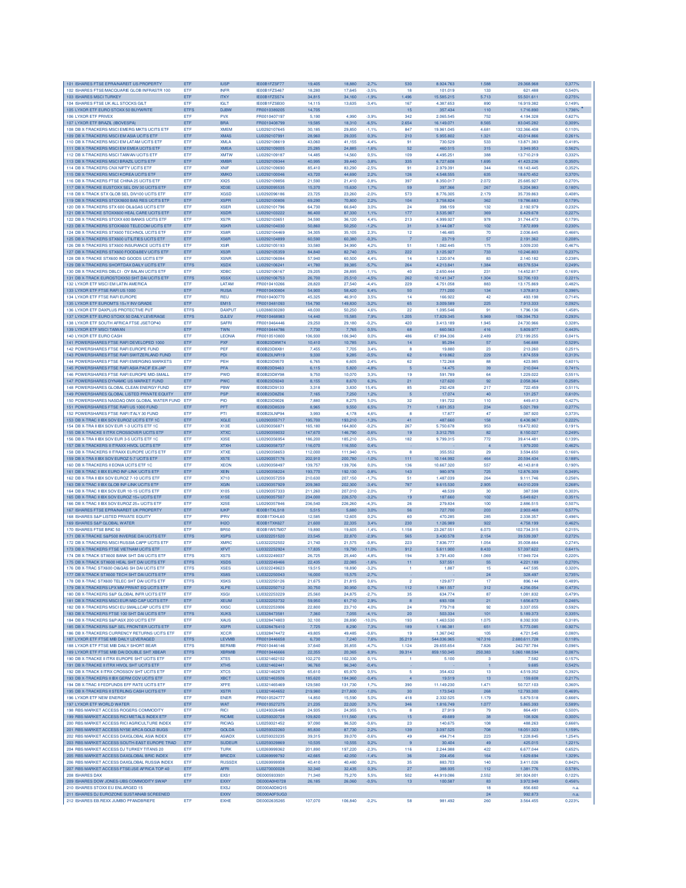| | | | | | | | | | | |
|---|---|---|---|---|---|---|---|---|---|---|
| 101 ISHARES FTSE EPRA/NAREIT US PROPERTY | ETF | IUSP | IE00B1FZSF77 | 19,405 | 18,880 | -2,7% | 530 | 8.924.763 | 1.588 | 29.368.968 | 0,377% |
| 102 ISHARES FTSE/MACQUARIE GLOB INFRASTR 100 | ETF | INFR | IE00B1FZS467 | 18,280 | 17,645 | -3,5% | 18 | 101.019 | 133 | 621.488 | 0,540% |
| 103 ISHARES MSCI TURKEY | ETF | ITKY | IE00B1FZS574 | 34,815 | 34,160 | -1,9% | 1.496 | 15.585.215 | 5.713 | 55.501.611 | 0,275% |
| 104 ISHARES FTSE UK ALL STOCKS GILT | ETF | IGLT | IE00B1FZSB30 | 14,115 | 13,635 | -3,4% | 167 | 4.387.653 | 890 | 16.919.382 | 0,149% |
| 105 LYXOR ETF EURO STOXX 50 BUYWRITE | ETFS | DJBW | FR0010389205 | 14,705 | | | 15 | 357.434 | 110 | 1.716.890 | 1,736% * |
| 106 LYXOR ETF PRIVEX | ETF | PVX | FR0010407197 | 5,190 | 4,990 | -3,9% | 342 | 2.065.545 | 752 | 4.194.328 | 0,627% |
| 107 LYXOR ETF BRAZIL (IBOVESPA) | ETF | BRA | FR0010408799 | 19,585 | 18,310 | -6,5% | 2.654 | 16.149.071 | 8.565 | 83.045.282 | 0,309% |
| 108 DB X-TRACKERS MSCI EMERG MKTS UCITS ETF | ETF | XMEM | LU0292107645 | 30,185 | 29,850 | -1,1% | 847 | 19.961.045 | 4.681 | 132.366.408 | 0,110% |
| 109 DB X-TRACKERS MSCI EM ASIA UCITS ETF | ETF | XMAS | LU0292107991 | 28,960 | 29,035 | 0,3% | 210 | 5.955.802 | 1.321 | 43.014.866 | 0,261% |
| 110 DB X-TRACKERS MSCI EM LATAM UCITS ETF | ETF | XMLA | LU0292108619 | 43,060 | 41,155 | -4,4% | 91 | 730.529 | 533 | 13.871.383 | 0,418% |
| 111 DB X-TRACKERS MSCI EM EMEA UCITS ETF | ETF | XMEA | LU0292109005 | 25,285 | 24,885 | -1,6% | 52 | 460.515 | 315 | 3.949.953 | 0,562% |
| 112 DB X-TRACKERS MSCI TAIWAN UCITS ETF | ETF | XMTW | LU0292109187 | 14,485 | 14,560 | 0,5% | 109 | 4.495.251 | 388 | 13.710.219 | 0,332% |
| 113 DB X-TRACKERS MSCI BRAZIL UCITS ETF | ETF | XMBR | LU0292109344 | 40,995 | 39,440 | -3,8% | 335 | 6.727.608 | 1.695 | 41.423.236 | 0,350% |
| 114 DB X-TRACKERS CNX NIFTY UCITS ETF | ETF | XNIF | LU0292109690 | 85,410 | 83,290 | -2,5% | 91 | 2.979.391 | 344 | 18.143.445 | 0,352% |
| 115 DB X-TRACKERS MSCI KOREA UCITS ETF | ETF | XMKO | LU0292100046 | 43,720 | 44,690 | 2,2% | 126 | 4.548.555 | 635 | 18.670.452 | 0,370% |
| 116 DB X-TRACKERS FTSE CHINA 25 UCITS ETF | ETF | XX25 | LU0292109856 | 21,590 | 21,410 | -0,8% | 397 | 8.350.017 | 2.072 | 25.685.927 | 0,270% |
| 117 DB X-TRACKERS EUSTOXX SEL DIV 30 UCITS ETF | ETF | XD3E | LU0292095535 | 15,370 | 15,630 | 1,7% | 59 | 397.366 | 267 | 5.204.983 | 0,180% |
| 118 DB X-TRACK STX GLOB SEL DIV100 UCITS ETF | ETF | XGSD | LU0292096186 | 23,725 | 23,260 | -2,0% | 573 | 8.776.305 | 2.179 | 35.739.863 | 0,408% |
| 119 DB X-TRACKERS STOXX600 BAS RES UCITS ETF | ETF | XSPR | LU0292100806 | 69,290 | 70,800 | 2,2% | 104 | 3.758.824 | 362 | 19.786.683 | 0,179% |
| 120 DB X-TRACKERS STX 600 OIL&GAS UCITS ETF | ETF | XSER | LU0292101796 | 64,730 | 66,640 | 3,0% | 24 | 398.159 | 132 | 2.192.979 | 0,232% |
| 121 DB X-TRACKER STOXX600 HEAL CARE UCITS ETF | ETF | XSDR | LU0292103222 | 86,400 | 87,330 | 1,1% | 177 | 3.535.907 | 369 | 6.429.678 | 0,227% |
| 122 DB X-TRACKERS STOXX 600 BANKS UCITS ETF | ETF | XS7R | LU0292103651 | 34,590 | 36,120 | 4,4% | 213 | 4.999.927 | 978 | 31.744.473 | 0,179% |
| 123 DB X-TRACKERS STOXX600 TELECOM UCITS ETF | ETF | XSKR | LU0292104030 | 50,860 | 50,250 | -1,2% | 31 | 3.144.087 | 102 | 7.872.899 | 0,230% |
| 124 DB X-TRACKERS STX600 TECHNOL UCITS ETF | ETF | XS8R | LU0292104469 | 34,305 | 35,105 | 2,3% | 12 | 146.485 | 70 | 2.036.645 | 0,466% |
| 125 DB X-TRACKERS STX600 UTILITIES UCITS ETF | ETF | XS6R | LU0292104899 | 60,590 | 60,380 | -0,3% | 7 | 23.719 | 57 | 2.191.362 | 0,208% |
| 126 DB X-TRACKERS STX600 INSURANCE UCITS ETF | ETF | XSIR | LU0292105193 | 33,580 | 34,990 | 4,2% | 51 | 1.082.445 | 175 | 3.009.230 | 0,467% |
| 127 DB X-TRACKERS STX600 FOOD&BEV UCITS ETF | ETF | XS3R | LU0292105359 | 84,840 | 82,740 | -2,5% | 222 | 3.125.927 | 733 | 10.246.803 | 0,237% |
| 128 DB X-TRACKE STX600 IND GOODS UCITS ETF | ETF | XSNR | LU0292106084 | 57,940 | 60,500 | 4,4% | 14 | 1.220.974 | 83 | 2.140.182 | 0,238% |
| 129 DB X-TRACKERS SHORTDAX DAILY UCITS ETF | ETFS | XSDX | LU0292106241 | 41,780 | 39,385 | -5,7% | 264 | 4.213.841 | 1.384 | 69.578.534 | 0,249% |
| 130 DB X-TRACKERS DBLCI - OY BALAN UCITS ETF | ETF | XDBC | LU0292106167 | 29,205 | 28,895 | -1,1% | 40 | 2.650.444 | 231 | 14.452.817 | 0,169% |
| 131 DB X-TRACK EUROSTOXX50 SHT DAI UCITS ETF | ETFS | XSSX | LU0292106753 | 26,700 | 25,510 | -4,5% | 262 | 10.141.347 | 1.304 | 52.706.103 | 0,221% |
| 132 LYXOR ETF MSCI EM LATIN AMERICA | ETF | LATAM | FR0010410266 | 28,820 | 27,540 | -4,4% | 229 | 4.751.058 | 883 | 13.175.869 | 0,482% |
| 133 LYXOR ETF FTSE RAFI US 1000 | ETF | RUSA | FR0010400804 | 54,900 | 58,420 | 6,4% | 50 | 771.200 | 134 | 1.378.813 | 0,396% |
| 134 LYXOR ETF FTSE RAFI EUROPE | ETF | REU | FR0010400770 | 45,325 | 46,910 | 3,5% | 14 | 166.922 | 42 | 493.198 | 0,714% |
| 135 LYXOR ETF EUROMTS 15+Y INV GRADE | ETF | EM15 | FR0010481093 | 154,790 | 149,830 | -3,2% | 65 | 3.009.589 | 225 | 7.913.333 | 0,092% |
| 136 LYXOR ETF DAXPLUS PROTECTIVE PUT | ETFS | DAXPUT | LU0288030280 | 48,030 | 50,250 | 4,6% | 22 | 1.095.546 | 91 | 1.796.136 | 1,458% |
| 137 LYXOR ETF EURO STOXX 50 DAILY LEVERAGE | ETFS | DJLEV | FR0010468983 | 14,440 | 15,585 | 7,9% | 1.205 | 17.829.345 | 5.969 | 106.394.753 | 0,293% |
| 138 LYXOR ETF SOUTH AFRICA FTSE JSETOP40 | ETF | SAFRI | FR0010464446 | 29,250 | 29,180 | -0,2% | 420 | 3.413.189 | 1.945 | 24.730.966 | 0,328% |
| 139 LYXOR ETF MSCI TAIWAN | ETF | TWN | FR0010444786 | 7,730 | 7,765 | 0,5% | 68 | 660.563 | 416 | 5.809.977 | 0,443% |
| 140 LYXOR ETF EURO CASH | ETF | LEONIA | FR0010510800 | 106,930 | 106,940 | 0,0% | 486 | 67.994.336 | 2.489 | 272.199.255 | 0,041% |
| 141 POWERSHARES FTSE RAFI DEVELOPED 1000 | ETF | PXF | IE00B23D8W74 | 10,410 | 10,785 | 3,6% | 14 | 95.294 | 57 | 546.688 | 0,529% |
| 142 POWERSHARES FTSE RAFI EUROPE FUND | ETF | PEF | IE00B23D8X81 | 7,455 | 7,705 | 3,4% | 8 | 19.880 | 23 | 213.260 | 0,251% |
| 143 POWERSHARES FTSE RAFI SWITZERLAND FUND | ETF | PDI | IE00B23LNR19 | 9,330 | 9,285 | -0,5% | 62 | 619.862 | 229 | 1.874.559 | 0,313% |
| 144 POWERSHARES FTSE RAFI EMERGING MARKETS | ETF | PEH | IE00B23D9570 | 6,765 | 6,605 | -2,4% | 62 | 172.268 | 88 | 423.985 | 0,601% |
| 145 POWERSHARES FTSE RAFI ASIA PACIF EX-JAP | ETF | PFA | IE00B23D9463 | 6,115 | 5,820 | -4,8% | 5 | 14.475 | 39 | 210.044 | 0,741% |
| 146 POWERSHARES FTSE RAFI EUROPE MID-SMALL | ETF | PWD | IE00B23D8Y98 | 9,750 | 10,070 | 3,3% | 19 | 591.789 | 64 | 1.229.022 | 0,551% |
| 147 POWERSHARES DYNAMIC US MARKET FUND | ETF | PWC | IE00B23D9240 | 8,155 | 8,670 | 6,3% | 21 | 127.620 | 92 | 2.058.364 | 0,258% |
| 148 POWERSHARES GLOBAL CLEAN ENERGY FUND | ETF | PBW | IE00B23D9133 | 3,318 | 3,830 | 15,4% | 85 | 292.428 | 217 | 722.459 | 0,511% |
| 149 POWERSHARES GLOBAL LISTED PRIVATE EQUITY | ETF | PSP | IE00B23D8Z06 | 7,165 | 7,250 | 1,2% | 5 | 17.074 | 40 | 131.257 | 0,610% |
| 150 POWERSHARES NASDAQ OMX GLOBAL WATER FUND | ETF | PIO | IE00B23D9026 | 7,880 | 8,275 | 5,0% | 32 | 191.722 | 110 | 449.413 | 0,427% |
| 151 POWERSHARES FTSE RAFI US 1000 FUND | ETF | PFT | IE00B23D8S39 | 8,965 | 9,550 | 6,5% | 71 | 1.601.353 | 234 | 5.021.789 | 0,277% |
| 152 POWERSHARES FTSE RAFI ITALY 30 FUND | ETF | PTI | IE00B23LNP94 | 3,993 | 4,178 | 4,6% | 8 | 17.877 | 47 | 387.920 | 0,373% |
| 153 DB X-TRAC II IBX SOV EUROZ UCITS ETF 1C | ETF | XGLE | LU0290355717 | 195,700 | 193,210 | -1,3% | 41 | 487.660 | 158 | 6.436.967 | 0,222% |
| 154 DB X-TRA II IBX SOV EUR 1-3 UCITS ETF 1C | ETF | X13E | LU0290356871 | 165,180 | 164,800 | -0,2% | 267 | 5.750.678 | 953 | 19.472.802 | 0,191% |
| 155 DB X-TRACKE II ITRX CROSSOVER UCITS ETF | ETF | XTXC | LU0290359032 | 147,670 | 146,790 | -0,6% | 19 | 3.312.755 | 82 | 8.150.027 | 0,249% |
| 156 DB X-TRA II IBX SOV EUR 3-5 UCITS ETF 1C | ETF | X35E | LU0290356954 | 186,200 | 185,210 | -0,5% | 182 | 9.799.315 | 772 | 39.414.481 | 0,139% |
| 157 DB X-TRACKERS II ITRAXX HIVOL UCITS ETF | ETF | XTXH | LU0290358737 | 116,070 | 116,550 | 0,4% | - | - | 4 | 1.979.200 | 0,462% |
| 158 DB X-TRACKERS II ITRAXX EUROPE UCITS ETF | ETF | XTXE | LU0290358653 | 112,000 | 111,940 | -0,1% | 8 | 355.552 | 29 | 3.594.650 | 0,166% |
| 159 DB X-TRA II IBX SOV EUROZ 5-7 UCITS ETF | ETF | X57E | LU0290357176 | 202,910 | 200,780 | -1,0% | 111 | 10.144.992 | 464 | 20.594.434 | 0,188% |
| 160 DB X-TRACKERS II EONIA UCITS ETF 1C | ETF | XEON | LU0290358497 | 139,757 | 139,706 | 0,0% | 136 | 10.667.320 | 557 | 40.143.818 | 0,190% |
| 161 DB X-TRAC II IBX EURO INF-LINK UCITS ETF | ETF | XEIN | LU0290358224 | 193,770 | 192,130 | -0,8% | 143 | 980.978 | 725 | 12.876.309 | 0,349% |
| 162 DB X-TRA II IBX SOV EUROZ 7-10 UCITS ETF | ETF | X710 | LU0290357259 | 210,630 | 207,150 | -1,7% | 51 | 1.487.039 | 264 | 9.111.746 | 0,256% |
| 163 DB X-TRAC II IBX GLOB INF-LINK UCITS ETF | ETF | XGIN | LU0290357929 | 209,360 | 202,300 | -3,4% | 787 | 9.615.530 | 2.905 | 64.010.209 | 0,268% |
| 164 DB X-TRAC II IBX SOV EUR 10-15 UCITS ETF | ETF | X105 | LU0290357333 | 211,260 | 207,010 | -2,0% | 7 | 48.539 | 30 | 387.598 | 0,303% |
| 165 DB X-TRAC II IBX SOV EUROZ 15+ UCITS ETF | ETF | X15E | LU0290357507 | 234,000 | 226,570 | -3,2% | 19 | 187.660 | 102 | 5.649.621 | 0,351% |
| 166 DB X-TRAC II IBX SOV EUROZ 25+ UCITS ETF | ETF | X25E | LU0290357846 | 236,540 | 226,260 | -4,3% | 26 | 279.834 | 100 | 2.886.515 | 0,507% |
| 167 ISHARES FTSE EPRA/NAREIT UK PROPERTY | ETF | IUKP | IE00B1TXLS18 | 5,515 | 5,680 | 3,0% | 56 | 727.700 | 203 | 2.903.468 | 0,577% |
| 168 ISHARES S&P LISTED PRIVATE EQUITY | ETF | IPRV | IE00B1TXHL60 | 12,585 | 12,605 | 0,2% | 60 | 470.285 | 285 | 2.338.357 | 0,496% |
| 169 ISHARES S&P GLOBAL WATER | ETF | IH2O | IE00B1TXK627 | 21,600 | 22,335 | 3,4% | 230 | 1.126.989 | 922 | 4.758.199 | 0,462% |
| 170 ISHARES FTSE BRIC 50 | ETF | BRIC | IE00B1W57M07 | 19,890 | 19,605 | -1,4% | 1.158 | 23.267.551 | 6.073 | 102.734.315 | 0,215% |
| 171 DB X-TRACKE S&P500 INVERSE DAI UCITS ETF | ETFS | XSPS | LU0322251520 | 23,545 | 22,870 | -2,9% | 565 | 3.430.578 | 2.154 | 39.539.397 | 0,272% |
| 172 DB X-TRACKERS MSCI RUSSIA CAPP UCITS ETF | ETF | XMRC | LU0322252502 | 21,740 | 21,575 | -0,8% | 223 | 7.836.777 | 1.054 | 35.008.664 | 0,274% |
| 173 DB X-TRACKERS FTSE VIETNAM UCITS ETF | ETF | XFVT | LU0322252924 | 17,835 | 19,790 | 11,0% | 912 | 5.611.900 | 8.433 | 57.397.622 | 0,641% |
| 174 DB X-TRACK STX600 BANK SHT DAI UCITS ETF | ETFS | XS7S | LU0322249037 | 26,725 | 25,440 | -4,8% | 194 | 3.791.430 | 1.069 | 17.949.724 | 0,220% |
| 175 DB X-TRACK STX600 HEAL SHT DAI UCITS ETF | ETFS | XSDS | LU0322249466 | 22,435 | 22,085 | -1,6% | 11 | 537.551 | 55 | 4.221.189 | 0,270% |
| 176 DB X-TRAC STX600 OI&GAS SH DAI UCITS ETF | ETFS | XSES | LU0322249623 | 19,515 | 18,890 | -3,2% | 1 | 1.887 | 15 | 447.595 | 0,320% |
| 177 DB X-TRACK STX600 TECH SHT DAI UCITS ETF | ETFS | XS8S | LU0322250403 | 16,000 | 15,575 | -2,7% | - | - | 24 | 328.497 | 0,735% |
| 178 DB X-TRAC STX600 TELEC SHT DAI UCITS ETF | ETFS | XSKS | LU0322250126 | 21,675 | 21,815 | 0,6% | 2 | 129.877 | 17 | 896.144 | 0,489% |
| 179 DB X-TRACKERS LPX MM PRIVAT EQ UCITS ETF | ETF | XLPE | LU0322250712 | 30,750 | 30,950 | 0,7% | 112 | 1.961.557 | 312 | 4.256.054 | 0,473% |
| 180 DB X-TRACKERS S&P GLOBAL INFR UCITS ETF | ETF | XSGI | LU0322253229 | 25,560 | 24,875 | -2,7% | 35 | 634.774 | 87 | 1.081.832 | 0,479% |
| 181 DB X-TRACKERS MSCI EUR MID CAP UCITS ETF | ETF | XEUM | LU0322253732 | 59,950 | 61,710 | 2,9% | 8 | 693.108 | 21 | 1.656.673 | 0,246% |
| 182 DB X-TRACKERS MSCI EU SMALLCAP UCITS ETF | ETF | XXSC | LU0322253906 | 22,800 | 23,710 | 4,0% | 24 | 779.718 | 92 | 3.337.055 | 0,592% |
| 183 DB X-TRACKERS FTSE 100 SHT DAI UCITS ETF | ETFS | XUKS | LU0328473581 | 7,360 | 7,059 | -4,1% | 20 | 503.334 | 101 | 5.189.373 | 0,335% |
| 184 DB X-TRACKERS S&P/ASX 200 UCITS ETF | ETF | XAUS | LU0328474803 | 32,100 | 28,890 | -10,0% | 193 | 1.463.530 | 1.075 | 8.392.930 | 0,318% |
| 185 DB X-TRACKERS S&P SEL FRONTIER UCITS ETF | ETF | XSFR | LU0328476410 | 7,725 | 8,290 | 7,3% | 189 | 1.186.381 | 651 | 5.773.085 | 0,927% |
| 186 DB X-TRACKERS CURRENCY RETURNS UCITS ETF | ETF | XCCR | LU0328474472 | 49,805 | 49,485 | -0,6% | 19 | 1.367.042 | 105 | 4.721.545 | 0,080% |
| 187 LYXOR ETF FTSE MIB DAILY LEVERAGED | ETFS | LEVMIB | FR0010446658 | 6,730 | 7,240 | 7,6% | 35.219 | 544.036.965 | 167.316 | 2.680.611.728 | 0,118% |
| 188 LYXOR ETF FTSE MIB DAILY SHORT BEAR | ETFS | BERMIB | FR0010446146 | 37,640 | 35,855 | -4,7% | 1.124 | 29.655.654 | 7.826 | 242.797.784 | 0,096% |
| 189 LYXOR ETF FTSE MIB DAI DOUBLE SHT XBEAR | ETFS | XBRMIB | FR0010446666 | 22,355 | 20,365 | -8,9% | 39.314 | 859.150.345 | 250.383 | 5.060.188.594 | 0,087% |
| 190 DB X-TRACKE II ITRX EUROPE SHT UCITS ETF | ETF | XTE5 | LU0321462102 | 102,270 | 102,330 | 0,1% | 1 | 5.100 | 3 | 7.582 | 0,157% |
| 191 DB X-TRACKE II ITRX HIVOL SHT UCITS ETF | ETF | XTH5 | LU0321462441 | 96,760 | 96,340 | -0,4% | - | - | 1 | 9.685 | 0,542% |
| 192 DB X-TRACKE II ITRX CROSSOV SHT UCITS ETF | ETF | XTC5 | LU0321462870 | 65,610 | 65,970 | 0,5% | 5 | 354.432 | 13 | 4.519.352 | 0,392% |
| 193 DB X-TRACKERS II IBX GERM COV UCITS ETF | ETF | XBCT | LU0321463506 | 185,620 | 184,960 | -0,4% | 4 | 19.519 | 13 | 159.608 | 0,217% |
| 194 DB X-TRAC II FEDFUNDS EFF RATE UCITS ETF | ETF | XFFE | LU0321465469 | 129,580 | 131,730 | 1,7% | 390 | 11.149.230 | 1.471 | 50.727.103 | 0,360% |
| 195 DB X-TRACKERS II STERLING CASH UCITS ETF | ETF | XSTR | LU0321464652 | 219,980 | 217,800 | -1,0% | 30 | 173.043 | 268 | 12.793.300 | 0,469% |
| 196 LYXOR ETF NEW ENERGY | ETF | ENER | FR0010524777 | 14,850 | 15,590 | 5,0% | 418 | 2.332.525 | 1.179 | 5.879.518 | 0,666% |
| 197 LYXOR ETF WORLD WATER | ETF | WAT | FR0010527275 | 21,235 | 22,020 | 3,7% | 346 | 1.816.749 | 1.077 | 5.865.393 | 0,589% |
| 198 RBS MARKET ACCESS ROGERS COMMODITY | ETF | RICI | LU0249326488 | 24,935 | 24,955 | 0,1% | 8 | 27.919 | 79 | 864.491 | 0,500% |
| 199 RBS MARKET ACCESS RICI METALS INDEX ETF | ETF | RICIME | LU0259320728 | 109,820 | 111,560 | 1,6% | 15 | 49.689 | 38 | 108.926 | 0,300% |
| 200 RBS MARKET ACCESS RICI AGRICULTURE INDEX | ETF | RICIAG | LU0259321452 | 97,090 | 96,520 | -0,6% | 23 | 140.675 | 108 | 488.263 | 0,666% |
| 201 RBS MARKET ACCESS NYSE ARCA GOLD BUGS | ETF | GOLDA | LU0259322260 | 85,830 | 87,730 | 2,2% | 139 | 3.097.525 | 708 | 18.051.323 | 1,159% |
| 202 RBS MARKET ACCESS DAXGLOBAL ASIA INDEX | ETF | ASIADX | LU0259323235 | 39,315 | 39,070 | -0,6% | 49 | 494.714 | 223 | 1.228.845 | 1,254% |
| 203 RBS MARKET ACCESS SOUTH-EAST EUROPE TRAD | ETF | SUDEUR | LU0259329869 | 10,535 | 10,555 | 0,2% | 9 | 30.404 | 49 | 425.015 | 1,221% |
| 204 RBS MARKET ACCESS DJ TURKEY TITANS 20 | ETF | TURK | LU0269999362 | 201,890 | 197,220 | -2,3% | 116 | 2.244.988 | 422 | 6.677.044 | 0,652% |
| 205 RBS MARKET ACCESS DAXGLOBAL BRIC INDEX | ETF | BRICDX | LU0269999792 | 42,665 | 42,050 | -1,4% | 36 | 204.456 | 164 | 1.629.694 | 1,329% |
| 206 RBS MARKET ACCESS DAXGLOBAL RUSSIA INDEX | ETF | RUSSDX | LU0269999958 | 40,410 | 40,480 | 0,2% | 35 | 883.703 | 140 | 3.411.026 | 0,842% |
| 207 RBS MARKET ACCESS FTSE/JSE AFRICA TOP 40 | ETF | AFRI | LU0270000028 | 32,340 | 32,435 | 0,3% | 27 | 398.935 | 112 | 1.381.776 | 0,578% |
| 208 ISHARES DAX | ETF | EXS1 | DE0005933931 | 71,340 | 75,270 | 5,5% | 502 | 44.919.086 | 2.552 | 301.924.001 | 0,122% |
| 209 ISHARES DOW JONES-UBS COMMODITY SWAP | ETF | EXXY | DE000A0H0728 | 26,185 | 26,060 | -0,5% | 13 | 100.587 | 83 | 3.972.949 | 0,456% |
| 210 ISHARES STOXX EU ENLARGED 15 | | EXSJ | DE000A0D8Q15 | | | | | | 18 | 856.660 | n.a. |
| 211 ISHARES DJ EUROZONE SUSTAINAB SCREENED | | EXXV | DE000A0F5UG3 | | | | | | 24 | 992.873 | n.a. |
| 212 ISHARES EB.REXX JUMBO PFANDBRIEFE | ETF | EXHE | DE0002635265 | 107,070 | 106,840 | -0,2% | 58 | 981.492 | 260 | 3.564.455 | 0,223% |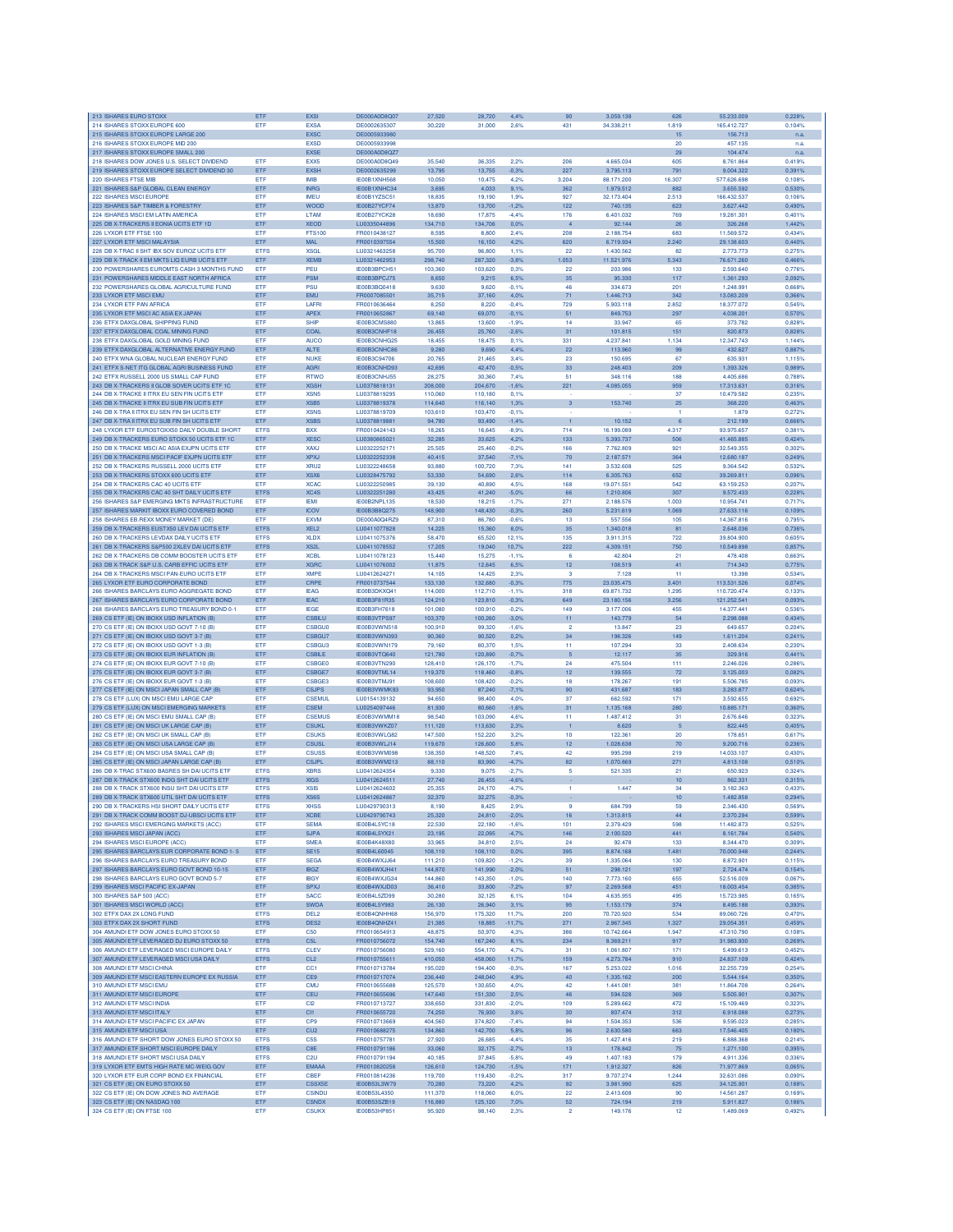| 213 ISHARES EURO STOXX | ETF | EXSI | DE000A0D8Q07 | 27,520 | 28,720 | 4,4% | 90 | 3.059.138 | 626 | 55.233.009 | 0,228% |
|---|---|---|---|---|---|---|---|---|---|---|---|
| 214 ISHARES STOXX EUROPE 600 | ETF | EXSA | DE0002635307 | 30,220 | 31,000 | 2,6% | 431 | 34.338.211 | 1.819 | 165.412.727 | 0,104% |
| 215 ISHARES STOXX EUROPE LARGE 200 | | EXSC | DE0005933980 | | | | | | 15 | 156.713 | n.a. |
| 216 ISHARES STOXX EUROPE MID 200 | | EXSD | DE0005933998 | | | | | | 20 | 457.135 | n.a. |
| 217 ISHARES STOXX EUROPE SMALL 200 | | EXSE | DE000A0D8QZ7 | | | | | | 29 | 104.474 | n.a. |
| 218 ISHARES DOW JONES U.S. SELECT DIVIDEND | ETF | EXX5 | DE000A0D8Q49 | 35,540 | 36,335 | 2,2% | 206 | 4.665.034 | 605 | 8.761.864 | 0,419% |
| 219 ISHARES STOXX EUROPE SELECT DIVIDEND 30 | ETF | EXSH | DE0002635299 | 13,795 | 13,755 | -0,3% | 227 | 3.795.113 | 791 | 9.004.322 | 0,391% |
| 220 ISHARES FTSE MIB | ETF | IMIB | IE00B1XNH568 | 10,050 | 10,475 | 4,2% | 3.204 | 88.171.200 | 16.307 | 577.626.698 | 0,108% |
| 221 ISHARES S&P GLOBAL CLEAN ENERGY | ETF | INRG | IE00B1XNHC34 | 3,695 | 4,033 | 9,1% | 362 | 1.979.512 | 882 | 3.655.592 | 0,530% |
| 222 ISHARES MSCI EUROPE | ETF | IMEU | IE00B1YZSC51 | 18,835 | 19,190 | 1,9% | 927 | 32.173.404 | 2.513 | 166.432.537 | 0,106% |
| 223 ISHARES S&P TIMBER & FORESTRY | ETF | WOOD | IE00B27YCF74 | 13,870 | 13,700 | -1,2% | 122 | 740.135 | 623 | 3.627.442 | 0,490% |
| 224 ISHARES MSCI EM LATIN AMERICA | ETF | LTAM | IE00B27YCK28 | 18,690 | 17,875 | -4,4% | 176 | 6.401.032 | 769 | 19.281.301 | 0,401% |
| 225 DB X-TRACKERS II EONIA UCITS ETF 1D | ETF | XEOD | LU0335044896 | 134,710 | 134,706 | 0,0% | 4 | 92.144 | 26 | 326.268 | 1,442% |
| 226 LYXOR ETF FTSE 100 | ETF | FTS100 | FR0010438127 | 8,595 | 8,800 | 2,4% | 208 | 2.188.754 | 683 | 11.569.572 | 0,434% |
| 227 LYXOR ETF MSCI MALAYSIA | ETF | MAL | FR0010397554 | 15,500 | 16,150 | 4,2% | 620 | 6.719.934 | 2.240 | 29.138.603 | 0,440% |
| 228 DB X-TRAC II SHT IBX SOV EUROZ UCITS ETF | ETFS | XSGL | LU0321463258 | 95,700 | 96,800 | 1,1% | 22 | 1.430.562 | 82 | 2.773.773 | 0,275% |
| 229 DB X-TRACK II EM MKTS LIQ EURB UCITS ETF | ETF | XEMB | LU0321462953 | 298,740 | 287,320 | -3,8% | 1.053 | 11.521.976 | 5.343 | 76.671.260 | 0,466% |
| 230 POWERSHARES EUROMTS CASH 3 MONTHS FUND | ETF | PEU | IE00B3BPCH51 | 103,360 | 103,620 | 0,3% | 22 | 203.986 | 133 | 2.593.640 | 0,776% |
| 231 POWERSHARES MIDDLE EAST NORTH AFRICA | ETF | PSM | IE00B3BPCJ75 | 8,650 | 9,215 | 6,5% | 35 | 95.330 | 117 | 1.361.293 | 2,092% |
| 232 POWERSHARES GLOBAL AGRICULTURE FUND | ETF | PSU | IE00B3BQ0418 | 9,630 | 9,620 | -0,1% | 46 | 334.673 | 201 | 1.248.991 | 0,668% |
| 233 LYXOR ETF MSCI EMU | ETF | EMU | FR0007085501 | 35,715 | 37,160 | 4,0% | 71 | 1.446.713 | 342 | 13.083.209 | 0,368% |
| 234 LYXOR ETF PAN AFRICA | ETF | LAFRI | FR0010636464 | 8,250 | 8,220 | -0,4% | 729 | 5.903.118 | 2.852 | 18.377.072 | 0,545% |
| 235 LYXOR ETF MSCI AC ASIA EX JAPAN | ETF | APEX | FR0010652867 | 69,140 | 69,070 | -0,1% | 51 | 849.753 | 297 | 4.038.201 | 0,570% |
| 236 ETFX DAXGLOBAL SHIPPING FUND | ETF | SHIP | IE00B3CMS880 | 13,865 | 13,600 | -1,9% | 14 | 33.947 | 65 | 373.782 | 0,828% |
| 237 ETFX DAXGLOBAL COAL MINING FUND | ETF | COAL | IE00B3CNHF18 | 26,455 | 25,760 | -2,6% | 31 | 101.815 | 151 | 820.873 | 0,828% |
| 238 ETFX DAXGLOBAL GOLD MINING FUND | ETF | AUCO | IE00B3CNHG25 | 18,455 | 18,475 | 0,1% | 331 | 4.237.841 | 1.134 | 12.347.743 | 1,144% |
| 239 ETFX DAXGLOBAL ALTERNATIVE ENERGY FUND | ETF | ALTE | IE00B3CNHC86 | 9,280 | 9,690 | 4,4% | 22 | 113.960 | 99 | 432.627 | 0,887% |
| 240 ETFX WNA GLOBAL NUCLEAR ENERGY FUND | ETF | NUKE | IE00B3C94706 | 20,765 | 21,465 | 3,4% | 23 | 150.695 | 67 | 635.931 | 1,115% |
| 241 ETFX S-NET ITG GLOBAL AGRI BUSINESS FUND | ETF | AGRI | IE00B3CNHD93 | 42,695 | 42,470 | -0,5% | 33 | 248.403 | 209 | 1.393.326 | 0,989% |
| 242 ETFX RUSSELL 2000 US SMALL CAP FUND | ETF | RTWO | IE00B3CNHJ55 | 28,275 | 30,360 | 7,4% | 51 | 348.116 | 188 | 4.405.666 | 0,788% |
| 243 DB X-TRACKERS II GLOB SOVER UCITS ETF 1C | ETF | XGSH | LU0378818131 | 208,000 | 204,670 | -1,6% | 221 | 4.085.055 | 959 | 17.313.631 | 0,316% |
| 244 DB X-TRACKE II ITRX EU SEN FIN UCITS ETF | ETF | XSN5 | LU0378819295 | 110,060 | 110,180 | 0,1% | - | - | 37 | 10.479.582 | 0,235% |
| 245 DB X-TRACKE II ITRX EU SUB FIN UCITS ETF | ETF | XSB5 | LU0378819378 | 114,640 | 116,140 | 1,3% | 3 | 153.740 | 25 | 368.220 | 0,463% |
| 246 DB X-TRA II ITRX EU SEN FIN SH UCITS ETF | ETF | XSNS | LU0378819709 | 103,610 | 103,470 | -0,1% | - | - | 1 | 1.879 | 0,272% |
| 247 DB X-TRA II ITRX EU SUB FIN SH UCITS ETF | ETF | XSBS | LU0378819881 | 94,780 | 93,490 | -1,4% | 1 | 10.152 | 6 | 212.199 | 0,666% |
| 248 LYXOR ETF EUROSTOXX50 DAILY DOUBLE SHORT | ETFS | BXX | FR0010424143 | 18,265 | 16,645 | -8,9% | 714 | 16.199.089 | 4.317 | 93.975.657 | 0,381% |
| 249 DB X-TRACKERS EURO STOXX 50 UCITS ETF 1C | ETF | XESC | LU0380865021 | 32,285 | 33,625 | 4,2% | 133 | 5.393.737 | 506 | 41.465.885 | 0,424% |
| 250 DB X-TRACKERS MSCI AC ASIA EXJPN UCITS ETF | ETF | XAXJ | LU0322252171 | 25,505 | 25,460 | -0,2% | 166 | 7.762.809 | 921 | 32.549.355 | 0,302% |
| 251 DB X-TRACKERS MSCI PACIF EXJPN UCITS ETF | ETF | XPXJ | LU0322252338 | 40,415 | 37,540 | -7,1% | 70 | 2.187.571 | 364 | 12.680.187 | 0,249% |
| 252 DB X-TRACKERS RUSSELL 2000 UCITS ETF | ETF | XRU2 | LU0322248658 | 93,880 | 100,720 | 7,3% | 141 | 3.532.608 | 525 | 9.364.542 | 0,532% |
| 253 DB X-TRACKERS STOXX 600 UCITS ETF | ETF | XSX6 | LU0328475792 | 53,330 | 54,690 | 2,6% | 114 | 6.305.763 | 652 | 39.269.811 | 0,096% |
| 254 DB X-TRACKERS CAC 40 UCITS ETF | ETF | XCAC | LU0322250985 | 39,130 | 40,890 | 4,5% | 168 | 19.071.551 | 542 | 63.159.253 | 0,207% |
| 255 DB X-TRACKERS CAC 40 SHT DAILY UCITS ETF | ETFS | XC4S | LU0322251280 | 43,425 | 41,240 | -5,0% | 66 | 1.210.806 | 307 | 9.572.433 | 0,228% |
| 256 ISHARES S&P EMERGING MKTS INFRASTRUCTURE | ETF | IEMI | IE00B2NPL135 | 18,530 | 18,215 | -1,7% | 271 | 2.188.576 | 1.003 | 10.954.741 | 0,717% |
| 257 ISHARES MARKIT IBOXX EURO COVERED BOND | ETF | ICOV | IE00B3B8Q275 | 148,900 | 148,430 | -0,3% | 260 | 5.231.619 | 1.069 | 27.633.116 | 0,109% |
| 258 ISHARES EB.REXX MONEY MARKET (DE) | ETF | EXVM | DE000A0Q4RZ9 | 87,310 | 86,780 | -0,6% | 13 | 557.556 | 105 | 14.367.816 | 0,795% |
| 259 DB X-TRACKERS EUSTX50 LEV DAI UCITS ETF | ETFS | XEL2 | LU0411077828 | 14,225 | 15,360 | 8,0% | 35 | 1.340.018 | 81 | 2.648.036 | 0,736% |
| 260 DB X-TRACKERS LEVDAX DAILY UCITS ETF | ETFS | XLDX | LU0411075376 | 58,470 | 65,520 | 12,1% | 135 | 3.911.315 | 722 | 39.804.900 | 0,605% |
| 261 DB X-TRACKERS S&P500 2XLEV DAI UCITS ETF | ETFS | XS2L | LU0411078552 | 17,205 | 19,040 | 10,7% | 222 | 4.309.151 | 750 | 10.549.898 | 0,857% |
| 262 DB X-TRACKERS DB COMM BOOSTER UCITS ETF | ETF | XCBL | LU0411078123 | 15,440 | 15,275 | -1,1% | 6 | 42.804 | 21 | 478.408 | 0,663% |
| 263 DB X-TRACK S&P U.S. CARB EFFIC UCITS ETF | ETF | XGRC | LU0411076002 | 11,875 | 12,645 | 6,5% | 12 | 108.519 | 41 | 714.343 | 0,775% |
| 264 DB X-TRACKERS MSCI PAN EURO UCITS ETF | ETF | XMPE | LU0412624271 | 14,105 | 14,425 | 2,3% | 3 | 7.128 | 11 | 13.398 | 0,534% |
| 265 LYXOR ETF EURO CORPORATE BOND | ETF | CRPE | FR0010737544 | 133,130 | 132,680 | -0,3% | 775 | 23.035.475 | 3.401 | 113.531.526 | 0,074% |
| 266 ISHARES BARCLAYS EURO AGGREGATE BOND | ETF | IEAG | IE00B3DKXQ41 | 114,000 | 112,710 | -1,1% | 318 | 69.871.732 | 1.295 | 110.720.474 | 0,133% |
| 267 ISHARES BARCLAYS EURO CORPORATE BOND | ETF | IEAC | IE00B3F81R35 | 124,210 | 123,810 | -0,3% | 649 | 23.180.156 | 3.256 | 121.252.541 | 0,093% |
| 268 ISHARES BARCLAYS EURO TREASURY BOND 0-1 | ETF | IEGE | IE00B3FH7618 | 101,080 | 100,910 | -0,2% | 149 | 3.177.006 | 455 | 14.377.441 | 0,536% |
| 269 CS ETF (IE) ON IBOXX USD INFLATION (B) | ETF | CSBILU | IE00B3VTF697 | 103,370 | 100,260 | -3,0% | 11 | 143.779 | 54 | 2.298.088 | 0,434% |
| 270 CS ETF (IE) ON IBOXX USD GOVT 7-10 (B) | ETF | CSBGU0 | IE00B3VWN518 | 100,910 | 99,320 | -1,6% | 2 | 13.847 | 23 | 649.657 | 0,204% |
| 271 CS ETF (IE) ON IBOXX USD GOVT 3-7 (B) | ETF | CSBGU7 | IE00B3VWN393 | 90,360 | 90,520 | 0,2% | 34 | 198.326 | 149 | 1.611.204 | 0,241% |
| 272 CS ETF (IE) ON IBOXX USD GOVT 1-3 (B) | ETF | CSBGU3 | IE00B3VWN179 | 79,160 | 80,370 | 1,5% | 11 | 107.294 | 33 | 2.408.634 | 0,230% |
| 273 CS ETF (IE) ON IBOXX EUR INFLATION (B) | ETF | CSBILE | IE00B3VTQ640 | 121,780 | 120,890 | -0,7% | 5 | 12.117 | 35 | 329.916 | 0,441% |
| 274 CS ETF (IE) ON IBOXX EUR GOVT 7-10 (B) | ETF | CSBGE0 | IE00B3VTN290 | 128,410 | 126,170 | -1,7% | 24 | 475.504 | 111 | 2.246.026 | 0,286% |
| 275 CS ETF (IE) ON IBOXX EUR GOVT 3-7 (B) | ETF | CSBGE7 | IE00B3VTML14 | 119,370 | 118,460 | -0,8% | 12 | 139.555 | 72 | 3.125.003 | 0,082% |
| 276 CS ETF (IE) ON IBOXX EUR GOVT 1-3 (B) | ETF | CSBGE3 | IE00B3VTMJ91 | 108,600 | 108,420 | -0,2% | 18 | 178.267 | 191 | 5.506.785 | 0,093% |
| 277 CS ETF (IE) ON MSCI JAPAN SMALL CAP (B) | ETF | CSJPS | IE00B3VWMK93 | 93,950 | 87,240 | -7,1% | 90 | 431.687 | 183 | 3.283.877 | 0,624% |
| 278 CS ETF (LUX) ON MSCI EMU LARGE CAP | ETF | CSEMUL | LU0154139132 | 94,650 | 98,400 | 4,0% | 37 | 662.592 | 171 | 3.592.655 | 0,692% |
| 279 CS ETF (LUX) ON MSCI EMERGING MARKETS | ETF | CSEM | LU0254097446 | 81,930 | 80,660 | -1,6% | 31 | 1.135.168 | 280 | 10.885.171 | 0,360% |
| 280 CS ETF (IE) ON MSCI EMU SMALL CAP (B) | ETF | CSEMUS | IE00B3VWMM18 | 98,540 | 103,090 | 4,6% | 11 | 1.487.412 | 31 | 2.676.646 | 0,323% |
| 281 CS ETF (IE) ON MSCI UK LARGE CAP (B) | ETF | CSUKL | IE00B3VWKZ07 | 111,120 | 113,630 | 2,3% | 1 | 8.620 | 5 | 822.445 | 0,405% |
| 282 CS ETF (IE) ON MSCI UK SMALL CAP (B) | ETF | CSUKS | IE00B3VWLG82 | 147,500 | 152,220 | 3,2% | 10 | 122.361 | 20 | 178.651 | 0,617% |
| 283 CS ETF (IE) ON MSCI USA LARGE CAP (B) | ETF | CSUSL | IE00B3VWLJ14 | 119,670 | 126,600 | 5,8% | 12 | 1.028.638 | 70 | 9.200.716 | 0,236% |
| 284 CS ETF (IE) ON MSCI USA SMALL CAP (B) | ETF | CSUSS | IE00B3VWM098 | 138,350 | 148,520 | 7,4% | 42 | 995.298 | 219 | 14.033.107 | 0,430% |
| 285 CS ETF (IE) ON MSCI JAPAN LARGE CAP (B) | ETF | CSJPL | IE00B3VWM213 | 88,110 | 83,990 | -4,7% | 82 | 1.070.869 | 271 | 4.813.108 | 0,510% |
| 286 DB X-TRAC STX600 BASRES SH DAI UCITS ETF | ETFS | XBRS | LU0412624354 | 9,330 | 9,075 | -2,7% | 5 | 521.335 | 21 | 650.923 | 0,324% |
| 287 DB X-TRACK STX600 INDG SHT DAI UCITS ETF | ETFS | XIGS | LU0412624511 | 27,740 | 26,455 | -4,6% | - | - | 10 | 862.331 | 0,315% |
| 288 DB X-TRACK STX600 INSU SHT DAI UCITS ETF | ETFS | XSIS | LU0412624602 | 25,355 | 24,170 | -4,7% | 1 | 1.447 | 34 | 3.182.363 | 0,433% |
| 289 DB X-TRACK STX600 UTIL SHT DAI UCITS ETF | ETFS | XS6S | LU0412624867 | 32,370 | 32,275 | -0,3% | - | - | 10 | 1.482.858 | 0,294% |
| 290 DB X-TRACKERS HSI SHORT DAILY UCITS ETF | ETFS | XHSS | LU0429790313 | 8,190 | 8,425 | 2,9% | 9 | 684.799 | 59 | 2.346.430 | 0,569% |
| 291 DB X-TRACK COMM BOOST DJ-UBSCI UCITS ETF | ETF | XCBE | LU0429790743 | 25,320 | 24,810 | -2,0% | 16 | 1.313.815 | 44 | 2.370.294 | 0,599% |
| 292 ISHARES MSCI EMERGING MARKETS (ACC) | ETF | SEMA | IE00B4L5YC18 | 22,530 | 22,180 | -1,6% | 101 | 2.379.429 | 598 | 11.482.873 | 0,525% |
| 293 ISHARES MSCI JAPAN (ACC) | ETF | SJPA | IE00B4L5YX21 | 23,195 | 22,095 | -4,7% | 146 | 2.100.520 | 441 | 8.161.784 | 0,540% |
| 294 ISHARES MSCI EUROPE (ACC) | ETF | SMEA | IE00B4K48X80 | 33,965 | 34,810 | 2,5% | 24 | 92.478 | 133 | 8.344.470 | 0,309% |
| 295 ISHARES BARCLAYS EUR CORPORATE BOND 1- 5 | ETF | SE15 | IE00B4L60045 | 108,110 | 108,110 | 0,0% | 395 | 8.874.168 | 1.481 | 70.000.949 | 0,244% |
| 296 ISHARES BARCLAYS EURO TREASURY BOND | ETF | SEGA | IE00B4WXJJ64 | 111,210 | 109,820 | -1,2% | 39 | 1.335.064 | 130 | 8.872.901 | 0,115% |
| 297 ISHARES BARCLAYS EURO GOVT BOND 10-15 | ETF | IBGZ | IE00B4WXJH41 | 144,870 | 141,990 | -2,0% | 51 | 298.121 | 197 | 2.724.474 | 0,154% |
| 298 ISHARES BARCLAYS EURO GOVT BOND 5-7 | ETF | IBGY | IE00B4WXJG34 | 144,860 | 143,350 | -1,0% | 140 | 7.773.160 | 655 | 52.516.009 | 0,067% |
| 299 ISHARES MSCI PACIFIC EX-JAPAN | ETF | SPXJ | IE00B4WXJD03 | 36,410 | 33,800 | -7,2% | 97 | 2.269.568 | 451 | 18.003.454 | 0,385% |
| 300 ISHARES S&P 500 (ACC) | ETF | SACC | IE00B4L5ZD99 | 30,280 | 32,125 | 6,1% | 104 | 4.635.955 | 495 | 15.723.985 | 0,165% |
| 301 ISHARES MSCI WORLD (ACC) | ETF | SWDA | IE00B4L5Y983 | 26,130 | 26,940 | 3,1% | 95 | 1.153.179 | 374 | 8.495.188 | 0,393% |
| 302 ETFX DAX 2X LONG FUND | ETFS | DEL2 | IE00B4QNHH68 | 156,970 | 175,320 | 11,7% | 200 | 70.720.920 | 534 | 89.060.726 | 0,470% |
| 303 ETFX DAX 2X SHORT FUND | ETFS | DES2 | IE00B4QNHZ41 | 21,385 | 18,885 | -11,7% | 271 | 2.967.345 | 1.327 | 29.054.351 | 0,459% |
| 304 AMUNDI ETF DOW JONES EURO STOXX 50 | ETF | C50 | FR0010654913 | 48,875 | 50,970 | 4,3% | 386 | 10.742.664 | 1.947 | 47.310.790 | 0,108% |
| 305 AMUNDI ETF LEVERAGED DJ EURO STOXX 50 | ETFS | C5L | FR0010756072 | 154,740 | 167,240 | 8,1% | 234 | 8.369.211 | 917 | 31.983.930 | 0,269% |
| 306 AMUNDI ETF LEVERAGED MSCI EUROPE DAILY | ETFS | CLEV | FR0010756080 | 529,160 | 554,170 | 4,7% | 31 | 1.061.807 | 171 | 5.499.613 | 0,452% |
| 307 AMUNDI ETF LEVERAGED MSCI USA DAILY | ETFS | CL2 | FR0010755611 | 410,050 | 458,060 | 11,7% | 159 | 4.273.784 | 910 | 24.837.109 | 0,424% |
| 308 AMUNDI ETF MSCI CHINA | ETF | CC1 | FR0010713784 | 195,020 | 194,400 | -0,3% | 167 | 5.253.022 | 1.016 | 32.255.739 | 0,254% |
| 309 AMUNDI ETF MSCI EASTERN EUROPE EX RUSSIA | ETF | CE9 | FR0010717074 | 236,440 | 248,040 | 4,9% | 40 | 1.335.162 | 200 | 5.544.164 | 0,350% |
| 310 AMUNDI ETF MSCI EMU | ETF | CMU | FR0010655688 | 125,570 | 130,650 | 4,0% | 42 | 1.441.081 | 381 | 11.864.708 | 0,264% |
| 311 AMUNDI ETF MSCI EUROPE | ETF | CEU | FR0010655696 | 147,640 | 151,330 | 2,5% | 46 | 594.528 | 369 | 5.505.901 | 0,307% |
| 312 AMUNDI ETF MSCI INDIA | ETF | CI2 | FR0010713727 | 338,650 | 331,830 | -2,0% | 109 | 5.289.662 | 472 | 15.109.469 | 0,323% |
| 313 AMUNDI ETF MSCI ITALY | ETF | CI1 | FR0010655720 | 74,250 | 76,930 | 3,6% | 30 | 807.474 | 312 | 6.918.088 | 0,273% |
| 314 AMUNDI ETF MSCI PACIFIC EX JAPAN | ETF | CP9 | FR0010713669 | 404,560 | 374,820 | -7,4% | 94 | 1.504.353 | 536 | 9.595.023 | 0,285% |
| 315 AMUNDI ETF MSCI USA | ETF | CU2 | FR0010688275 | 134,860 | 142,700 | 5,8% | 96 | 2.630.580 | 663 | 17.546.405 | 0,180% |
| 316 AMUNDI ETF SHORT DOW JONES EURO STOXX 50 | ETFS | C5S | FR0010757781 | 27,920 | 26,685 | -4,4% | 35 | 1.427.416 | 219 | 6.888.368 | 0,214% |
| 317 AMUNDI ETF SHORT MSCI EUROPE DAILY | ETFS | C8E | FR0010791186 | 33,060 | 32,175 | -2,7% | 13 | 178.842 | 75 | 1.271.100 | 0,395% |
| 318 AMUNDI ETF SHORT MSCI USA DAILY | ETFS | C2U | FR0010791194 | 40,185 | 37,845 | -5,8% | 49 | 1.407.183 | 179 | 4.911.336 | 0,336% |
| 319 LYXOR ETF EMTS HIGH RATE MC-WEIG GOV | ETF | EMAAA | FR0010820258 | 126,610 | 124,730 | -1,5% | 171 | 1.912.327 | 826 | 71.977.869 | 0,065% |
| 320 LYXOR ETF EUR CORP BOND EX FINANCIAL | ETF | CBEF | FR0010814236 | 119,700 | 119,430 | -0,2% | 317 | 9.707.274 | 1.244 | 32.631.086 | 0,090% |
| 321 CS ETF (IE) ON EURO STOXX 50 | ETF | CSSX5E | IE00B53L3W79 | 70,280 | 73,220 | 4,2% | 92 | 3.981.990 | 625 | 34.125.901 | 0,188% |
| 322 CS ETF (IE) ON DOW JONES IND AVERAGE | ETF | CSINDU | IE00B53L4350 | 111,370 | 118,060 | 6,0% | 22 | 2.413.608 | 90 | 14.561.287 | 0,169% |
| 323 CS ETF (IE) ON NASDAQ 100 | ETF | CSNDX | IE00B53SZB19 | 116,880 | 125,120 | 7,0% | 52 | 724.194 | 219 | 5.911.827 | 0,186% |
| 324 CS ETF (IE) ON FTSE 100 | ETF | CSUKX | IE00B53HP851 | 95,920 | 98,140 | 2,3% | 2 | 149.176 | 12 | 1.489.069 | 0,492% |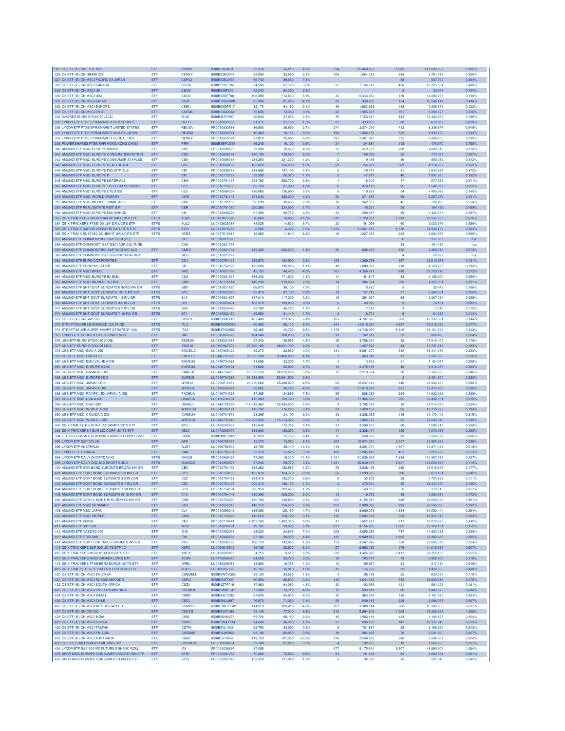| | | | | | | | | | | | |
|---|---|---|---|---|---|---|---|---|---|---|---|
| 325 CS ETF (IE) ON FTSE MIB | ETF | CSMIB | IE00B53L4X51 | 53,970 | 56,210 | 4,2% | 274 | 25.848.237 | 1.683 | 112.249.337 | 0,102% |
| 326 CS ETF (IE) ON NIKKEI 225 | ETF | CSNKY | IE00B52MJD48 | 95,000 | 92,060 | -3,1% | 209 | 1.864.328 | 389 | 3.761.415 | 0,360% |
| 327 CS ETF (IE) ON MSCI PACIFIC EX JAPAN | ETF | CSPXJ | IE00B52MJY50 | 96,740 | 89,550 | -7,4% | - | - | 33 | 937.709 | 0,384% |
| 328 CS ETF (IE) ON MSCI CANADA | ETF | CSCA | IE00B52SF786 | 84,580 | 87,120 | 3,0% | 82 | 1.194.747 | 430 | 16.335.534 | 0,488% |
| 329 CS ETF (IE) ON MSCI UK | ETF | CSUK | IE00B539F030 | 92,240 | 94,290 | 2,2% | - | - | 3 | 33.545 | 0,404% |
| 330 CS ETF (IE) ON MSCI USA | ETF | CSUS | IE00B52SFT06 | 106,390 | 112,640 | 5,9% | 32 | 6.433.932 | 136 | 34.090.768 | 0,130% |
| 331 CS ETF (IE) ON MSCI JAPAN | ETF | CSJP | IE00B53QDK08 | 85,990 | 81,960 | -4,7% | 39 | 938.900 | 154 | 13.546.147 | 0,446% |
| 332 CS ETF (IE) ON MSCI EUROPE | ETF | CSEU | IE00B53QFR17 | 82,170 | 84,160 | 2,4% | 35 | 1.663.928 | 188 | 7.206.571 | 0,222% |
| 333 CS ETF (IE) ON MSCI EMU | ETF | CSEMU | IE00B53QG562 | 70,630 | 73,380 | 3,9% | 82 | 1.905.351 | 351 | 8.380.328 | 0,220% |
| 334 ISHARES EURO STOXX 50 (ACC) | ETF | IEUA | IE00B4L5YV07 | 26,840 | 27,935 | 4,1% | 76 | 7.763.927 | 482 | 71.483.637 | 0,188% |
| 335 LYXOR ETF FTSE EPRA/NAREIT DEV EUROPE | ETF | REEU | FR0010833558 | 31,275 | 31,735 | 1,5% | 21 | 333.265 | 60 | 673.069 | 0,820% |
| 336 LYXOR ETF FTSE EPRA/NAREIT UNITED STATES | ETF | REUSA | FR0010833566 | 36,900 | 35,890 | -2,7% | 271 | 2.074.019 | 712 | 6.336.877 | 0,545% |
| 337 LYXOR ETF FTSE EPRA/NAREIT ASIA EX-JAPAN | ETF | REASIA | FR0010833541 | 10,460 | 10,145 | -3,0% | 106 | 1.362.185 | 502 | 4.930.695 | 0,543% |
| 338 LYXOR ETF FTSE EPRA/NAREIT GLOBAL DEV | ETF | REWLD | FR0010833574 | 37,810 | 35,695 | -5,6% | 191 | 2.481.913 | 522 | 6.904.300 | 0,535% |
| 339 POWERSHARES FTSE RAFI HONG KONG CHINA | ETF | PRH | IE00B3BPCG45 | 16,245 | 16,100 | -0,9% | 24 | 104.884 | 108 | 478.670 | 0,760% |
| 340 AMUNDI ETF MSCI EUROPE BANKS | ETF | CB5 | FR0010688176 | 73,390 | 76,470 | 4,2% | 35 | 412.750 | 208 | 4.049.315 | 0,316% |
| 341 AMUNDI ETF MSCI EUROPE CONSUM DISCRETION | ETF | CD6 | FR0010688184 | 130,100 | 138,580 | 6,5% | 7 | 100.039 | 35 | 770.025 | 0,307% |
| 342 AMUNDI ETF MSCI EUROPE CONSUMER STAPLES | ETF | CS5 | FR0010688168 | 234,250 | 231,330 | -1,2% | 2 | 9.468 | 46 | 850.319 | 0,342% |
| 343 AMUNDI ETF MSCI EUROPE HEALTHCARE | ETF | CH5 | FR0010688192 | 163,620 | 166,200 | 1,6% | 89 | 754.962 | 303 | 4.174.252 | 0,362% |
| 344 AMUNDI ETF MSCI EUROPE INDUSTRIALS | ETF | CIN | FR0010688218 | 188,560 | 197,100 | 4,5% | 5 | 149.771 | 81 | 1.642.824 | 0,372% |
| 345 AMUNDI ETF MSCI EUROPE IT | ETF | CI6 | FR0010713768 | 59,390 | 60,370 | 1,7% | 5 | 47.817 | 46 | 1.501.630 | 0,362% |
| 346 AMUNDI ETF MSCI EUROPE MATERIALS | ETF | C8M | FR0010791137 | 244,760 | 252,730 | 3,3% | 4 | 18.040 | 17 | 677.593 | 0,341% |
| 347 AMUNDI ETF MSCI EUROPE TELECOM SERVICES | ETF | CT5 | FR0010713735 | 82,720 | 81,390 | -1,6% | 6 | 376.176 | 65 | 1.542.087 | 0,352% |
| 348 AMUNDI ETF MSCI EUROPE UTILITIES | ETF | CU5 | FR0010688234 | 136,860 | 136,990 | 0,1% | 5 | 110.655 | 54 | 1.400.966 | 0,345% |
| 349 AMUNDI ETF MSCI WORLD ENERGY | ETF | CWE | FR0010791145 | 251,240 | 262,230 | 4,4% | 20 | 271.395 | 99 | 2.257.076 | 0,331% |
| 350 AMUNDI ETF MSCI WORLD FINANCIALS | ETF | CWF | FR0010791152 | 96,290 | 98,400 | 2,2% | 19 | 342.637 | 45 | 596.420 | 0,554% |
| 351 AMUNDI ETF REAL ESTATE REIT IEIF | ETF | C8R | FR0010791160 | 220,260 | 224,090 | 1,7% | 9 | 48.331 | 29 | 164.453 | 0,499% |
| 352 AMUNDI ETF MSCI EUROPE INSURANCE | ETF | CI5 | FR0010688226 | 67,390 | 69,750 | 3,5% | 24 | 208.917 | 89 | 1.462.576 | 0,397% |
| 353 DB X-TRACKERS SHORTDAX X2 DAI UCITS ETF | ETFS | XSD2 | LU0411075020 | 16,860 | 14,865 | -11,8% | 212 | 1.728.031 | 1.313 | 26.597.555 | 0,616% |
| 354 DB X-TRACKERS FTSE100 LEV DAI UCITS ETF | ETFS | XUL2 | LU0412625088 | 14,025 | 14,830 | 5,7% | 20 | 191.095 | 60 | 2.020.373 | 0,558% |
| 355 DB X-TRACK S&P500 2XINVERS DAI UCITS ETF | ETFS | XT21 | LU0411078636 | 6,905 | 6,420 | -7,0% | 1.259 | 31.931.415 | 4.736 | 74.344.159 | 0,303% |
| 356 DB X-TRACK EUSTX50 DOUBSHT DAI UCITS ETF | ETFS | XEDS | LU0417510616 | 12,965 | 11,810 | -8,9% | 49 | 1.037.369 | 252 | 2.683.856 | 0,895% |
| 357 AMUNDI ETF COMMODITIES S&P GSCI (LE) | | CL7 | FR0010821728 | | | | | | 6 | 157.582 | n.a. |
| 358 AMUNDI ETF COMMODIT S&P GSCI AGRICULTURE | | CA8 | FR0010821736 | | | | | | 93 | 491.119 | n.a. |
| 359 AMUNDI ETF COMMODITIES S&P GSCI METALS | ETF | CMEV | FR0010821744 | 199,430 | 202,270 | 1,4% | 36 | 836.487 | 152 | 2.468.715 | 0,573% |
| 360 AMUNDI ETF COMMODIT S&P GSCI NON ENERGY | | NEG | FR0010821777 | | | | | | 4 | 20.892 | n.a. |
| 361 AMUNDI ETF EURO CORPORATES | ETF | CC4 | FR0010754119 | 195,570 | 194,900 | -0,3% | 106 | 1.369.738 | 457 | 12.012.973 | 0,131% |
| 362 AMUNDI ETF EURO INFLATION | ETF | CI3 | FR0010754127 | 195,090 | 192,960 | -1,1% | 48 | 1.600.039 | 218 | 4.120.298 | 0,194% |
| 363 AMUNDI ETF MSCI BRAZIL | ETF | BRZ | FR0010821793 | 42,155 | 40,470 | -4,0% | 181 | 4.358.741 | 818 | 21.759.148 | 0,372% |
| 364 AMUNDI ETF MSCI EUROPE EX EMU | ETF | CU9 | FR0010821819 | 169,340 | 171,520 | 1,3% | 14 | 191.847 | 83 | 1.108.004 | 0,350% |
| 365 AMUNDI ETF MSCI WORLD EX EMU | ETF | CM9 | FR0010756114 | 149,290 | 153,660 | 2,9% | 14 | 284.374 | 200 | 4.395.831 | 0,321% |
| 366 AMUNDI ETF SHT GOVT EUROMTS BROAD INV GR | ETFS | SB0 | FR0010821850 | 96,870 | 98,130 | 1,3% | 2 | 15.820 | 5 | 30.842 | 0,166% |
| 367 AMUNDI ETF SHT GOVT EUROMTS 10-15 INV GR | ETFS | S10 | FR0010823385 | 85,410 | 87,130 | 2,0% | 19 | 157.216 | 57 | 6.348.331 | 0,164% |
| 368 AMUNDI ETF SHT GOVT EUROMTS 1-3 INV GR | ETFS | S13 | FR0010821876 | 117,010 | 117,200 | 0,2% | 18 | 254.927 | 63 | 2.307.014 | 0,089% |
| 369 AMUNDI ETF SHT GOVT EUROMTS 3-5 INV GR | ETFS | S35 | FR0010823401 | 103,370 | 103,950 | 0,6% | 6 | 49.880 | 9 | 74.104 | 0,093% |
| 370 AMUNDI ETF SHT GOVT EUROMTS 5-7 INV GR | ETFS | S5B | FR0010823443 | 93,780 | 94,770 | 1,1% | 3 | 7.512 | 3 | 7.512 | 0,112% |
| 371 AMUNDI ETF SHT GOVT EUROMTS 7-10 INV GR | ETFS | S71 | FR0010823450 | 89,950 | 91,440 | 1,7% | 2 | 6.771 | 9 | 64.215 | 0,144% |
| 372 CS ETF (IE) ON S&P 500 | ETF | CSSPX | IE00B5BMR087 | 107,400 | 113,970 | 6,1% | 163 | 4.707.695 | 669 | 16.132.561 | 0,144% |
| 373 ETFX FTSE MIB LEVERAGED (2X) FUND | ETFS | ITL2 | IE00B4V5WD83 | 60,960 | 66,110 | 8,4% | 844 | 14.518.261 | 4.637 | 59.216.092 | 0,377% |
| 374 ETFX FTSE MIB SUPER SHORT STRATEGY (2X) | ETFS | ITS2 | IE00B4TG8N52 | 49,465 | 44,725 | -9,6% | 1.279 | 14.749.970 | 8.105 | 99.151.054 | 0,342% |
| 375 LYXOR ETF EURO STOXX 50 DIVIDENDS | ETF | DIV | FR0010869529 | 104,340 | 108,200 | 3,7% | 19 | 162.519 | 59 | 888.490 | 1,024% |
| 376 UBS-ETF EURO STOXX 50 A-DIS | ETF | E50EUA | LU0136234068 | 27,340 | 28,565 | 4,5% | 28 | 3.786.391 | 92 | 17.910.409 | 0,175% |
| 377 UBS-ETF EURO STOXX 50 I-DIS | ETF | E50EUI | LU0155367302 | 27.400,100 | 28.631,700 | 4,5% | 6 | 1.427.592 | 44 | 17.701.218 | 0,193% |
| 378 UBS-ETF MSCI EMU A-DIS | ETF | EMUEUA | LU0147308422 | 89,270 | 92,880 | 4,0% | 134 | 9.091.277 | 540 | 58.441.186 | 0,233% |
| 379 UBS-ETF MSCI EMU I-DIS | ETF | EMUEUI | LU0446735093 | 89.692,100 | 93.406,000 | 4,1% | 1 | 463.540 | 11 | 7.385.920 | 0,216% |
| 380 UBS-ETF MSCI EMU VALUE A-DIS | ETF | EMVEUA | LU0446734369 | 31,695 | 33,200 | 4,7% | 4 | 3.632 | 21 | 7.154.927 | 0,206% |
| 381 UBS-ETF MSCI EUROPE A-DIS | ETF | EUREUA | LU0446734104 | 51,600 | 52,890 | 2,5% | 14 | 2.475.168 | 40 | 8.312.267 | 0,283% |
| 382 UBS-ETF MSCI CANADA I-DIS | ETF | CANEUI | LU0446734955 | 23.373,250 | 24.072,290 | 3,0% | 11 | 2.219.334 | 30 | 6.166.580 | 0,346% |
| 383 UBS-ETF MSCI EUROPE I-DIS | ETF | EUREUI | LU0446734286 | 51.325,900 | 52.681,500 | 2,6% | - | - | 2 | 2.461.300 | 0,260% |
| 384 UBS-ETF MSCI JAPAN I-DIS | ETF | JPNEUI | LU0258212462 | 27.970,060 | 26.680,070 | -4,6% | 68 | 12.247.443 | 146 | 26.944.433 | 0,290% |
| 385 UBS-ETF MSCI JAPAN A-DIS | ETF | JPNEUA | LU0136240974 | 28,005 | 26,720 | -4,6% | 252 | 21.610.688 | 621 | 55.413.468 | 0,236% |
| 386 UBS-ETF MSCI PACIFIC (EX JAPAN) A-DIS | ETF | PACEUA | LU0446734526 | 37,385 | 34,665 | -7,3% | 55 | 526.083 | 294 | 11.832.911 | 0,386% |
| 387 UBS-ETF MSCI USA A-DIS | ETF | USAEUA | LU0136234654 | 115,980 | 122,720 | 5,8% | 95 | 11.365.556 | 285 | 32.498.581 | 0,210% |
| 388 UBS-ETF MSCI USA I-DIS | ETF | USAEUI | LU0446735259 | 116.018,360 | 122.804,500 | 5,8% | 9 | 9.785.538 | 38 | 32.014.536 | 0,224% |
| 389 UBS-ETF MSCI WORLD A-DIS | ETF | WRDEUA | LU0340285161 | 112,790 | 116,260 | 3,1% | 20 | 7.420.132 | 65 | 19.110.725 | 0,194% |
| 390 UBS-ETF MSCI CANADA A-DIS | ETF | CANEUA | LU0446734872 | 23,395 | 24,100 | 3,0% | 33 | 3.228.089 | 145 | 10.170.442 | 0,315% |
| 391 UBS-ETF MSCI WORLD I-DIS | ETF | WRDEUI | LU0446735416 | 112.705,020 | 116.114,320 | 3,0% | 6 | 7.065.776 | 22 | 20.244.840 | 0,198% |
| 392 DB X-TRACKE II EUR INFLAT SWAP UCITS ETF | ETF | XIF5 | LU0426245436 | 112,640 | 112,780 | 0,1% | 23 | 3.599.250 | 60 | 7.596.519 | 0,258% |
| 393 DB X-TRACKERS II EUR LIQ CORP UCITS ETF | ETF | XBLC | LU0478205379 | 138,900 | 138,250 | -0,5% | 44 | 2.306.474 | 129 | 7.073.366 | 0,298% |
| 394 ETFX DJ-UBS ALL COMMOD 3 MONTH FORW FUND | ETF | COMF | IE00B4WPHX27 | 15,820 | 15,750 | -0,4% | 15 | 248.790 | 66 | 2.338.577 | 0,606% |
| 395 LYXOR ETF S&P 500 (A) | ETF | SPX | LU0496786574 | 12,275 | 13,023 | 6,1% | 667 | 10.974.330 | 2.107 | 34.950.885 | 0,098% |
| 396 LYXOR ETF AUSTRALIA | ETF | AUST | LU0496786905 | 42,755 | 38,440 | -10,1% | 419 | 3.204.771 | 1.507 | 11.971.429 | 0,319% |
| 397 LYXOR ETF CANADA | ETF | CAN | LU0496786731 | 53,910 | 55,620 | 3,2% | 100 | 1.205.413 | 421 | 5.026.792 | 0,553% |
| 398 LYXOR ETF DAILY SHORTDAX X2 | ETFS | DAX2S | FR0010869495 | 17,280 | 15,310 | -11,4% | 2.151 | 51.528.525 | 7.938 | 191.357.082 | 0,257% |
| 399 LYXOR ETF DAILY DOUBLE SHORT BUND | ETFS | BUND2S | FR0010869578 | 57,540 | 59,770 | 3,9% | 1.321 | 25.949.137 | 6.617 | 162.639.995 | 0,113% |
| 400 AMUNDI ETF GOV BOND EUROMTS BROAD INV GR | ETF | CB3 | FR0010754192 | 195,260 | 192,680 | -1,3% | 58 | 2.838.408 | 296 | 13.918.646 | 0,177% |
| 401 AMUNDI ETF GOVT BOND EUROMTS 1-3 INV GR | ETF | C13 | FR0010754135 | 165,070 | 164,770 | -0,2% | 56 | 1.239.377 | 280 | 5.873.161 | 0,242% |
| 402 AMUNDI ETF GOVT BOND EUROMTS 3-5 INV GR | ETF | C33 | FR0010754168 | 184,410 | 183,310 | -0,6% | 6 | 33.809 | 29 | 4.724.638 | 0,111% |
| 403 AMUNDI ETF GOVT BOND EUROMTS 5-7 INV GR | ETF | C53 | FR0010754176 | 200,310 | 198,150 | -1,1% | 2 | 475.554 | 35 | 18.447.550 | 0,125% |
| 404 AMUNDI ETF GOVT BOND EUROMTS 7-10 INV GR | ETF | C73 | FR0010754184 | 206,950 | 203,470 | -1,7% | 5 | 143.037 | 8 | 179.610 | 0,157% |
| 405 AMUNDI ETF GOVT BOND EUROMTS10-15 INV GR | ETF | C10 | FR0010754143 | 210,590 | 206,300 | -2,0% | 12 | 119.752 | 49 | 1.293.914 | 0,172% |
| 406 AMUNDI ETF CASH 3 MONTHS EUROMTS INV GR | ETF | C3M | FR0010754200 | 120,760 | 120,650 | -0,1% | 204 | 4.155.950 | 888 | 46.029.333 | 0,901% |
| 407 AMUNDI ETF MSCI GERMANY | ETF | CG1 | FR0010655712 | 148,210 | 156,530 | 5,6% | 123 | 2.080.333 | 993 | 30.509.090 | 0,102% |
| 408 AMUNDI ETF MSCI JAPAN | ETF | CJ1 | FR0010688242 | 126,090 | 120,150 | -4,7% | 483 | 8.689.073 | 1.384 | 30.052.444 | 0,264% |
| 409 AMUNDI ETF MSCI WORLD | ETF | CW8 | FR0010756098 | 145,650 | 150,120 | 3,1% | 118 | 2.685.129 | 529 | 10.952.549 | 0,183% |
| 410 AMUNDI ETF EONIA | ETF | CE3 | FR0010718841 | 1.402,750 | 1.402,740 | 0,0% | 41 | 1.657.637 | 217 | 13.073.380 | 0,242% |
| 411 AMUNDI ETF S&P 500 | ETF | A500 | FR0010892224 | 19,705 | 20,905 | 6,1% | 271 | 4.154.935 | 1.385 | 23.124.151 | 0,152% |
| 412 AMUNDI ETF NASDAQ 100 | ETF | ANX | FR0010892216 | 23,020 | 24,635 | 7,0% | 209 | 2.650.065 | 787 | 11.903.121 | 0,230% |
| 413 AMUNDI ETF FTSE/MIB | ETF | FMI | FR0010892208 | 27,165 | 28,355 | 4,4% | 415 | 6.609.863 | 1.662 | 32.482.486 | 0,205% |
| 414 AMUNDI ETF GOVT LOW RATE EUROMTS INV GR | ETF | X1G | FR0010892190 | 186,170 | 183,840 | -1,3% | 159 | 4.567.645 | 528 | 30.608.377 | 0,154% |
| 415 DB X-TRACKERS S&P 500 UCITS ETF 1C | ETF | XSPX | LU0490618542 | 19,735 | 20,930 | 6,1% | 57 | 6.992.185 | 176 | 14.018.389 | 0,607% |
| 416 DB X-TRACKERS MSCI MEXICO UCITS ETF | ETF | XMEX | LU0476289466 | 4,755 | 4,510 | -5,2% | 536 | 4.424.296 | 2.411 | 29.356.189 | 0,555% |
| 417 DB X-TRACKERS MSCI CANADA UCITS ETF | ETF | XCAN | LU0476289540 | 34,550 | 35,770 | 3,5% | 19 | 783.477 | 78 | 2.900.900 | 0,718% |
| 418 DB X-TRACKERS FTSE/EPRA EUROZ UCITS ETF | ETF | XREU | LU0489336965 | 18,560 | 18,765 | 1,1% | 10 | 59.667 | 24 | 217.184 | 0,549% |
| 419 DB X-TRACKE FTSE/EPRA DEV EUR UCITS ETF | ETF | XDER | LU0489337690 | 15,765 | 16,010 | 1,6% | 12 | 174.560 | 33 | 1.438.336 | 0,498% |
| 420 CS ETF (IE) ON MSCI EM EMEA | ETF | CSEMEM | IE00B5W0VQ55 | 85,130 | 83,620 | -1,8% | 4 | 58.188 | 22 | 629.537 | 0,710% |
| 421 CS ETF (IE) ON MSCI RUSSIA ADR/GDR | ETF | CSRU | IE00B5V87390 | 80,990 | 80,830 | -0,2% | 146 | 4.644.165 | 755 | 18.800.013 | 0,479% |
| 422 CS ETF (IE) ON MSCI SOUTH AFRICA | ETF | CSZA | IE00B4ZTP716 | 87,880 | 84,060 | -4,3% | 20 | 103.569 | 121 | 994.293 | 0,481% |
| 423 CS ETF (IE) ON MSCI EM LATIN AMERICA | ETF | CSEMLA | IE00B5KMFT47 | 77,300 | 73,710 | -4,6% | 15 | 693.819 | 60 | 1.443.678 | 0,644% |
| 424 CS ETF (IE) ON MSCI BRAZIL | ETF | CSBR | IE00B59L7C92 | 67,630 | 64,910 | -4,0% | 30 | 963.046 | 156 | 4.181.530 | 0,593% |
| 425 CS ETF (IE) ON MSCI CHILE | ETF | CSCL | IE00B5NLL897 | 76,670 | 71,260 | -7,1% | 59 | 549.183 | 229 | 3.098.973 | 0,937% |
| 426 CS ETF (IE) ON MSCI MEXICO CAPPED | ETF | CSMXCP | IE00B5WHFQ43 | 114,910 | 109,410 | -4,8% | 101 | 3.900.144 | 368 | 16.143.638 | 0,601% |
| 427 CS ETF (IE) ON CSI 300 | ETF | CSCSI3 | IE00B5VG7J94 | 72,140 | 77,040 | 6,8% | 219 | 5.984.245 | 1.054 | 18.326.527 | 1,506% |
| 428 CS ETF (IE) ON MSCI INDIA | ETF | CSIN | IE00B564MX78 | 69,720 | 68,180 | -2,2% | 46 | 1.582.118 | 133 | 4.180.695 | 0,454% |
| 429 CS ETF (IE) ON MSCI KOREA | ETF | CSKR | IE00B5W4TY14 | 94,600 | 96,380 | 1,9% | 27 | 696.185 | 147 | 10.337.948 | 0,555% |
| 430 CS ETF (IE) ON MSCI TAIWAN | ETF | CSTW | IE00B5VL1928 | 92,760 | 93,060 | 0,3% | 6 | 701.867 | 25 | 2.166.924 | 0,542% |
| 431 CS ETF (IE) ON MSCI EM ASIA | ETF | CSEMAS | IE00B5L8K969 | 83,740 | 83,950 | 0,3% | 18 | 264.496 | 70 | 2.531.930 | 0,457% |
| 432 CS ETF (IE) ON MSCI AUSTRALIA | ETF | CSAU | IE00B5V70487 | 119,720 | 107,350 | -10,3% | 116 | 2.248.875 | 380 | 6.248.007 | 0,324% |
| 433 CS ETF (LUX) ON MSCI EMU MID CAP | ETF | CSEMUM | LU0312694234 | 59,140 | 61,020 | 3,2% | 4 | 132.205 | 16 | 1.666.803 | 0,237% |
| 434 LYXOR ETF S&P 500 VIX FUTURE ENHANC ROLL | ETF | VIX | FR0011026897 | 37,095 | | | 577 | 5.175.811 | 5.507 | 48.865.904 | 1,284% |
| 435 SPDR MSCI EUROPE CONSUMER DISCRETION ETF | ETF | STRI | FR0000001752 | 70,960 | 75,660 | 6,6% | 23 | 131.459 | 62 | 2.282.554 | 0,661% |
| 436 SPDR MSCI EUROPE CONSUMER STAPLES ETF | ETF | STSI | FR0000001745 | 123,350 | 121,920 | -1,2% | 6 | 32.550 | 26 | 287.748 | 0,542% |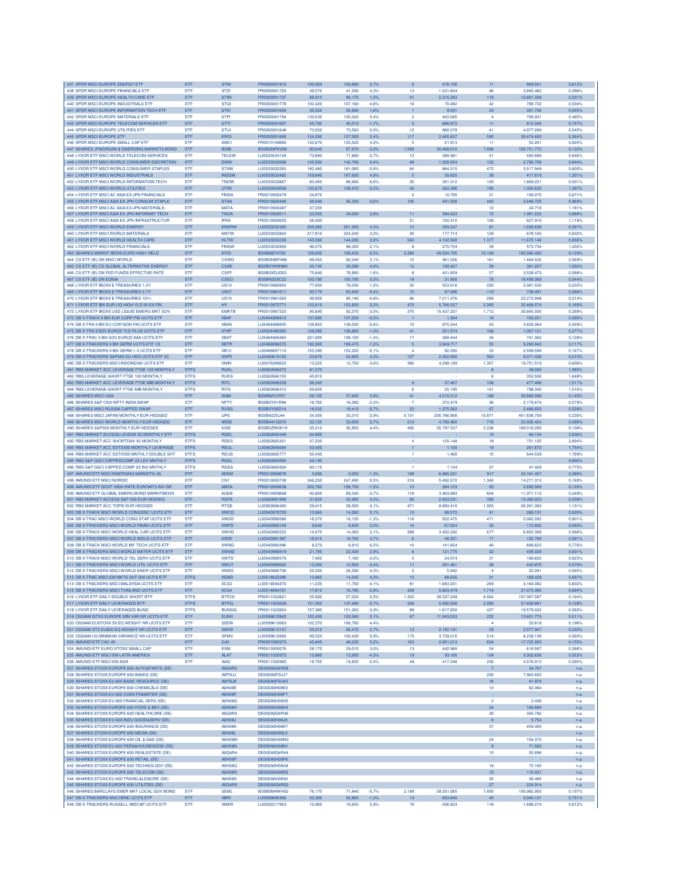| | | | | | | | | | | | |
|---|---|---|---|---|---|---|---|---|---|---|---|
| 437 | SPDR MSCI EUROPE ENERGY ETF | ETF | STNI | FR0000001810 | 100,950 | 103,680 | 2,7% | 6 | 478.156 | 11 | 869.501 | 0,612% |
| 438 | SPDR MSCI EUROPE FINANCIALS ETF | ETF | STZI | FR0000001703 | 39,570 | 41,290 | 4,3% | 13 | 1.531.834 | 46 | 3.845.462 | 0,396% |
| 439 | SPDR MSCI EUROPE HEALTH CARE ETF | ETF | STWI | FR0000001737 | 88,810 | 90,170 | 1,5% | 41 | 2.315.283 | 118 | 12.661.358 | 0,501% |
| 440 | SPDR MSCI EUROPE INDUSTRIALS ETF | ETF | STQI | FR0000001778 | 102,420 | 107,160 | 4,6% | 16 | 70.482 | 42 | 788.732 | 0,504% |
| 441 | SPDR MSCI EUROPE INFORMATION TECH ETF | ETF | STKI | FR0000001695 | 35,325 | 35,890 | 1,6% | 1 | 9.531 | 23 | 351.736 | 0,545% |
| 442 | SPDR MSCI EUROPE MATERIALS ETF | ETF | STPI | FR0000001794 | 130,530 | 135,020 | 3,4% | 2 | 403.585 | 4 | 799.931 | 0,485% |
| 443 | SPDR MSCI EUROPE TELECOM SERVICES ETF | ETF | STTI | FR0000001687 | 45,795 | 45,015 | -1,7% | 3 | 688.973 | 11 | 812.345 | 0,747% |
| 444 | SPDR MSCI EUROPE UTILITIES ETF | ETF | STUI | FR0000001646 | 73,550 | 73,560 | 0,0% | 12 | 980.078 | 41 | 4.077.099 | 0,545% |
| 445 | SPDR MSCI EUROPE ETF | ETF | EROI | FR0000001885 | 134,290 | 137,500 | 2,4% | 117 | 2.485.837 | 590 | 30.474.600 | 0,264% |
| 446 | SPDR MSCI EUROPE SMALL CAP ETF | ETF | SMCI | FR0010149880 | 120,670 | 125,520 | 4,0% | 5 | 21.913 | 11 | 52.201 | 0,825% |
| 447 | ISHARES JPMORGAN $ EMERGING MARKETS BOND | ETF | IEMB | IE00B2NPKV68 | 90,840 | 87,970 | -3,2% | 1.589 | 30.468.010 | 7.898 | 150.751.772 | 0,133% |
| 448 | LYXOR ETF MSCI WORLD TELECOM SERVICES | ETF | TELEW | LU0533034129 | 73,880 | 71,880 | -2,7% | 13 | 388.981 | 41 | 483.888 | 0,646% |
| 449 | LYXOR ETF MSCI WORLD CONSUMER DISCRETION | ETF | DISW | LU0533032008 | 135,500 | 142,780 | 5,4% | 48 | 1.328.024 | 122 | 2.790.708 | 0,844% |
| 450 | LYXOR ETF MSCI WORLD CONSUMER STAPLES | ETF | STAW | LU0533032263 | 182,480 | 181,060 | -0,8% | 64 | 864.315 | 473 | 3.517.949 | 0,600% |
| 451 | LYXOR ETF MSCI WORLD INDUSTRIALS | ETF | INDGW | LU0533033402 | 159,840 | 167,600 | 4,9% | 5 | 35.625 | 38 | 417.610 | 1,201% |
| 452 | LYXOR ETF MSCI WORLD INFORMATION TECH | ETF | TNOW | LU0533033667 | 83,450 | 88,940 | 6,6% | 30 | 391.312 | 100 | 1.669.221 | 0,931% |
| 453 | LYXOR ETF MSCI WORLD UTILITIES | ETF | UTIW | LU0533034558 | 132,670 | 128,470 | -3,2% | 43 | 422.386 | 195 | 1.305.635 | 1,397% |
| 454 | LYXOR ETF MSCI AC ASIA EX JPN FINANCIALS | ETF | FINSA | FR0010930479 | 24,875 | | | 2 | 10.700 | 31 | 158.075 | 0,871% |
| 455 | LYXOR ETF MSCI ASIA EX JPN CONSUM STAPLE | ETF | STAA | FR0010930495 | 45,040 | 45,330 | 0,6% | 105 | 431.500 | 442 | 2.648.725 | 0,969% |
| 456 | LYXOR ETF MSCI AC ASIA EX JPN MATERIALS | ETF | MATA | FR0010930487 | 37,235 | | | | | 12 | 24.718 | 1,181% |
| 457 | LYXOR ETF MSCI ASIA EX JPN INFORMAT TECH | ETF | TNOA | FR0010930511 | 23,355 | 24,000 | 2,8% | 11 | 394.023 | 70 | 1.991.222 | 0,888% |
| 458 | LYXOR ETF MSCI ASIA EX JPN INFRASTRUCTUR | ETF | IFRA | FR0010930503 | 26,300 | | | 21 | 102.410 | 109 | 627.910 | 1,118% |
| 459 | LYXOR ETF MSCI WORLD ENERGY | ETF | ENERW | LU0533032420 | 250,380 | 261,260 | 4,3% | 13 | 339.247 | 81 | 1.658.636 | 0,587% |
| 460 | LYXOR ETF MSCI WORLD MATERIALS | ETF | MATW | LU0533033824 | 217,810 | 224,240 | 3,0% | 30 | 177.714 | 129 | 678.160 | 0,602% |
| 461 | LYXOR ETF MSCI WORLD HEALTH CARE | ETF | HLTW | LU0533033238 | 140,580 | 144,280 | 2,6% | 543 | 4.102.500 | 1.377 | 11.670.146 | 0,656% |
| 462 | LYXOR ETF MSCI WORLD FINANCIALS | ETF | FINSW | LU0533032859 | 96,270 | 98,320 | 2,1% | 8 | 270.754 | 39 | 573.734 | 1,202% |
| 463 | ISHARES MARKIT IBOXX EURO HIGH YIELD | ETF | IHYG | IE00B66F4759 | 108,930 | 108,430 | -0,5% | 2.284 | 49.504.795 | 10.109 | 195.566.493 | 0,129% |
| 464 | CS ETF (IE) ON MSCI WORLD | ETF | CSWD | IE00B3NBFN86 | 89,450 | 92,240 | 3,1% | 15 | 361.026 | 161 | 1.484.532 | 0,569% |
| 465 | CS ETF (IE) CS GLOBAL ALTERNATIVE ENERGY | ETF | CSAE | IE00B3YKW880 | 33,745 | 35,090 | 4,0% | 12 | 100.427 | 59 | 361.257 | 1,002% |
| 466 | CS ETF (IE) ON FED FUNDS EFFECTIVE RATE | ETF | CSFF | IE00B3XDJG53 | 75,640 | 76,880 | 1,6% | 8 | 431.859 | 57 | 3.528.473 | 0,088% |
| 467 | CS ETF (IE) ON EONIA | ETF | CSEO | IE00B42SXC22 | 100,790 | 100,790 | 0,0% | 18 | 31.950 | 78 | 18.499.368 | 0,044% |
| 468 | LYXOR ETF IBOXX $ TREASURIES 1-3Y | ETF | US13 | FR0010960956 | 77,050 | 78,230 | 1,5% | 32 | 553.616 | 220 | 3.381.530 | 0,233% |
| 469 | LYXOR ETF IBOXX $ TREASURIES 5-7Y | ETF | US57 | FR0010961011 | 83,770 | 83,420 | -0,4% | 15 | 87.286 | 119 | 738.491 | 0,268% |
| 470 | LYXOR ETF IBOXX $ TREASURIES 10Y+ | ETF | US10 | FR0010961003 | 99,920 | 95,140 | -4,8% | 86 | 7.211.376 | 289 | 23.273.948 | 0,214% |
| 471 | LYXOR ETF IBX EUR LIQ HIGH YLD 30 EX FIN | ETF | HY | FR0010975771 | 122,610 | 122,820 | 0,2% | 475 | 5.766.527 | 2.265 | 32.468.574 | 0,169% |
| 472 | LYXOR ETF IBOXX USD LIQUID EMERG MKT SOV | ETF | EMKTB | FR0010967323 | 95,690 | 92,370 | -3,5% | 370 | 15.437.207 | 1.712 | 30.665.930 | 0,288% |
| 473 | DB X-TRACK II IBX EUR CORP FIN UCITS ETF | ETF | XB4F | LU0484968812 | 137,880 | 137,250 | -0,5% | 1 | 1.384 | 18 | 103.221 | 0,595% |
| 474 | DB X-TRA II IBX EU COR NON-FIN UCITS ETF | ETF | XB4N | LU0484968655 | 138,850 | 138,030 | -0,6% | 10 | 875.344 | 43 | 3.828.364 | 0,559% |
| 475 | DB X-TRA II SOV EUROZ YLD PLUS UCITS ETF | ETF | XY4P | LU0524480265 | 138,280 | 136,860 | -1,0% | 41 | 251.574 | 166 | 1.067.121 | 0,377% |
| 476 | DB X-TRAC II IBX SOV EUROZ AAA UCITS ETF | ETF | XBAT | LU0484969463 | 201,000 | 198,100 | -1,4% | 17 | 388.444 | 34 | 741.362 | 0,128% |
| 477 | DB X-TRACKERS II IBX GERM UCITS ETF 1D | ETF | XBTR | LU0468896575 | 192,300 | 189,470 | -1,5% | 5 | 3.949.717 | 55 | 9.260.843 | 0,117% |
| 478 | DB X-TRACKERS II IBX GERM 1-3 UCITS ETF | ETF | XB13 | LU0468897110 | 152,390 | 152,220 | -0,1% | 4 | 92.390 | 33 | 2.599.599 | 0,167% |
| 479 | DB X-TRACKERS S&P500 EU HED UCITS ETF 3C | ETF | XSPE | LU0490619193 | 23,870 | 24,905 | 4,3% | 127 | 2.352.080 | 563 | 9.071.438 | 0,210% |
| 480 | DB X-TRACKERS MSCI INDONESIA UCITS ETF | ETF | XMIN | LU0476289623 | 13,225 | 12,750 | -3,6% | 366 | 4.298.199 | 1.357 | 19.751.519 | 0,608% |
| 481 | RBS MARKET ACC LEVERAGE FTSE 100 MONTHLY | ETFS | RUKL | LU0562666072 | 81,270 | | | - | - | 8 | 39.000 | 1,065% |
| 482 | RBS LEVERAGE SHORT FTSE 100 MONTHLY | ETFS | RUKS | LU0562666155 | 45,910 | | | - | - | 6 | 352.506 | 1,648% |
| 483 | RBS MARKET ACC LEVERAGE FTSE MIB MONTHLY | ETFS | RITL | LU0562666239 | 36,345 | | | 9 | 37.467 | 126 | 477.496 | 1,517% |
| 484 | RBS LEVERAGE SHORT FTSE MIB MONTHLY | ETFS | RITS | LU0562666312 | 69,650 | | | 6 | 25.195 | 141 | 798.340 | 1,516% |
| 485 | ISHARES MSCI USA | ETF | ISAM | IE00B60YJY07 | 26,155 | 27,695 | 5,9% | 41 | 4.215.312 | 188 | 30.689.596 | 0,140% |
| 486 | ISHARES S&P CNX NIFTY INDIA SWAP | ETF | NFTY | IE00B3YX1R94 | 16,765 | 16,380 | -2,3% | 7 | 372.479 | 36 | 2.179.674 | 0,579% |
| 487 | ISHARES MSCI RUSSIA CAPPED SWAP | ETF | RUSS | IE00B3Y06D14 | 18,535 | 18,410 | -0,7% | 22 | 1.375.562 | 67 | 2.486.650 | 0,528% |
| 488 | ISHARES MSCI JAPAN MONTHLY EUR HEDGED | ETF | IJPE | IE00B42Z5J44 | 34,305 | 33,310 | -2,9% | 5.131 | 205.786.908 | 10.871 | 451.638.759 | 0,230% |
| 489 | ISHARES MSCI WORLD MONTHLY EUR HEDGED | ETF | IWDE | IE00B441G979 | 32,125 | 33,000 | 2,7% | 210 | 4.795.465 | 716 | 23.935.424 | 0,498% |
| 490 | ISHARES S&P500 MONTHLY EUR HEDGED | ETF | IUSE | IE00B3ZW0K18 | 35,310 | 36,850 | 4,4% | 492 | 55.797.537 | 2.236 | 188.018.280 | 0,108% |
| 491 | RBS MARKET ACCESS LEVDAX X2 MONTHLY ETF | ETFS | RDEL | LU0562665348 | 64,680 | | | - | - | 19 | 68.134 | 2,836% |
| 492 | RBS MARKET ACC SHORTDAX X2 MONTHLY | ETFS | RDES | LU0562665421 | 37,235 | | | 4 | 125.148 | 18 | 751.105 | 2,894% |
| 493 | RBS MARKET ACC ESTXX50 MONTHLY LEVERAGE | ETFS | REUL | LU0562665694 | 53,400 | | | 1 | 1.100 | 19 | 251.672 | 1,754% |
| 494 | RBS MARKET ACC ESTXX50 MNTHLY DOUBLE SHT | ETFS | REUS | LU0562665777 | 50,430 | | | 1 | 1.460 | 15 | 644.539 | 1,769% |
| 495 | RBS S&P GSCI CAPPEDCOMP 2X LEV MNTHLY | ETFS | RGSL | LU0562665850 | 44,190 | | | - | - | - | - | 0,806% |
| 496 | RBS S&P GSCI CAPPED COMP 2X INV MNTHLY | ETFS | RGSS | LU0562665934 | 80,110 | | | 1 | 1.134 | 27 | 47.428 | 0,775% |
| 497 | AMUNDI ETF MSCI EMERGING MARKETS (A) | ETF | AEEM | FR0010959676 | 3,090 | 3,050 | -1,3% | 199 | 6.965.221 | 917 | 23.161.457 | 0,386% |
| 498 | AMUNDI ETF MSCI NORDIC | ETF | CN1 | FR0010655738 | 246,250 | 247,490 | 0,5% | 216 | 5.492.570 | 1.340 | 14.271.313 | 0,169% |
| 499 | AMUNDI ETF GOVT HIGH RATE EUROMTS INV GR | ETF | AM3A | FR0010930636 | 202,760 | 199,750 | -1,5% | 13 | 384.123 | 83 | 2.692.569 | 0,129% |
| 500 | AMUNDI ETF GLOBAL EMERG BOND MARKITIBOXX | ETF | AGEB | FR0010959668 | 92,800 | 89,340 | -3,7% | 118 | 3.463.993 | 604 | 11.071.112 | 0,349% |
| 501 | RBS MARKET ACCESS S&P 500 EUR HEDGED | ETF | RSPE | LU0562681899 | 31,655 | 32,995 | 4,2% | 93 | 2.933.231 | 395 | 15.383.023 | 0,338% |
| 502 | RBS MARKET ACC TOPIX EUR HEDGED | ETF | RTSE | LU0562666403 | 29,415 | 28,500 | -3,1% | 471 | 8.893.410 | 1.003 | 26.261.983 | 1,131% |
| 503 | DB X-TRACK MSCI WORLD CONSDISC UCITS ETF | ETF | XWCD | LU0540979720 | 13,565 | 14,260 | 5,1% | 13 | 88.572 | 41 | 289.131 | 0,620% |
| 504 | DB X-TRAC MSCI WORLD CONS STAP UCITS ETF | ETF | XWSD | LU0540980186 | 18,370 | 18,135 | -1,3% | 116 | 932.475 | 471 | 5.060.282 | 0,801% |
| 505 | DB X-TRACKERS MSCI WORLD FINAN UCITS ETF | ETF | XWFD | LU0540980140 | 9,640 | 9,830 | 2,0% | 14 | 67.024 | 25 | 113.922 | 0,583% |
| 506 | DB X-TRACK MSCI WORLD HEAL CAR UCITS ETF | ETF | XWHD | LU0540980223 | 14,075 | 14,365 | 2,1% | 289 | 3.450.292 | 677 | 6.853.308 | 0,566% |
| 507 | DB X-TRACKERS MSCI WORLD INDUS UCITS ETF | ETF | XWID | LU0540981387 | 16,015 | 16,760 | 4,7% | 6 | 46.321 | 17 | 120.768 | 0,581% |
| 508 | DB X-TRACK MSCI WORLD INF TECH UCITS ETF | ETF | XWND | LU0540980496 | 8,370 | 8,910 | 6,5% | 10 | 141.654 | 40 | 688.623 | 0,776% |
| 509 | DB X-TRACKERS MSCI WORLD MATER UCITS ETF | ETF | XWMD | LU0540980579 | 21,795 | 22,420 | 2,9% | 6 | 121.775 | 21 | 185.328 | 0,601% |
| 510 | DB X-TRACK MSCI WORLD TEL SERV UCITS ETF | ETF | XWTD | LU0540980579 | 7,405 | 7,185 | -3,0% | 5 | 24.074 | 31 | 189.602 | 0,823% |
| 511 | DB X-TRACKERS MSCI WORLD UTIL UCITS ETF | ETF | XWUT | LU0540980652 | 13,300 | 12,850 | -3,4% | 11 | 291.461 | 38 | 442.670 | 0,578% |
| 512 | DB X-TRACKERS MSCI WORLD ENER UCITS ETF | ETF | XWED | LU0540980736 | 25,200 | 26,290 | 4,3% | 2 | 5.942 | 4 | 25.091 | 0,565% |
| 513 | DB X-TRAC MSCI EM MKTS SHT DAI UCITS ETF | ETFS | XEMD | LU0518622286 | 13,965 | 14,545 | 4,2% | 13 | 88.635 | 21 | 189.329 | 0,697% |
| 514 | DB X-TRACKERS MSCI MALAYSIA UCITS ETF | ETF | XCS3 | LU0514694370 | 11,235 | 11,700 | 4,1% | 81 | 1.683.201 | 269 | 4.164.082 | 0,602% |
| 515 | DB X-TRACKERS MSCI THAILAND UCITS ETF | ETF | XCS4 | LU0514694701 | 17,815 | 16,785 | -5,8% | 429 | 5.803.479 | 1.714 | 21.073.385 | 0,684% |
| 516 | LYXOR ETF DAILY DOUBLE SHORT BTP | ETFS | BTP2S | FR0011023621 | 55,830 | 57,220 | 2,5% | 1.302 | 28.527.249 | 8.564 | 197.067.587 | 0,164% |
| 517 | LYXOR ETF DAILY LEVERAGED BTP | ETFS | BTP2L | FR0011023639 | 151,550 | 147,490 | -2,7% | 326 | 5.992.558 | 2.280 | 57.608.881 | 0,128% |
| 518 | LYXOR ETF DAILY LEVERAGED BUND | ETFS | BUND2L | FR0011023654 | 157,380 | 151,260 | -3,9% | 88 | 1.617.650 | 457 | 19.579.502 | 0,060% |
| 519 | OSSIAM ISTXX EUROPE MIN VAR NR UCITS ETF | ETF | EUMV | LU0599612842 | 120,430 | 120,580 | 0,1% | 67 | 11.943.533 | 222 | 13.601.775 | 0,211% |
| 520 | OSSIAM EUSTOXX 50 EQ WEIGHT NR UCITS ETF | ETF | S5EW | LU0599613063 | 102,270 | 106,780 | 4,4% | - | - | 4 | 33.618 | 0,196% |
| 521 | OSSIAM STX EU600 EQ WEIGHT NR UCITS ETF | ETF | S6EW | LU0599613147 | 55,010 | 56,470 | 2,7% | 12 | 2.162.191 | 29 | 2.577.947 | 0,233% |
| 522 | OSSIAM US MINIMUM VARIANCE NR UCITS ETF | ETF | SPMV | LU0599612685 | 99,520 | 100,430 | 0,9% | 175 | 3.729.216 | 514 | 8.238.138 | 0,260% |
| 523 | AMUNDI ETF CAC 40 | ETF | C40 | FR0007080973 | 45,845 | 48,235 | 5,2% | 163 | 2.951.213 | 654 | 17.725.955 | 0,155% |
| 524 | AMUNDI ETF EURO STOXX SMALL CAP | ETF | ESM | FR0010900076 | 28,170 | 29,010 | 3,0% | 13 | 442.968 | 54 | 618.587 | 0,386% |
| 525 | AMUNDI ETF MSCI EM LATIN AMERICA | ETF | ALAT | FR0011020973 | 13,860 | 13,265 | -4,3% | 10 | 93.165 | 134 | 3.302.636 | 0,553% |
| 526 | AMUNDI ETF MSCI EM ASIA | ETF | AASI | FR0011020965 | 18,755 | 18,835 | 0,4% | 49 | 417.348 | 258 | 4.576.015 | 0,395% |
| 527 | ISHARES STOXX EUROPE 600 AUTO&PARTS (DE) | | A0Q4R2 | DE000A0Q4R28 | | | | | | 7 | 34.787 | n.a. |
| 528 | ISHARES STOXX EUROPE 600 BANKS (DE) | | A0F5UJ | DE000A0F5UJ7 | | | | | | 200 | 7.962.605 | n.a. |
| 529 | ISHARES STOXX EU 600 BASIC RESOURCE (DE) | | A0F5UK | DE000A0F5UK5 | | | | | | 16 | 41.970 | n.a. |
| 530 | ISHARES STOXX EUROPE 600 CHEMICALS (DE) | | A0H08E | DE000A0H08E0 | | | | | | 13 | 62.384 | n.a. |
| 531 | ISHARES STOXX EU 600 CONSTR&MATER (DE) | | A0H08F | DE000A0H08F7 | | | | | | - | - | n.a. |
| 532 | ISHARES STOXX EU 600 FINANCIAL SERV (DE) | | A0H08G | DE000A0H08G5 | | | | | | 2 | 2.436 | n.a. |
| 533 | ISHARES STOXX EUROPE 600 FOOD & BEV (DE) | | A0H08H | DE000A0H08H3 | | | | | | 24 | 194.894 | n.a. |
| 534 | ISHARES STOXX EUROPE 600 HEALTHCARE (DE) | | A0Q4R3 | DE000A0Q4R36 | | | | | | 30 | 345.792 | n.a. |
| 535 | ISHARES STOXX EU 600 INDU GOOD&SERV (DE) | | A0H08J | DE000A0H08J9 | | | | | | 8 | 5.754 | n.a. |
| 536 | ISHARES STOXX EUROPE 600 INSURANCE (DE) | | A0H08K | DE000A0H08K7 | | | | | | 37 | 459.400 | n.a. |
| 537 | ISHARES STOXX EUROPE 600 MEDIA (DE) | | A0H08L | DE000A0H08L5 | | | | | | - | - | n.a. |
| 538 | ISHARES STOXX EUROPE 600 OIL & GAS (DE) | | A0H08M | DE000A0H08M3 | | | | | | 24 | 154.375 | n.a. |
| 539 | ISHARES STOXX EU 600 PERS&HOUSEGOOD (DE) | | A0H08N | DE000A0H08N1 | | | | | | 9 | 71.563 | n.a. |
| 540 | ISHARES STOXX EUROPE 600 REALESTATE (DE) | | A0Q4R4 | DE000A0Q4R44 | | | | | | 10 | 55.898 | n.a. |
| 541 | ISHARES STOXX EUROPE 600 RETAIL (DE) | | A0H08P | DE000A0H08P6 | | | | | | - | - | n.a. |
| 542 | ISHARES STOXX EUROPE 600 TECHNOLOGY (DE) | | A0H08Q | DE000A0H08Q4 | | | | | | 18 | 72.160 | n.a. |
| 543 | ISHARES STOXX EUROPE 600 TELECOM (DE) | | A0H08R | DE000A0H08R2 | | | | | | 15 | 115.431 | n.a. |
| 544 | ISHARES STOXX EU 600 TRAVEL&LEISURE (DE) | | A0H08S | DE000A0H08S0 | | | | | | 25 | 28.485 | n.a. |
| 545 | ISHARES STOXX EUROPE 600 UTILITIES (DE) | | A0Q4R0 | DE000A0Q4R02 | | | | | | 27 | 224.914 | n.a. |
| 546 | ISHARES BARCLAYS EMER MKT LOCAL GOV BOND | ETF | SEML | IE00B5M4WH52 | 76,170 | 71,840 | -5,7% | 2.188 | 39.351.065 | 7.850 | 156.982.955 | 0,197% |
| 547 | DB X-TRACKERS MSCI BRIC UCITS ETF | ETF | XBRI | LU0589685956 | 33,300 | 32,860 | -1,3% | 13 | 603.845 | 45 | 2.040.121 | 0,751% |
| 548 | DB X-TRACKERS RUSSELL MIDCAP UCITS ETF | ETF | XMKR | LU0592217953 | 10,065 | 10,655 | 5,9% | 70 | 456.823 | 118 | 1.688.274 | 0,612% |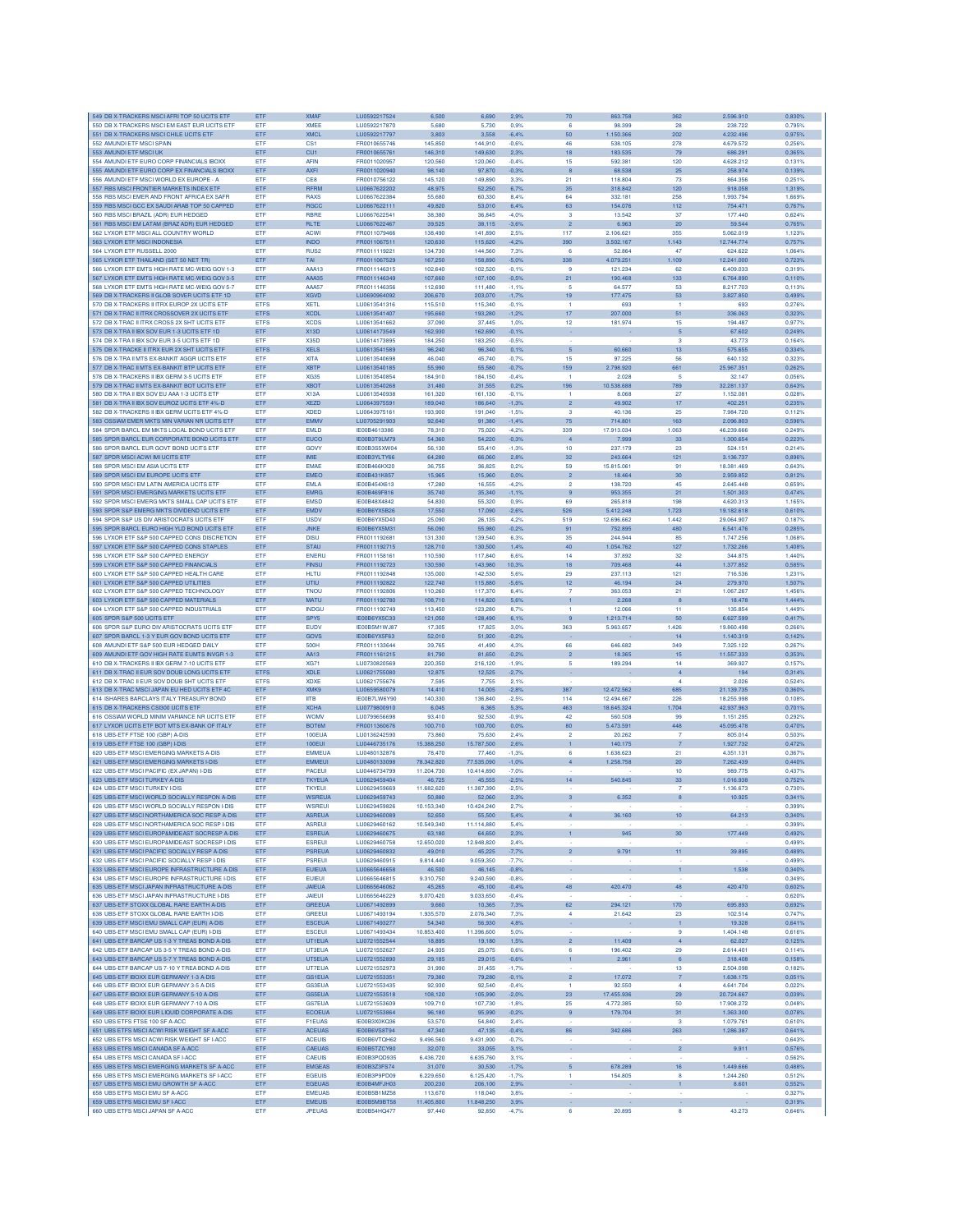| | | | | | | | | | | |
|---|---|---|---|---|---|---|---|---|---|---|
| 549 DB X-TRACKERS MSCI AFRI TOP 50 UCITS ETF | ETF | XMAF | LU0592217524 | 6,500 | 6,690 | 2,9% | 70 | 663.758 | 362 | 2.596.910 | 0,830% |
| 550 DB X-TRACKERS MSCI EM EAST EUR UCITS ETF | ETF | XMEE | LU0592217870 | 5,680 | 5,730 | 0,9% | 6 | 98.399 | 28 | 238.722 | 0,795% |
| 551 DB X-TRACKERS MSCI CHILE UCITS ETF | ETF | XMCL | LU0592217797 | 3,803 | 3,558 | -6,4% | 50 | 1.150.366 | 202 | 4.232.496 | 0,975% |
| 552 AMUNDI ETF MSCI SPAIN | ETF | CS1 | FR0010655746 | 145,850 | 144,910 | -0,6% | 46 | 538.105 | 278 | 4.679.572 | 0,256% |
| 553 AMUNDI ETF MSCI UK | ETF | CU1 | FR0010655761 | 146,310 | 149,630 | 2,3% | 18 | 183.535 | 79 | 686.291 | 0,365% |
| 554 AMUNDI ETF EURO CORP FINANCIALS IBOXX | ETF | AFIN | FR0011020957 | 120,560 | 120,060 | -0,4% | 15 | 592.381 | 120 | 4.628.212 | 0,131% |
| 555 AMUNDI ETF EURO CORP EX FINANCIALS IBOXX | ETF | AXFI | FR0011020940 | 98,140 | 97,870 | -0,3% | 8 | 68.538 | 25 | 258.974 | 0,139% |
| 556 AMUNDI ETF MSCI WORLD EX EUROPE - A | ETF | CE8 | FR0010756122 | 145,120 | 149,890 | 3,3% | 21 | 118.804 | 73 | 864.356 | 0,251% |
| 557 RBS MSCI FRONTIER MARKETS INDEX ETF | ETF | RFRM | LU0667622202 | 48,975 | 52,250 | 6,7% | 35 | 318.842 | 120 | 918.058 | 1,319% |
| 558 RBS MSCI EMER AND FRONT AFRICA EX SAFR | ETF | RAXS | LU0667622384 | 55,680 | 60,330 | 8,4% | 64 | 332.181 | 258 | 1.993.794 | 1,669% |
| 559 RBS MSCI GCC EX SAUDI ARAB TOP 50 CAPPED | ETF | RGCC | LU0667622111 | 49,820 | 53,010 | 6,4% | 63 | 154.076 | 112 | 754.471 | 0,767% |
| 560 RBS MSCI BRAZIL (ADR) EUR HEDGED | ETF | RBRE | LU0667622541 | 38,380 | 36,845 | -4,0% | 3 | 13.542 | 37 | 177.440 | 0,624% |
| 561 RBS MSCI EM LATAM (BRAZ ADR) EUR HEDGED | ETF | RLTE | LU0667622467 | 39,525 | 38,115 | -3,6% | 2 | 6.963 | 20 | 59.544 | 0,765% |
| 562 LYXOR ETF MSCI ALL COUNTRY WORLD | ETF | ACWI | FR0011079466 | 138,490 | 141,890 | 2,5% | 117 | 2.106.621 | 355 | 5.062.019 | 1,123% |
| 563 LYXOR ETF MSCI INDONESIA | ETF | INDO | FR0011067511 | 120,630 | 115,620 | -4,2% | 390 | 3.502.167 | 1.143 | 12.744.774 | 0,757% |
| 564 LYXOR ETF RUSSELL 2000 | ETF | RUS2 | FR0011119221 | 134,730 | 144,560 | 7,3% | 6 | 52.864 | 47 | 624.622 | 1,084% |
| 565 LYXOR ETF THAILAND (SET 50 NET TR) | ETF | TAI | FR0011067529 | 167,250 | 158,890 | -5,0% | 338 | 4.079.251 | 1.109 | 12.241.000 | 0,723% |
| 566 LYXOR ETF EMTS HIGH RATE MC-WEIG GOV 1-3 | ETF | AAA13 | FR0011146315 | 102,640 | 102,520 | -0,1% | 9 | 121.234 | 62 | 6.409.033 | 0,319% |
| 567 LYXOR ETF EMTS HIGH RATE MC-WEIG GOV 3-5 | ETF | AAA35 | FR0011146349 | 107,660 | 107,100 | -0,5% | 21 | 190.468 | 133 | 6.764.890 | 0,110% |
| 568 LYXOR ETF EMTS HIGH RATE MC-WEIG GOV 5-7 | ETF | AAA57 | FR0011146356 | 112,690 | 111,480 | -1,1% | 5 | 64.577 | 53 | 8.217.703 | 0,113% |
| 569 DB X-TRACKERS II GLOB SOVER UCITS ETF 1D | ETF | XGVD | LU0690964092 | 206,670 | 203,070 | -1,7% | 19 | 177.475 | 53 | 3.827.850 | 0,499% |
| 570 DB X-TRACKERS II ITRX EUROP 2X UCITS ETF | ETFS | XETL | LU0613541316 | 115,510 | 115,340 | -0,1% | 1 | 693 | 1 | 693 | 0,276% |
| 571 DB X-TRAC II ITRX CROSSOVER 2X UCITS ETF | ETFS | XCDL | LU0613541407 | 195,660 | 193,280 | -1,2% | 17 | 207.000 | 51 | 336.063 | 0,323% |
| 572 DB X-TRAC II ITRX CROSS 2X SHT UCITS ETF | ETFS | XCDS | LU0613541662 | 37,090 | 37,445 | 1,0% | 12 | 181.974 | 15 | 194.487 | 0,977% |
| 573 DB X-TRA II IBX SOV EUR 1-3 UCITS ETF 1D | ETF | X13D | LU0614173549 | 162,930 | 162,690 | -0,1% | - | - | 5 | 67.602 | 0,249% |
| 574 DB X-TRA II IBX SOV EUR 3-5 UCITS ETF 1D | ETF | X35D | LU0614173895 | 184,250 | 183,250 | -0,5% | - | - | 3 | 43.773 | 0,164% |
| 575 DB X-TRACKE II ITRX EUR 2X SHT UCITS ETF | ETFS | XELS | LU0613541589 | 96,240 | 96,340 | 0,1% | 5 | 60.660 | 13 | 575.655 | 0,334% |
| 576 DB X-TRA II MTS EX-BANKIT AGGR UCITS ETF | ETF | XITA | LU0613540698 | 46,040 | 45,740 | -0,7% | 15 | 97.225 | 56 | 640.132 | 0,323% |
| 577 DB X-TRAC II MTS EX BANKIT BTP UCITS ETF | ETF | XBTP | LU0613540185 | 55,990 | 55,580 | -0,7% | 159 | 2.798.920 | 661 | 25.967.351 | 0,262% |
| 578 DB X-TRACKERS II IBX GERM 3-5 UCITS ETF | ETF | XG35 | LU0613540854 | 184,910 | 184,150 | -0,4% | 1 | 2.028 | 5 | 32.147 | 0,056% |
| 579 DB X-TRAC II MTS EX-BANKIT BOT UCITS ETF | ETF | XBOT | LU0613540268 | 31,480 | 31,555 | 0,2% | 196 | 10.538.688 | 789 | 32.281.137 | 0,643% |
| 580 DB X-TRA II IBX SOV EU AAA 1-3 UCITS ETF | ETF | X13A | LU0613540938 | 161,320 | 161,130 | -0,1% | 1 | 8.068 | 27 | 1.152.081 | 0,028% |
| 581 DB X-TRA II IBX SOV EUROZ UCITS ETF 4%-D | ETF | XEZD | LU0643975161 | 189,040 | 186,640 | -1,3% | 2 | 49.902 | 17 | 402.251 | 0,235% |
| 582 DB X-TRACKERS II IBX GERM UCITS ETF 4%-D | ETF | XDED | LU0643975591 | 193,900 | 191,040 | -1,5% | 3 | 40.136 | 25 | 7.984.720 | 0,112% |
| 583 OSSIAM EMER MKTS MIN VARIAN NR UCITS ETF | ETF | EMMV | LU0705291903 | 92,640 | 91,380 | -1,4% | 75 | 714.801 | 163 | 2.096.803 | 0,596% |
| 584 SPDR BARCL EM MKTS LOCAL BOND UCITS ETF | ETF | EMLD | IE00B4613386 | 78,310 | 75,020 | -4,2% | 339 | 17.913.034 | 1.063 | 46.239.666 | 0,249% |
| 585 SPDR BARCL EUR CORPORATE BOND UCITS ETF | ETF | EUCO | IE00B3T9LM79 | 54,360 | 54,220 | -0,3% | 4 | 7.999 | 33 | 1.300.654 | 0,223% |
| 586 SPDR BARCL EUR GOVT BOND UCITS ETF | ETF | GOVY | IE00B3S5XW04 | 56,130 | 55,410 | -1,3% | 10 | 237.179 | 23 | 524.151 | 0,214% |
| 587 SPDR MSCI ACWI IMI UCITS ETF | ETF | IMIE | IE00B3YLTY66 | 64,280 | 66,060 | 2,8% | 32 | 243.664 | 121 | 3.136.737 | 0,896% |
| 588 SPDR MSCI EM ASIA UCITS ETF | ETF | EMAE | IE00B466KX20 | 36,755 | 36,825 | 0,2% | 59 | 15.815.061 | 91 | 18.381.469 | 0,643% |
| 589 SPDR MSCI EM EUROPE UCITS ETF | ETF | EMEO | IE00B431K857 | 15,965 | 15,960 | 0,0% | 2 | 18.464 | 30 | 2.959.852 | 0,812% |
| 590 SPDR MSCI EM LATIN AMERICA UCITS ETF | ETF | EMLA | IE00B454X613 | 17,280 | 16,555 | -4,2% | 2 | 138.720 | 45 | 2.645.448 | 0,659% |
| 591 SPDR MSCI EMERGING MARKETS UCITS ETF | ETF | EMRG | IE00B469F816 | 35,740 | 35,340 | -1,1% | 9 | 953.355 | 21 | 1.501.303 | 0,474% |
| 592 SPDR MSCI EMERG MKTS SMALL CAP UCITS ETF | ETF | EMSD | IE00B48X4842 | 54,830 | 55,320 | 0,9% | 69 | 265.818 | 198 | 4.620.313 | 1,165% |
| 593 SPDR S&P EMERG MKTS DIVIDEND UCITS ETF | ETF | EMDV | IE00B6YX5B26 | 17,550 | 17,090 | -2,6% | 526 | 5.412.248 | 1.723 | 19.182.618 | 0,610% |
| 594 SPDR S&P US DIV ARISTOCRATS UCITS ETF | ETF | USDV | IE00B6YX5D40 | 25,090 | 26,135 | 4,2% | 519 | 12.696.662 | 1.442 | 29.064.907 | 0,187% |
| 595 SPDR BARCL EURO HIGH YLD BOND UCITS ETF | ETF | JNKE | IE00B6YX5M31 | 56,090 | 55,980 | -0,2% | 91 | 752.895 | 480 | 6.541.476 | 0,285% |
| 596 LYXOR ETF S&P 500 CAPPED CONS DISCRETION | ETF | DISU | FR0011192681 | 131,330 | 139,540 | 6,3% | 35 | 244.944 | 85 | 1.747.256 | 1,068% |
| 597 LYXOR ETF S&P 500 CAPPED CONS STAPLES | ETF | STAU | FR0011192715 | 128,710 | 130,500 | 1,4% | 40 | 1.054.762 | 127 | 1.732.266 | 1,408% |
| 598 LYXOR ETF S&P 500 CAPPED ENERGY | ETF | ENERU | FR0011158161 | 110,590 | 117,840 | 6,6% | 14 | 37.892 | 32 | 344.875 | 1,440% |
| 599 LYXOR ETF S&P 500 CAPPED FINANCIALS | ETF | FINSU | FR0011192723 | 130,590 | 143,980 | 10,3% | 18 | 709.468 | 44 | 1.377.852 | 0,585% |
| 600 LYXOR ETF S&P 500 CAPPED HEALTH CARE | ETF | HLTU | FR0011192848 | 135,000 | 142,530 | 5,6% | 29 | 237.113 | 121 | 716.536 | 1,231% |
| 601 LYXOR ETF S&P 500 CAPPED UTILITIES | ETF | UTIU | FR0011192822 | 122,740 | 115,880 | -5,6% | 12 | 46.194 | 24 | 279.970 | 1,507% |
| 602 LYXOR ETF S&P 500 CAPPED TECHNOLOGY | ETF | TNOU | FR0011192806 | 110,260 | 117,370 | 6,4% | 7 | 363.053 | 21 | 1.067.267 | 1,456% |
| 603 LYXOR ETF S&P 500 CAPPED MATERIALS | ETF | MATU | FR0011192780 | 108,710 | 114,820 | 5,6% | 1 | 2.268 | 8 | 18.478 | 1,444% |
| 604 LYXOR ETF S&P 500 CAPPED INDUSTRIALS | ETF | INDGU | FR0011192749 | 113,450 | 123,280 | 8,7% | 1 | 12.066 | 11 | 135.854 | 1,449% |
| 605 SPDR S&P 500 UCITS ETF | ETF | SPY5 | IE00B6YX5C33 | 121,050 | 128,490 | 6,1% | 9 | 1.213.714 | 50 | 6.627.599 | 0,417% |
| 606 SPDR S&P EURO DIV ARISTOCRATS UCITS ETF | ETF | EUDV | IE00B5M1WJ87 | 17,305 | 17,825 | 3,0% | 363 | 5.963.657 | 1.426 | 19.860.498 | 0,266% |
| 607 SPDR BARCL 1-3 Y EUR GOV BOND UCITS ETF | ETF | GOVS | IE00B6YX5F63 | 52,010 | 51,920 | -0,2% | - | - | 14 | 1.140.319 | 0,142% |
| 608 AMUNDI ETF S&P 500 EUR HEDGED DAILY | ETF | 500H | FR0011133644 | 39,765 | 41,490 | 4,3% | 66 | 646.682 | 349 | 7.325.122 | 0,267% |
| 609 AMUNDI ETF GOV HIGH RATE EUMTS INVGR 1-3 | ETF | AA13 | FR0011161215 | 81,790 | 81,650 | -0,2% | 2 | 18.365 | 15 | 11.557.333 | 0,353% |
| 610 DB X-TRACKERS II IBX GERM 7-10 UCITS ETF | ETF | XG71 | LU0730820569 | 220,350 | 216,120 | -1,9% | 5 | 189.294 | 14 | 369.927 | 0,157% |
| 611 DB X-TRAC II EUR SOV DOUB LONG UCITS ETF | ETFS | XDLE | LU0621755080 | 12,875 | 12,525 | -2,7% | - | - | 4 | 194 | 0,314% |
| 612 DB X-TRAC II EUR SOV DOUB SHT UCITS ETF | ETFS | XDXE | LU0621755676 | 7,595 | 7,755 | 2,1% | - | - | 4 | 2.026 | 0,524% |
| 613 DB X-TRAC MSCI JAPAN EU HED UCITS ETF 4C | ETF | XMK9 | LU0659580079 | 14,410 | 14,005 | -2,8% | 387 | 12.472.562 | 685 | 21.139.735 | 0,360% |
| 614 ISHARES BARCLAYS ITALY TREASURY BOND | ETF | IITB | IE00B7LW6Y90 | 140,330 | 136,840 | -2,5% | 114 | 12.494.667 | 226 | 18.255.998 | 0,108% |
| 615 DB X-TRACKERS CSI300 UCITS ETF | ETF | XCHA | LU0779800910 | 6,045 | 6,365 | 5,3% | 463 | 18.645.324 | 1.704 | 42.937.963 | 0,701% |
| 616 OSSIAM WORLD MINIM VARIANCE NR UCITS ETF | ETF | WOMV | LU0799656698 | 93,410 | 92,530 | -0,9% | 42 | 560.508 | 99 | 1.151.295 | 0,292% |
| 617 LYXOR UCITS ETF BOT MTS EX-BANK OF ITALY | ETF | BOT6M | FR0011360676 | 100,710 | 100,700 | 0,0% | 80 | 5.473.591 | 448 | 45.095.478 | 0,470% |
| 618 UBS-ETF FTSE 100 (GBP) A-DIS | ETF | 100EUA | LU0136242590 | 73,860 | 75,630 | 2,4% | 2 | 20.262 | 7 | 805.014 | 0,503% |
| 619 UBS-ETF FTSE 100 (GBP) I-DIS | ETF | 100EUI | LU0446735176 | 15.388,250 | 15.787,500 | 2,6% | 1 | 140.175 | 7 | 1.927.732 | 0,472% |
| 620 UBS-ETF MSCI EMERGING MARKETS A-DIS | ETF | EMMEUA | LU0480132876 | 78,470 | 77,460 | -1,3% | 6 | 1.638.623 | 21 | 4.351.131 | 0,367% |
| 621 UBS-ETF MSCI EMERGING MARKETS I-DIS | ETF | EMMEUI | LU0480133098 | 78.342,820 | 77.535,090 | -1,0% | 4 | 1.258.758 | 20 | 7.262.439 | 0,440% |
| 622 UBS-ETF MSCI PACIFIC (EX JAPAN) I-DIS | ETF | PACEUI | LU0446734799 | 11.204,730 | 10.414,890 | -7,0% | - | - | 10 | 989.775 | 0,437% |
| 623 UBS-ETF MSCI TURKEY A-DIS | ETF | TKYEUA | LU0629459404 | 46,725 | 45,555 | -2,5% | 14 | 540.845 | 33 | 1.016.938 | 0,752% |
| 624 UBS-ETF MSCI TURKEY I-DIS | ETF | TKYEUI | LU0629459669 | 11.682,620 | 11.387,390 | -2,5% | - | - | 7 | 1.136.673 | 0,730% |
| 625 UBS-ETF MSCI WORLD SOCIALLY RESPON A-DIS | ETF | WSREUA | LU0629459743 | 50,880 | 52,060 | 2,3% | 3 | 6.352 | 8 | 10.925 | 0,341% |
| 626 UBS-ETF MSCI WORLD SOCIALLY RESPON I-DIS | ETF | WSREUI | LU0629459826 | 10.153,340 | 10.424,240 | 2,7% | - | - | - | - | 0,399% |
| 627 UBS-ETF MSCI NORTHAMERICA SOC RESP A-DIS | ETF | ASREUA | LU0629460089 | 52,650 | 55,500 | 5,4% | 4 | 36.160 | 10 | 64.213 | 0,340% |
| 628 UBS-ETF MSCI NORTHAMERICA SOC RESP I-DIS | ETF | ASREUI | LU0629460162 | 10.549,340 | 11.114,880 | 5,4% | - | - | - | - | 0,399% |
| 629 UBS-ETF MSCI EUROP&MIDEAST SOCRESP A-DIS | ETF | ESREUA | LU0629460675 | 63,180 | 64,650 | 2,3% | 1 | 945 | 30 | 177.449 | 0,492% |
| 630 UBS-ETF MSCI EUROP&MIDEAST SOCRESP I-DIS | ETF | ESREUI | LU0629460758 | 12.650,020 | 12.948,820 | 2,4% | - | - | - | - | 0,499% |
| 631 UBS-ETF MSCI PACIFIC SOCIALLY RESP A-DIS | ETF | PSREUA | LU0629460832 | 49,010 | 45,225 | -7,7% | 2 | 9.791 | 11 | 39.895 | 0,489% |
| 632 UBS-ETF MSCI PACIFIC SOCIALLY RESP I-DIS | ETF | PSREUI | LU0629460915 | 9.814,440 | 9.059,350 | -7,7% | - | - | - | - | 0,499% |
| 633 UBS-ETF MSCI EUROPE INFRASTRUCTURE A-DIS | ETF | EUIEUA | LU0665646658 | 46,500 | 46,145 | -0,8% | - | - | 1 | 1.538 | 0,340% |
| 634 UBS-ETF MSCI EUROPE INFRASTRUCTURE I-DIS | ETF | EUIEUI | LU0665646815 | 9.310,750 | 9.240,590 | -0,8% | - | - | - | - | 0,349% |
| 635 UBS-ETF MSCI JAPAN INFRASTRUCTURE A-DIS | ETF | JAIEUA | LU0665646062 | 45,265 | 45,100 | -0,4% | 48 | 420.470 | 48 | 420.470 | 0,602% |
| 636 UBS-ETF MSCI JAPAN INFRASTRUCTURE I-DIS | ETF | JAIEUI | LU0665646229 | 9.070,420 | 9.033,650 | -0,4% | - | - | - | - | 0,620% |
| 637 UBS-ETF STOXX GLOBAL RARE EARTH A-DIS | ETF | GREEUA | LU0671492899 | 9,660 | 10,365 | 7,3% | 62 | 294.121 | 170 | 695.893 | 0,692% |
| 638 UBS-ETF STOXX GLOBAL RARE EARTH I-DIS | ETF | GREEUI | LU0671493194 | 1.935,570 | 2.076,340 | 7,3% | 4 | 21.642 | 23 | 102.514 | 0,747% |
| 639 UBS-ETF MSCI EMU SMALL CAP (EUR) A-DIS | ETF | ESCEUA | LU0671493277 | 54,340 | 56,930 | 4,8% | - | - | 1 | 19.328 | 0,641% |
| 640 UBS-ETF MSCI EMU SMALL CAP (EUR) I-DIS | ETF | ESCEUI | LU0671493434 | 10.853,400 | 11.396,600 | 5,0% | - | - | 9 | 1.404.148 | 0,616% |
| 641 UBS-ETF BARCAP US 1-3 Y TREAS BOND A-DIS | ETF | UT1EUA | LU0721552544 | 18,895 | 19,180 | 1,5% | 2 | 11.409 | 4 | 62.027 | 0,125% |
| 642 UBS-ETF BARCAP US 3-5 Y TREAS BOND A-DIS | ETF | UT3EUA | LU0721552627 | 24,935 | 25,075 | 0,6% | 6 | 196.402 | 29 | 2.614.401 | 0,114% |
| 643 UBS-ETF BARCAP US 5-7 Y TREAS BOND A-DIS | ETF | UT5EUA | LU0721552890 | 29,185 | 29,015 | -0,6% | 1 | 2.961 | 6 | 318.408 | 0,158% |
| 644 UBS-ETF BARCAP US 7-10 Y TREA BOND A-DIS | ETF | UT7EUA | LU0721552973 | 31,990 | 31,455 | -1,7% | - | - | 13 | 2.504.098 | 0,182% |
| 645 UBS-ETF IBOXX EUR GERMANY 1-3 A-DIS | ETF | GS1EUA | LU0721553351 | 79,380 | 79,280 | -0,1% | 2 | 17.072 | 7 | 1.638.175 | 0,051% |
| 646 UBS-ETF IBOXX EUR GERMANY 3-5 A-DIS | ETF | GS3EUA | LU0721553435 | 92,930 | 92,540 | -0,4% | 1 | 92.550 | 4 | 4.641.704 | 0,022% |
| 647 UBS-ETF IBOXX EUR GERMANY 5-10 A-DIS | ETF | GS5EUA | LU0721553518 | 108,120 | 105,990 | -2,0% | 23 | 17.455.936 | 29 | 20.724.667 | 0,039% |
| 648 UBS-ETF IBOXX EUR GERMANY 7-10 A-DIS | ETF | GS7EUA | LU0721553609 | 109,710 | 107,730 | -1,8% | 25 | 4.772.385 | 50 | 17.908.272 | 0,048% |
| 649 UBS-ETF IBOXX EUR LIQUID CORPORATE A-DIS | ETF | ECOEUA | LU0721553864 | 96,180 | 95,990 | -0,2% | 9 | 179.704 | 31 | 1.363.300 | 0,078% |
| 650 UBS ETFS FTSE 100 SF A-ACC | ETF | F1EUAS | IE00B3X0KQ36 | 53,570 | 54,840 | 2,4% | - | - | 3 | 1.079.761 | 0,610% |
| 651 UBS ETFS MSCI ACWI RISK WEIGHT SF A-ACC | ETF | ACEUAS | IE00B6VS8T94 | 47,340 | 47,135 | -0,4% | 86 | 342.686 | 263 | 1.286.387 | 0,641% |
| 652 UBS ETFS MSCI ACWI RISK WEIGHT SF I-ACC | ETF | ACEUIS | IE00B6VTQH62 | 9.496,560 | 9.431,900 | -0,7% | - | - | - | - | 0,643% |
| 653 UBS ETFS MSCI CANADA SF A-ACC | ETF | CAEUAS | IE00B5TZCY80 | 32,070 | 33,055 | 3,1% | - | - | 2 | 9.911 | 0,576% |
| 654 UBS ETFS MSCI CANADA SF I-ACC | ETF | CAEUIS | IE00B3PQD935 | 6.436,720 | 6.635,760 | 3,1% | - | - | - | - | 0,562% |
| 655 UBS ETFS MSCI EMERGING MARKETS SF A-ACC | ETF | EMGEAS | IE00B3Z3FS74 | 31,070 | 30,530 | -1,7% | 5 | 678.289 | 16 | 1.449.666 | 0,488% |
| 656 UBS ETFS MSCI EMERGING MARKETS SF I-ACC | ETF | EGEUIS | IE00B3P9PD09 | 6.229,650 | 6.125,420 | -1,7% | 1 | 154.805 | 8 | 1.244.260 | 0,512% |
| 657 UBS ETFS MSCI EMU GROWTH SF A-ACC | ETF | EGEUAS | IE00B4MFJH03 | 200,230 | 206,100 | 2,9% | - | - | 1 | 8.601 | 0,552% |
| 658 UBS ETFS MSCI EMU SF A-ACC | ETF | EMEUAS | IE00B5B1MZ58 | 113,670 | 118,040 | 3,8% | - | - | - | - | 0,327% |
| 659 UBS ETFS MSCI EMU SF I-ACC | ETF | EMEUIS | IE00B5M9BT58 | 11.405,800 | 11.848,250 | 3,9% | - | - | - | - | 0,319% |
| 660 UBS ETFS MSCI JAPAN SF A-ACC | ETF | JPEUAS | IE00B54HQ477 | 97,440 | 92,850 | -4,7% | 6 | 20.895 | 8 | 43.273 | 0,646% |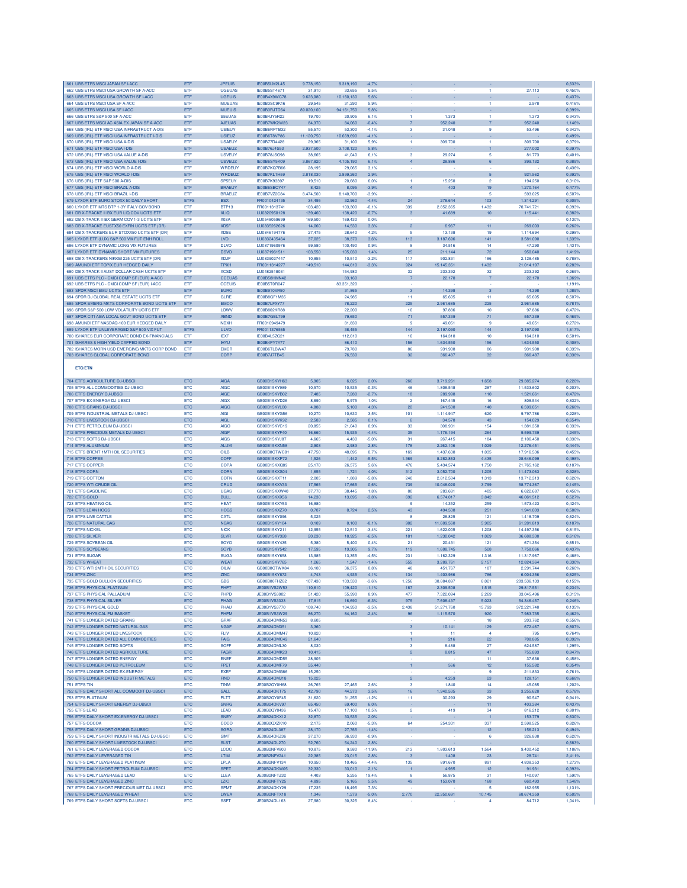| # | Name | Type | Code | ISIN | Prev. | Last | Var. % | Contracts | Value | Contracts | Value | Value | Spread |
|---|---|---|---|---|---|---|---|---|---|---|---|---|---|
| 661 | UBS ETFS MSCI JAPAN SF I-ACC | ETF | JPEUIS | IE00B5LM2L45 | 9.778,150 | 9.319,190 | -4,7% | - | - | - | - | - | 0,633% |
| 662 | UBS ETFS MSCI USA GROWTH SF A-ACC | ETF | UGEUAS | IE00B5ST4671 | 31,910 | 33,655 | 5,5% | - | - | 1 | 27.113 | | 0,450% |
| 663 | UBS ETFS MSCI USA GROWTH SF I-ACC | ETF | UGEUIS | IE00B4X9WC78 | 9.623,080 | 10.160,130 | 5,6% | - | - | - | - | | 0,437% |
| 664 | UBS ETFS MSCI USA SF A-ACC | ETF | MUEUAS | IE00B3SC9K16 | 29,545 | 31,290 | 5,9% | - | - | 1 | 2.978 | | 0,416% |
| 665 | UBS ETFS MSCI USA SF I-ACC | ETF | MUEUIS | IE00B3RJTD64 | 89.020,100 | 94.161,750 | 5,8% | - | - | - | - | | 0,399% |
| 666 | UBS ETFS S&P 500 SF A-ACC | ETF | S5EUAS | IE00B4JY5R22 | 19,700 | 20,905 | 6,1% | 1 | 1.373 | 1 | 1.373 | | 0,343% |
| 667 | UBS ETFS MSCI AC ASIA EX JAPAN SF A-ACC | ETF | AJEUAS | IE00B7WK2W23 | 84,370 | 84,060 | -0,4% | 7 | 952.240 | 7 | 952.240 | | 1,146% |
| 668 | UBS (IRL) ETF MSCI USA INFRASTRUCT A-DIS | ETF | USIEUY | IE00B6RPTB32 | 55,570 | 53,300 | -4,1% | 3 | 31.048 | 9 | 53.496 | | 0,342% |
| 669 | UBS (IRL) ETF MSCI USA INFRASTRUCT I-DIS | ETF | USIEUZ | IE00B6T8VP86 | 11.120,750 | 10.669,690 | -4,1% | - | - | - | - | | 0,499% |
| 670 | UBS (IRL) ETF MSCI USA A-DIS | ETF | USAEUY | IE00B77D4428 | 29,365 | 31,100 | 5,9% | 1 | 309.700 | 1 | 309.700 | | 0,379% |
| 671 | UBS (IRL) ETF MSCI USA I-DIS | ETF | USAEUZ | IE00B76J4S53 | 2.937,500 | 3.108,120 | 5,8% | - | - | 1 | 277.002 | | 0,397% |
| 672 | UBS (IRL) ETF MSCI USA VALUE A-DIS | ETF | USVEUY | IE00B78JSG98 | 38,665 | 41,040 | 6,1% | 3 | 29.274 | 5 | 81.773 | | 0,401% |
| 673 | UBS (IRL) ETF MSCI USA VALUE I-DIS | ETF | USVEUZ | IE00B6SY5K09 | 3.867,820 | 4.105,190 | 6,1% | 4 | 28.886 | 6 | 399.132 | | 0,389% |
| 674 | UBS (IRL) ETF MSCI WORLD A-DIS | ETF | WRDEUY | IE00B7KQ7B66 | 28,195 | 29,065 | 3,1% | - | - | - | - | | 0,436% |
| 675 | UBS (IRL) ETF MSCI WORLD I-DIS | ETF | WRDEUZ | IE00B7KL1H59 | 2.818,030 | 2.899,260 | 2,9% | - | - | 5 | 921.562 | | 0,392% |
| 676 | UBS (IRL) ETF S&P 500 A-DIS | ETF | SP5EUY | IE00B7K93397 | 19,510 | 20,680 | 6,0% | 1 | 15.250 | 2 | 194.250 | | 0,310% |
| 677 | UBS (IRL) ETF MSCI BRAZIL A-DIS | ETF | BRAEUY | IE00B6SBCY47 | 8,425 | 8,095 | -3,9% | 4 | 403 | 19 | 1.270.164 | | 0,477% |
| 678 | UBS (IRL) ETF MSCI BRAZIL I-DIS | ETF | BRAEUZ | IE00B7VZ2C84 | 8.474,500 | 8.140,700 | -3,9% | - | - | 5 | 593.025 | | 0,507% |
| 679 | LYXOR ETF EURO STOXX 50 DAILY SHORT | ETFS | BSX | FR0010424135 | 34,495 | 32,960 | -4,4% | 24 | 278.644 | 103 | 1.314.291 | | 0,305% |
| 680 | LYXOR ETF MTS BTP 1-3Y ITALY GOV BOND | ETF | BTP13 | FR0011313741 | 103,420 | 103,300 | -0,1% | 339 | 2.852.365 | 1.432 | 70.741.721 | | 0,093% |
| 681 | DB X-TRACKE II IBX EUR LIQ COV UCITS ETF | ETF | XLIQ | LU0820950128 | 139,460 | 138,420 | -0,7% | 3 | 41.689 | 10 | 115.441 | | 0,382% |
| 682 | DB X-TRACK II IBX GERM COV 1-3 UCITS ETF | ETF | X03A | LU0548059699 | 169,500 | 169,430 | 0,0% | - | - | - | - | | 0,130% |
| 683 | DB X-TRACKE EUSTX50 EXFIN UCITS ETF (DR) | ETF | XD5F | LU0835262626 | 14,060 | 14,530 | 3,3% | 2 | 6.967 | 11 | 269.003 | | 0,262% |
| 684 | DB X-TRACKERS EUR STOXX50 UCITS ETF (DR) | ETF | XD5E | LU0846194776 | 27,475 | 28,640 | 4,2% | 5 | 13.138 | 19 | 1.114.694 | | 0,298% |
| 685 | LYXOR ETF (LUX) S&P 500 VIX FUT ENH ROLL | ETF | LVO | LU0832435464 | 37,025 | 38,370 | 3,6% | 113 | 3.187.696 | 141 | 3.581.090 | | 1,635% |
| 686 | LYXOR ETF DYNAMIC LONG VIX FUTURES | ETF | DLVO | LU0871960976 | 99,580 | 100,490 | 0,9% | 8 | 34.516 | 14 | 47.290 | | 1,431% |
| 687 | LYXOR ETF DYNAMIC SHORT VIX FUTURES | ETF | DSVO | LU0871961511 | 103,550 | 105,030 | 1,4% | 25 | 211.144 | 72 | 950.040 | | 1,419% |
| 688 | DB X-TRACKERS NIKKEI 225 UCITS ETF (DR) | ETF | XDJP | LU0839027447 | 10,855 | 10,510 | -3,2% | 117 | 902.831 | 186 | 2.128.485 | | 0,788% |
| 689 | AMUNDI ETF TOPIX EUR HEDGED DAILY | ETF | TPXH | FR0011314277 | 149,510 | 144,610 | -3,3% | 924 | 15.145.351 | 1.432 | 21.014.197 | | 0,283% |
| 690 | DB X-TRACK II AUST DOLLAR CASH UCITS ETF | ETF | XCSD | LU0482518031 | | 154,960 | | 32 | 233.392 | 32 | 233.392 | | 0,269% |
| 691 | UBS ETFS PLC - CMCI COMP SF (EUR) A-ACC | ETF | CCEUAS | IE00B58HMN42 | | 83,160 | | 7 | 22.170 | 7 | 22.170 | | 1,069% |
| 692 | UBS ETFS PLC - CMCI COMP SF (EUR) I-ACC | ETF | CCEUIS | IE00B5T0R047 | | 83.351,320 | | - | - | - | - | | 1,191% |
| 693 | SPDR MSCI EMU UCITS ETF | ETF | EURO | IE00B910VR50 | | 31,865 | | 3 | 14.398 | 3 | 14.398 | | 1,089% |
| 694 | SPDR DJ GLOBAL REAL ESTATE UCITS ETF | ETF | GLRE | IE00B8GF1M35 | | 24,985 | | 11 | 65.605 | 11 | 65.605 | | 0,507% |
| 695 | SPDR EMERG MKTS CORPORATE BOND UCITS ETF | ETF | EMCO | IE00B7LFXY77 | | 78,220 | | 225 | 2.961.685 | 225 | 2.961.685 | | 0,781% |
| 696 | SPDR S&P 500 LOW VOLATILITY UCITS ETF | ETF | LOWV | IE00B802KR88 | | 22,200 | | 10 | 97.886 | 10 | 97.886 | | 0,472% |
| 697 | SPDR CITI ASIA LOCAL GOVT BOND UCITS ETF | ETF | ABND | IE00B7GBL799 | | 79,650 | | 71 | 557.339 | 71 | 557.339 | | 0,469% |
| 698 | AMUNDI ETF NASDAQ-100 EUR HEDGED DAILY | ETF | NDXH | FR0011049479 | | 81,830 | | 9 | 49.051 | 9 | 49.051 | | 0,272% |
| 699 | LYXOR ETF UNLEVERAGED S&P 500 VIX FUT | ETFS | ULVO | FR0011376565 | | 38,455 | | 144 | 2.197.090 | 144 | 2.197.090 | | 1,617% |
| 700 | ISHARES EUR CORPORATE BOND EX-FINANCIALS | ETF | IEXF | IE00B4L5ZG21 | | 112,610 | | 10 | 164.310 | 10 | 164.310 | | 0,501% |
| 701 | ISHARES $ HIGH YIELD CAPPED BOND | ETF | IHYU | IE00B4PY7Y77 | | 86,410 | | 156 | 1.634.550 | 156 | 1.634.550 | | 0,408% |
| 702 | ISHARES MORN USD EMERGING MKTS CORP BOND | ETF | EMCR | IE00B6TLBW47 | | 79,780 | | 86 | 931.908 | 86 | 931.908 | | 0,335% |
| 703 | ISHARES GLOBAL CORPORATE BOND | ETF | CORP | IE00B7J7TB45 | | 76,530 | | 32 | 366.487 | 32 | 366.487 | | 0,338% |

**ETC/ETN**

| # | Name | Type | Code | ISIN | Prev. | Last | Var. % | Contracts | Value | Contracts | Value | Spread |
|---|---|---|---|---|---|---|---|---|---|---|---|---|
| 704 | ETFS AGRICULTURE DJ-UBSCI | ETC | AIGA | GB00B15KYH63 | 5,905 | 6,025 | 2,0% | 260 | 3.719.261 | 1.658 | 29.385.274 | 0,228% |
| 705 | ETFS ALL COMMODITIES DJ-UBSCI | ETC | AIGC | GB00B15KY989 | 10,570 | 10,535 | -0,3% | 46 | 1.808.548 | 287 | 11.533.602 | 0,203% |
| 706 | ETFS ENERGY DJ-UBSCI | ETC | AIGE | GB00B15KYB02 | 7,485 | 7,280 | -2,7% | 18 | 289.998 | 110 | 1.521.661 | 0,472% |
| 707 | ETFS EX-ENERGY DJ-UBSCI | ETC | AIGX | GB00B15KYD26 | 8,890 | 8,975 | 1,0% | 2 | 167.445 | 16 | 808.544 | 0,832% |
| 708 | ETFS GRAINS DJ-UBSCI | ETC | AIGG | GB00B15KYL00 | 4,888 | 5,100 | 4,3% | 20 | 241.500 | 140 | 6.599.051 | 0,268% |
| 709 | ETFS INDUSTRIAL METALS DJ-UBSCI | ETC | AIGI | GB00B15KYG56 | 10,270 | 10,630 | 3,5% | 101 | 1.114.947 | 620 | 9.797.786 | 0,228% |
| 710 | ETFS LIVESTOCK DJ-UBSCI | ETC | AIGL | GB00B15KYK92 | 2,583 | 2,585 | 0,1% | 6 | 34.578 | 43 | 154.029 | 0,654% |
| 711 | ETFS PETROLEUM DJ-UBSCI | ETC | AIGO | GB00B15KYC19 | 20,855 | 21,040 | 0,9% | 33 | 306.931 | 154 | 1.381.350 | 0,333% |
| 712 | ETFS PRECIOUS METALS DJ-UBSCI | ETC | AIGP | GB00B15KYF40 | 16,660 | 15,935 | -4,4% | 35 | 1.176.194 | 264 | 9.599.739 | 1,245% |
| 713 | ETFS SOFTS DJ-UBSCI | ETC | AIGS | GB00B15KYJ87 | 4,665 | 4,430 | -5,0% | 31 | 267.415 | 184 | 2.106.450 | 0,830% |
| 714 | ETFS ALUMINIUM | ETC | ALUM | GB00B15KXN58 | 2,903 | 2,983 | 2,8% | 178 | 2.262.106 | 1.029 | 12.276.451 | 0,444% |
| 715 | ETFS BRENT 1MTH OIL SECURITIES | ETC | OILB | GB00B0CTWC01 | 47,750 | 48,095 | 0,7% | 169 | 1.437.630 | 1.035 | 17.916.536 | 0,455% |
| 716 | ETFS COFFEE | ETC | COFF | GB00B15KXP72 | 1,526 | 1,442 | -5,5% | 1.369 | 8.282.863 | 4.435 | 28.646.099 | 0,499% |
| 717 | ETFS COPPER | ETC | COPA | GB00B15KXQ89 | 25,170 | 26,575 | 5,6% | 476 | 5.434.574 | 1.750 | 21.765.162 | 0,187% |
| 718 | ETFS CORN | ETC | CORN | GB00B15KXS04 | 1,655 | 1,721 | 4,0% | 312 | 3.052.700 | 1.205 | 11.473.063 | 0,328% |
| 719 | ETFS COTTON | ETC | COTN | GB00B15KXT11 | 2,005 | 1,889 | -5,8% | 240 | 2.812.584 | 1.313 | 13.712.313 | 0,626% |
| 720 | ETFS WTI CRUDE OIL | ETC | CRUD | GB00B15KXV33 | 17,565 | 17,665 | 0,6% | 739 | 10.048.020 | 3.799 | 58.774.367 | 0,145% |
| 721 | ETFS GASOLINE | ETC | UGAS | GB00B15KXW40 | 37,770 | 38,445 | 1,8% | 80 | 283.681 | 405 | 6.622.687 | 0,456% |
| 722 | ETFS GOLD | ETC | BULL | GB00B15KXX56 | 14,230 | 13,695 | -3,8% | 692 | 6.574.017 | 3.842 | 46.061.512 | 0,527% |
| 723 | ETFS HEATING OIL | ETC | HEAT | GB00B15KXY63 | 16,880 | | | 9 | 14.352 | 259 | 1.573.423 | 0,424% |
| 724 | ETFS LEAN HOGS | ETC | HOGS | GB00B15KXZ70 | 0,707 | 0,724 | 2,5% | 43 | 494.508 | 251 | 1.941.003 | 0,588% |
| 725 | ETFS LIVE CATTLE | ETC | CATL | GB00B15KY096 | 5,025 | | | 8 | 28.825 | 121 | 1.418.709 | 0,624% |
| 726 | ETFS NATURAL GAS | ETC | NGAS | GB00B15KY104 | 0,109 | 0,100 | -8,1% | 902 | 11.609.560 | 5.905 | 61.281.819 | 0,187% |
| 727 | ETFS NICKEL | ETC | NICK | GB00B15KY211 | 12,955 | 12,510 | -3,4% | 221 | 1.622.005 | 1.208 | 14.497.356 | 0,815% |
| 728 | ETFS SILVER | ETC | SLVR | GB00B15KY328 | 20,230 | 18,925 | -6,5% | 181 | 1.230.042 | 1.029 | 36.688.338 | 0,616% |
| 729 | ETFS SOYBEAN OIL | ETC | SOYO | GB00B15KY435 | 5,380 | 5,400 | 0,4% | 21 | 20.431 | 121 | 671.354 | 0,651% |
| 730 | ETFS SOYBEANS | ETC | SOYB | GB00B15KY542 | 17,595 | 19,305 | 9,7% | 119 | 1.608.745 | 528 | 7.758.066 | 0,437% |
| 731 | ETFS SUGAR | ETC | SUGA | GB00B15KY658 | 13,985 | 13,355 | -4,5% | 231 | 1.162.329 | 1.316 | 11.317.967 | 0,488% |
| 732 | ETFS WHEAT | ETC | WEAT | GB00B15KY765 | 1,265 | 1,247 | -1,4% | 555 | 3.289.761 | 2.157 | 12.824.364 | 0,330% |
| 733 | ETFS WTI 2MTH OIL SECURITIES | ETC | OILW | GB00B0CTWK84 | 36,100 | 36,375 | 0,8% | 48 | 451.767 | 187 | 2.291.744 | 0,260% |
| 734 | ETFS ZINC | ETC | ZINC | GB00B15KY872 | 4,743 | 4,935 | 4,1% | 134 | 1.403.986 | 786 | 6.004.356 | 0,625% |
| 735 | ETFS GOLD BULLION SECURITIES | ETC | GBS | GB00B00FHZ82 | 107,430 | 103,530 | -3,6% | 1.256 | 30.884.897 | 8.021 | 203.536.133 | 0,155% |
| 736 | ETFS PHYSICAL PLATINUM | ETC | PHPT | JE00B1VS2W53 | 110,610 | 109,420 | -1,1% | 187 | 2.309.508 | 1.515 | 29.817.551 | 0,234% |
| 737 | ETFS PHYSICAL PALLADIUM | ETC | PHPD | JE00B1VS3002 | 51,420 | 55,990 | 8,9% | 477 | 7.322.094 | 2.269 | 33.045.496 | 0,315% |
| 738 | ETFS PHYSICAL SILVER | ETC | PHAG | JE00B1VS3333 | 17,815 | 16,690 | -6,3% | 975 | 7.608.437 | 5.023 | 54.346.457 | 0,246% |
| 739 | ETFS PHYSICAL GOLD | ETC | PHAU | JE00B1VS3770 | 108,740 | 104,950 | -3,5% | 2.438 | 51.271.760 | 15.793 | 372.221.748 | 0,135% |
| 740 | ETFS PHYSICAL PM BASKET | ETC | PHPM | JE00B1VS3W29 | 86,270 | 84,160 | -2,4% | 96 | 1.115.570 | 920 | 7.983.735 | 0,462% |
| 741 | ETFS LONGER DATED GRAINS | ETC | GRAF | JE00B24DMN53 | 8,605 | | | - | - | 18 | 203.762 | 0,556% |
| 742 | ETFS LONGER DATED NATURAL GAS | ETC | NGAF | JE00B24DM351 | 3,360 | | | 3 | 10.141 | 129 | 672.467 | 0,807% |
| 743 | ETFS LONGER DATED LIVESTOCK | ETC | FLIV | JE00B24DMM47 | 10,820 | | | 1 | 11 | 4 | 795 | 0,764% |
| 744 | ETFS LONGER DATED ALL COMMODITIES | ETC | FAIG | JE00B24DMC49 | 21,640 | | | 1 | 216 | 22 | 708.885 | 0,392% |
| 745 | ETFS LONGER DATED SOFTS | ETC | SOFF | JE00B24DML30 | 8,030 | | | 3 | 8.488 | 27 | 624.587 | 1,295% |
| 746 | ETFS LONGER DATED AGRICULTURE | ETC | FAGR | JE00B24DMK23 | 10,415 | | | 2 | 8.815 | 47 | 755.893 | 0,847% |
| 747 | ETFS LONGER DATED ENERGY | ETC | ENEF | JE00B24DMD55 | 28,905 | | | - | - | 11 | 37.638 | 0,458% |
| 748 | ETFS LONGER DATED PETROLEUM | ETC | FPET | JE00B24DMF79 | 55,440 | | | 1 | 566 | 12 | 155.582 | 0,354% |
| 749 | ETFS LONGER DATED EX-ENERGY | ETC | EXEF | JE00B24DMG86 | 15,250 | | | - | - | 9 | 211.833 | 0,761% |
| 750 | ETFS LONGER DATED INDUSTR METALS | ETC | FIND | JE00B24DMJ18 | 15,025 | | | 2 | 4.259 | 23 | 128.151 | 0,668% |
| 751 | ETFS TIN | ETC | TINM | JE00B2QY0H68 | 26,765 | 27,465 | 2,6% | 3 | 1.840 | 14 | 45.085 | 1,202% |
| 752 | ETFS DAILY SHORT ALL COMMODIT DJ-UBSCI | ETC | SALL | JE00B24DKT75 | 42,790 | 44,270 | 3,5% | 16 | 1.940.535 | 33 | 3.255.628 | 0,578% |
| 753 | ETFS PLATINUM | ETC | PLTT | JE00B2QY0F45 | 31,620 | 31,255 | -1,2% | 11 | 30.293 | 29 | 90.547 | 0,941% |
| 754 | ETFS DAILY SHORT ENERGY DJ-UBSCI | ETC | SNRG | JE00B24DKV97 | 65,450 | 69,400 | 6,0% | - | - | 11 | 403.384 | 0,437% |
| 755 | ETFS LEAD | ETC | LEAD | JE00B2QY0436 | 15,470 | 17,100 | 10,5% | 2 | 419 | 34 | 816.212 | 0,801% |
| 756 | ETFS DAILY SHORT EX-ENERGY DJ-UBSCI | ETC | SNEY | JE00B24DKX12 | 32,870 | 33,535 | 2,0% | - | - | 1 | 153.779 | 0,630% |
| 757 | ETFS COCOA | ETC | COCO | JE00B2QXZK10 | 2,175 | 2,060 | -5,3% | 64 | 254.301 | 337 | 2.598.525 | 0,826% |
| 758 | ETFS DAILY SHORT GRAINS DJ-UBSCI | ETC | SGRA | JE00B24DL387 | 28,170 | 27,765 | -1,4% | - | - | 12 | 156.213 | 0,494% |
| 759 | ETFS DAILY SHORT INDUSTR METALS DJ-UBSCI | ETC | SIMT | JE00B24DKZ36 | 37,270 | 36,930 | -0,9% | - | - | 6 | 326.838 | 0,620% |
| 760 | ETFS DAILY SHORT LIVESTOCK DJ-UBSCI | ETC | SLST | JE00B24DL270 | 52,760 | 54,240 | 2,8% | - | - | - | - | 0,683% |
| 761 | ETFS DAILY LEVERAGED COCOA | ETC | LCOC | JE00B2NFV803 | 10,875 | 9,580 | -11,9% | 213 | 1.803.613 | 1.564 | 9.430.452 | 1,186% |
| 762 | ETFS DAILY LEVERAGED TIN | ETC | LTIM | JE00B2NFV241 | 22,385 | 23,015 | 2,8% | 3 | 1.408 | 23 | 28.741 | 2,411% |
| 763 | ETFS DAILY LEVERAGED PLATINUM | ETC | LPLA | JE00B2NFV134 | 10,950 | 10,465 | -4,4% | 135 | 891.670 | 891 | 4.838.353 | 1,273% |
| 764 | ETFS DAILY SHORT PETROLEUM DJ-UBSCI | ETC | SPET | JE00B24DKW05 | 32,330 | 33,010 | 2,1% | 1 | 4.985 | 12 | 91.931 | 0,393% |
| 765 | ETFS DAILY LEVERAGED LEAD | ETC | LLEA | JE00B2NFTZ32 | 4,403 | 5,255 | 19,4% | 8 | 56.875 | 31 | 140.097 | 1,590% |
| 766 | ETFS DAILY LEVERAGED ZINC | ETC | LZIC | JE00B2NFTY25 | 4,895 | 5,165 | 5,5% | 49 | 153.070 | 168 | 660.493 | 1,548% |
| 767 | ETFS DAILY SHORT PRECIOUS MET DJ-UBSCI | ETC | SPMT | JE00B24DKY29 | 17,235 | 18,495 | 7,3% | - | - | 5 | 162.955 | 1,131% |
| 768 | ETFS DAILY LEVERAGED WHEAT | ETC | LWEA | JE00B2NFTX18 | 1,346 | 1,279 | -5,0% | 2.770 | 22.350.691 | 10.145 | 68.674.359 | 0,505% |
| 769 | ETFS DAILY SHORT SOFTS DJ-UBSCI | ETC | SSFT | JE00B24DL163 | 27,980 | 30,325 | 8,4% | - | - | 4 | 84.712 | 1,041% |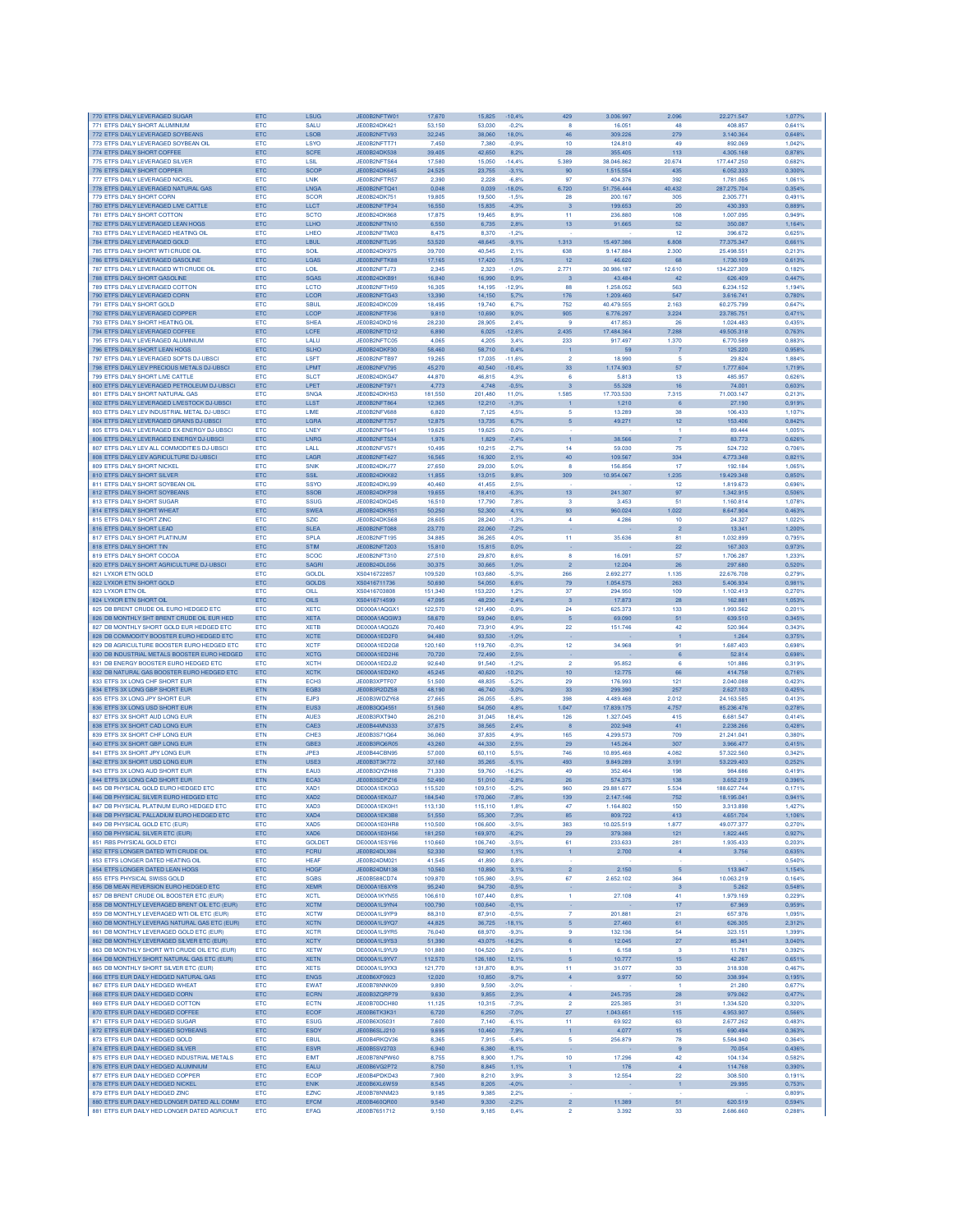| # | Name | Type | Code | ISIN | Col1 | Col2 | Var% | Trades | Value | Col3 | Col4 | % |
|---|---|---|---|---|---|---|---|---|---|---|---|---|
| 770 | ETFS DAILY LEVERAGED SUGAR | ETC | LSUG | JE00B2NFTW01 | 17,670 | 15,825 | -10,4% | 429 | 3.006.997 | 2.096 | 22.271.547 | 1,077% |
| 771 | ETFS DAILY SHORT ALUMINIUM | ETC | SALU | JE00B24DK421 | 53,150 | 53,030 | -0,2% | 8 | 16.051 | 48 | 408.857 | 0,641% |
| 772 | ETFS DAILY LEVERAGED SOYBEANS | ETC | LSOB | JE00B2NFTV93 | 32,245 | 38,060 | 18,0% | 46 | 309.226 | 279 | 3.140.364 | 0,648% |
| 773 | ETFS DAILY LEVERAGED SOYBEAN OIL | ETC | LSYO | JE00B2NFTT71 | 7,450 | 7,380 | -0,9% | 10 | 124.810 | 49 | 892.069 | 1,042% |
| 774 | ETFS DAILY SHORT COFFEE | ETC | SCFE | JE00B24DK538 | 39,405 | 42,650 | 8,2% | 28 | 355.405 | 113 | 4.305.168 | 0,878% |
| 775 | ETFS DAILY LEVERAGED SILVER | ETC | LSIL | JE00B2NFTS64 | 17,580 | 15,050 | -14,4% | 5.389 | 38.046.862 | 20.674 | 177.447.250 | 0,682% |
| 776 | ETFS DAILY SHORT COPPER | ETC | SCOP | JE00B24DK645 | 24,525 | 23,755 | -3,1% | 90 | 1.515.554 | 435 | 6.052.333 | 0,300% |
| 777 | ETFS DAILY LEVERAGED NICKEL | ETC | LNIK | JE00B2NFTR57 | 2,390 | 2,228 | -6,8% | 97 | 404.376 | 392 | 1.781.065 | 1,061% |
| 778 | ETFS DAILY LEVERAGED NATURAL GAS | ETC | LNGA | JE00B2NFTQ41 | 0,048 | 0,039 | -18,0% | 6.720 | 51.756.444 | 40.432 | 287.275.704 | 0,354% |
| 779 | ETFS DAILY SHORT CORN | ETC | SCOR | JE00B24DK751 | 19,805 | 19,500 | -1,5% | 28 | 200.167 | 305 | 2.305.771 | 0,491% |
| 780 | ETFS DAILY LEVERAGED LIVE CATTLE | ETC | LLCT | JE00B2NFTP34 | 16,550 | 15,835 | -4,3% | 3 | 199.653 | 20 | 430.393 | 0,889% |
| 781 | ETFS DAILY SHORT COTTON | ETC | SCTO | JE00B24DK868 | 17,875 | 19,465 | 8,9% | 11 | 236.880 | 108 | 1.007.095 | 0,949% |
| 782 | ETFS DAILY LEVERAGED LEAN HOGS | ETC | LLHO | JE00B2NFTN10 | 6,550 | 6,735 | 2,8% | 13 | 91.665 | 52 | 350.087 | 1,164% |
| 783 | ETFS DAILY LEVERAGED HEATING OIL | ETC | LHEO | JE00B2NFTM03 | 8,475 | 8,370 | -1,2% | - | - | 12 | 396.672 | 0,625% |
| 784 | ETFS DAILY LEVERAGED GOLD | ETC | LBUL | JE00B2NFTL95 | 53,520 | 48,645 | -9,1% | 1.313 | 15.497.386 | 6.808 | 77.375.347 | 0,661% |
| 785 | ETFS DAILY SHORT WTI CRUDE OIL | ETC | SOIL | JE00B24DK975 | 39,700 | 40,545 | 2,1% | 638 | 9.147.884 | 2.300 | 25.498.551 | 0,213% |
| 786 | ETFS DAILY LEVERAGED GASOLINE | ETC | LGAS | JE00B2NFTK88 | 17,165 | 17,420 | 1,5% | 12 | 46.620 | 68 | 1.730.109 | 0,613% |
| 787 | ETFS DAILY LEVERAGED WTI CRUDE OIL | ETC | LOIL | JE00B2NFTJ73 | 2,345 | 2,323 | -1,0% | 2.771 | 30.986.187 | 12.610 | 134.227.309 | 0,182% |
| 788 | ETFS DAILY SHORT GASOLINE | ETC | SGAS | JE00B24DKB91 | 16,840 | 16,990 | 0,9% | 3 | 43.484 | 42 | 626.409 | 0,447% |
| 789 | ETFS DAILY LEVERAGED COTTON | ETC | LCTO | JE00B2NFTH59 | 16,305 | 14,195 | -12,9% | 88 | 1.258.052 | 563 | 6.234.152 | 1,194% |
| 790 | ETFS DAILY LEVERAGED CORN | ETC | LCOR | JE00B2NFTG43 | 13,390 | 14,150 | 5,7% | 176 | 1.209.460 | 547 | 3.616.741 | 0,780% |
| 791 | ETFS DAILY SHORT GOLD | ETC | SBUL | JE00B24DKC09 | 18,495 | 19,740 | 6,7% | 752 | 40.479.555 | 2.163 | 60.275.799 | 0,647% |
| 792 | ETFS DAILY LEVERAGED COPPER | ETC | LCOP | JE00B2NFTF36 | 9,810 | 10,690 | 9,0% | 905 | 6.776.297 | 3.224 | 23.785.751 | 0,471% |
| 793 | ETFS DAILY SHORT HEATING OIL | ETC | SHEA | JE00B24DKD16 | 28,230 | 28,905 | 2,4% | 9 | 417.853 | 26 | 1.024.483 | 0,435% |
| 794 | ETFS DAILY LEVERAGED COFFEE | ETC | LCFE | JE00B2NFTD12 | 6,890 | 6,025 | -12,6% | 2.435 | 17.484.364 | 7.288 | 49.505.318 | 0,763% |
| 795 | ETFS DAILY LEVERAGED ALUMINIUM | ETC | LALU | JE00B2NFTC05 | 4,065 | 4,205 | 3,4% | 233 | 917.497 | 1.370 | 6.770.589 | 0,883% |
| 796 | ETFS DAILY SHORT LEAN HOGS | ETC | SLHO | JE00B24DKF30 | 58,460 | 58,710 | 0,4% | 1 | 59 | 7 | 125.220 | 0,958% |
| 797 | ETFS DAILY LEVERAGED SOFTS DJ-UBSCI | ETC | LSFT | JE00B2NFTB97 | 19,265 | 17,035 | -11,6% | 2 | 18.990 | 5 | 29.824 | 1,884% |
| 798 | ETFS DAILY LEV PRECIOUS METALS DJ-UBSCI | ETC | LPMT | JE00B2NFV795 | 45,270 | 40,540 | -10,4% | 33 | 1.174.903 | 57 | 1.777.604 | 1,719% |
| 799 | ETFS DAILY SHORT LIVE CATTLE | ETC | SLCT | JE00B24DKG47 | 44,870 | 46,815 | 4,3% | 6 | 5.813 | 13 | 485.957 | 0,626% |
| 800 | ETFS DAILY LEVERAGED PETROLEUM DJ-UBSCI | ETC | LPET | JE00B2NFT971 | 4,773 | 4,748 | -0,5% | 3 | 55.328 | 16 | 74.001 | 0,603% |
| 801 | ETFS DAILY SHORT NATURAL GAS | ETC | SNGA | JE00B24DKH53 | 181,550 | 201,480 | 11,0% | 1.585 | 17.703.530 | 7.315 | 71.003.147 | 0,213% |
| 802 | ETFS DAILY LEVERAGED LIVESTOCK DJ-UBSCI | ETC | LLST | JE00B2NFT864 | 12,365 | 12,210 | -1,3% | 1 | 1.210 | 6 | 27.190 | 0,919% |
| 803 | ETFS DAILY LEV INDUSTRIAL METAL DJ-UBSCI | ETC | LIME | JE00B2NFV688 | 6,820 | 7,125 | 4,5% | 5 | 13.289 | 38 | 106.433 | 1,107% |
| 804 | ETFS DAILY LEVERAGED GRAINS DJ-UBSCI | ETC | LGRA | JE00B2NFT757 | 12,875 | 13,735 | 6,7% | 5 | 49.271 | 12 | 153.406 | 0,842% |
| 805 | ETFS DAILY LEVERAGED EX-ENERGY DJ-UBSCI | ETC | LNEY | JE00B2NFT641 | 19,625 | 19,625 | 0,0% | - | - | 1 | 89.444 | 1,005% |
| 806 | ETFS DAILY LEVERAGED ENERGY DJ-UBSCI | ETC | LNRG | JE00B2NFT534 | 1,976 | 1,829 | -7,4% | 1 | 38.566 | 7 | 83.773 | 0,626% |
| 807 | ETFS DAILY LEV ALL COMMODITIES DJ-UBSCI | ETC | LALL | JE00B2NFV571 | 10,495 | 10,215 | -2,7% | 14 | 59.030 | 75 | 524.732 | 0,706% |
| 808 | ETFS DAILY LEV AGRICULTURE DJ-UBSCI | ETC | LAGR | JE00B2NFT427 | 16,565 | 16,920 | 2,1% | 40 | 109.567 | 334 | 4.773.348 | 0,821% |
| 809 | ETFS DAILY SHORT NICKEL | ETC | SNIK | JE00B24DKJ77 | 27,650 | 29,030 | 5,0% | 8 | 156.856 | 17 | 192.184 | 1,065% |
| 810 | ETFS DAILY SHORT SILVER | ETC | SSIL | JE00B24DKK82 | 11,855 | 13,015 | 9,8% | 309 | 10.954.067 | 1.235 | 19.429.348 | 0,850% |
| 811 | ETFS DAILY SHORT SOYBEAN OIL | ETC | SSYO | JE00B24DKL99 | 40,460 | 41,455 | 2,5% | - | - | 12 | 1.819.673 | 0,696% |
| 812 | ETFS DAILY SHORT SOYBEANS | ETC | SSOB | JE00B24DKP38 | 19,655 | 18,410 | -6,3% | 13 | 241.307 | 97 | 1.342.915 | 0,506% |
| 813 | ETFS DAILY SHORT SUGAR | ETC | SSUG | JE00B24DKQ45 | 16,510 | 17,790 | 7,8% | 3 | 3.453 | 51 | 1.160.814 | 1,078% |
| 814 | ETFS DAILY SHORT WHEAT | ETC | SWEA | JE00B24DKR51 | 50,250 | 52,300 | 4,1% | 93 | 960.024 | 1.022 | 8.647.904 | 0,463% |
| 815 | ETFS DAILY SHORT ZINC | ETC | SZIC | JE00B24DKS68 | 28,605 | 28,240 | -1,3% | 4 | 4.286 | 10 | 24.327 | 1,022% |
| 816 | ETFS DAILY SHORT LEAD | ETC | SLEA | JE00B2NFT088 | 23,770 | 22,060 | -7,2% | - | - | 2 | 13.341 | 1,200% |
| 817 | ETFS DAILY SHORT PLATINUM | ETC | SPLA | JE00B2NFT195 | 34,885 | 36,265 | 4,0% | 11 | 35.636 | 81 | 1.032.899 | 0,795% |
| 818 | ETFS DAILY SHORT TIN | ETC | STIM | JE00B2NFT203 | 15,810 | 15,815 | 0,0% | - | - | 22 | 167.303 | 0,973% |
| 819 | ETFS DAILY SHORT COCOA | ETC | SCOC | JE00B2NFT310 | 27,510 | 29,870 | 8,6% | 8 | 16.091 | 57 | 1.706.287 | 1,233% |
| 820 | ETFS DAILY SHORT AGRICULTURE DJ-UBSCI | ETC | SAGRI | JE00B24DL056 | 30,375 | 30,665 | 1,0% | 2 | 12.204 | 26 | 297.680 | 0,520% |
| 821 | LYXOR ETN GOLD | ETC | GOLDL | XS0416722857 | 109,520 | 103,680 | -5,3% | 266 | 2.692.277 | 1.135 | 22.676.708 | 0,279% |
| 822 | LYXOR ETN SHORT GOLD | ETC | GOLDS | XS0416711736 | 50,690 | 54,050 | 6,6% | 79 | 1.054.575 | 263 | 5.406.934 | 0,981% |
| 823 | LYXOR ETN OIL | ETC | OILL | XS0416703808 | 151,340 | 153,220 | 1,2% | 37 | 294.950 | 109 | 1.102.413 | 0,270% |
| 824 | LYXOR ETN SHORT OIL | ETC | OILS | XS0416714599 | 47,095 | 48,230 | 2,4% | 3 | 17.873 | 28 | 162.881 | 1,053% |
| 825 | DB BRENT CRUDE OIL EURO HEDGED ETC | ETC | XETC | DE000A1AQGX1 | 122,570 | 121,490 | -0,9% | 24 | 625.373 | 133 | 1.993.562 | 0,201% |
| 826 | DB MONTHLY SHT BRENT CRUDE OIL EUR HED | ETC | XETA | DE000A1AQGW3 | 58,670 | 59,040 | 0,6% | 5 | 69.090 | 51 | 639.510 | 0,345% |
| 827 | DB MONTHLY SHORT GOLD EUR HEDGED ETC | ETC | XETB | DE000A1AQGZ6 | 70,460 | 73,910 | 4,9% | 22 | 151.746 | 42 | 520.964 | 0,343% |
| 828 | DB COMMODITY BOOSTER EURO HEDGED ETC | ETC | XCTE | DE000A1ED2F0 | 94,480 | 93,530 | -1,0% | - | - | 1 | 1.264 | 0,375% |
| 829 | DB AGRICULTURE BOOSTER EURO HEDGED ETC | ETC | XCTF | DE000A1ED2G8 | 120,160 | 119,760 | -0,3% | 12 | 34.968 | 91 | 1.687.403 | 0,698% |
| 830 | DB INDUSTRIAL METALS BOOSTER EURO HEDGED | ETC | XCTG | DE000A1ED2H6 | 70,720 | 72,490 | 2,5% | - | - | 6 | 52.814 | 0,698% |
| 831 | DB ENERGY BOOSTER EURO HEDGED ETC | ETC | XCTH | DE000A1ED2J2 | 92,640 | 91,540 | -1,2% | 2 | 95.852 | 6 | 101.886 | 0,319% |
| 832 | DB NATURAL GAS BOOSTER EURO HEDGED ETC | ETC | XCTK | DE000A1ED2K0 | 45,245 | 40,620 | -10,2% | 10 | 12.775 | 66 | 414.758 | 0,716% |
| 833 | ETFS 3X LONG CHF SHORT EUR | ETN | ECH3 | JE00B3XPTF07 | 51,500 | 48,835 | -5,2% | 29 | 176.993 | 121 | 2.040.088 | 0,423% |
| 834 | ETFS 3X LONG GBP SHORT EUR | ETN | EGB3 | JE00B3R2DZ58 | 48,190 | 46,740 | -3,0% | 33 | 299.390 | 257 | 2.627.103 | 0,425% |
| 835 | ETFS 3X LONG JPY SHORT EUR | ETN | EJP3 | JE00B3WDZY68 | 27,665 | 26,055 | -5,8% | 398 | 4.489.468 | 2.012 | 24.163.585 | 0,413% |
| 836 | ETFS 3X LONG USD SHORT EUR | ETN | EUS3 | JE00B3QQ4551 | 51,560 | 54,050 | 4,8% | 1.047 | 17.839.175 | 4.757 | 85.236.476 | 0,278% |
| 837 | ETFS 3X SHORT AUD LONG EUR | ETN | AUE3 | JE00B3RXT940 | 26,210 | 31,045 | 18,4% | 126 | 1.327.045 | 415 | 6.681.547 | 0,414% |
| 838 | ETFS 3X SHORT CAD LONG EUR | ETN | CAE3 | JE00B44MN333 | 37,675 | 38,565 | 2,4% | 8 | 202.948 | 41 | 2.238.266 | 0,428% |
| 839 | ETFS 3X SHORT CHF LONG EUR | ETN | CHE3 | JE00B3S71Q64 | 36,060 | 37,835 | 4,9% | 165 | 4.299.573 | 709 | 21.241.041 | 0,380% |
| 840 | ETFS 3X SHORT GBP LONG EUR | ETN | GBE3 | JE00B3RQ6R05 | 43,260 | 44,330 | 2,5% | 29 | 145.264 | 307 | 3.966.477 | 0,415% |
| 841 | ETFS 3X SHORT JPY LONG EUR | ETN | JPE3 | JE00B44CBN95 | 57,000 | 60,110 | 5,5% | 746 | 10.895.468 | 4.082 | 57.322.560 | 0,342% |
| 842 | ETFS 3X SHORT USD LONG EUR | ETN | USE3 | JE00B3T3K772 | 37,160 | 35,265 | -5,1% | 493 | 9.849.289 | 3.191 | 53.229.403 | 0,252% |
| 843 | ETFS 3X LONG AUD SHORT EUR | ETN | EAU3 | JE00B3QYZH88 | 71,330 | 59,760 | -16,2% | 49 | 352.464 | 198 | 984.686 | 0,419% |
| 844 | ETFS 3X LONG CAD SHORT EUR | ETN | ECA3 | JE00B3SDPZ16 | 52,490 | 51,010 | -2,8% | 26 | 574.375 | 138 | 3.652.219 | 0,398% |
| 845 | DB PHYSICAL GOLD EURO HEDGED ETC | ETC | XAD1 | DE000A1EK0G3 | 115,520 | 109,510 | -5,2% | 960 | 29.881.677 | 5.534 | 188.627.744 | 0,171% |
| 846 | DB PHYSICAL SILVER EURO HEDGED ETC | ETC | XAD2 | DE000A1EK0J7 | 184,540 | 170,060 | -7,8% | 139 | 2.147.146 | 752 | 18.195.041 | 0,941% |
| 847 | DB PHYSICAL PLATINUM EURO HEDGED ETC | ETC | XAD3 | DE000A1EK0H1 | 113,130 | 115,110 | 1,8% | 47 | 1.164.802 | 150 | 3.313.898 | 1,427% |
| 848 | DB PHYSICAL PALLADIUM EURO HEDGED ETC | ETC | XAD4 | DE000A1EK3B8 | 51,550 | 55,300 | 7,3% | 85 | 809.722 | 413 | 4.651.704 | 1,106% |
| 849 | DB PHYSICAL GOLD ETC (EUR) | ETC | XAD5 | DE000A1E0HR8 | 110,500 | 106,600 | -3,5% | 383 | 10.025.519 | 1.877 | 49.077.377 | 0,270% |
| 850 | DB PHYSICAL SILVER ETC (EUR) | ETC | XAD6 | DE000A1E0HS6 | 181,250 | 169,970 | -6,2% | 29 | 379.388 | 121 | 1.822.445 | 0,927% |
| 851 | RBS PHYSICAL GOLD ETC! | ETC | GOLDET | DE000A1ESY66 | 110,660 | 106,740 | -3,5% | 61 | 233.633 | 281 | 1.935.433 | 0,203% |
| 852 | ETFS LONGER DATED WTI CRUDE OIL | ETC | FCRU | JE00B24DLX86 | 52,330 | 52,900 | 1,1% | 1 | 2.700 | 4 | 3.756 | 0,635% |
| 853 | ETFS LONGER DATED HEATING OIL | ETC | HEAF | JE00B24DM021 | 41,545 | 41,890 | 0,8% | - | - | - | - | 0,540% |
| 854 | ETFS LONGER DATED LEAN HOGS | ETC | HOGF | JE00B24DM138 | 10,560 | 10,890 | 3,1% | 2 | 2.150 | 5 | 113.947 | 1,154% |
| 855 | ETFS PHYSICAL SWISS GOLD | ETC | SGBS | JE00B588CD74 | 109,870 | 105,980 | -3,5% | 67 | 2.652.102 | 364 | 10.063.219 | 0,164% |
| 856 | DB MEAN REVERSION EURO HEDGED ETC | ETC | XEMR | DE000A1E6XY8 | 95,240 | 94,730 | -0,5% | - | - | 3 | 5.262 | 0,548% |
| 857 | DB BRENT CRUDE OIL BOOSTER ETC (EUR) | ETC | XCTL | DE000A1KYN55 | 106,610 | 107,440 | 0,8% | 1 | 27.108 | 41 | 1.979.169 | 0,229% |
| 858 | DB MONTHLY LEVERAGED BRENT OIL ETC (EUR) | ETC | XCTM | DE000A1L9YN4 | 100,790 | 100,640 | -0,1% | - | - | 17 | 67.969 | 0,959% |
| 859 | DB MONTHLY LEVERAGED WTI OIL ETC (EUR) | ETC | XCTW | DE000A1L9YP9 | 88,310 | 87,910 | -0,5% | 7 | 201.881 | 21 | 657.976 | 1,095% |
| 860 | DB MONTHLY LEVERAG NATURAL GAS ETC (EUR) | ETC | XCTN | DE000A1L9YQ7 | 44,825 | 36,725 | -18,1% | 5 | 27.460 | 61 | 626.305 | 2,312% |
| 861 | DB MONTHLY LEVERAGED GOLD ETC (EUR) | ETC | XCTR | DE000A1L9YR5 | 76,040 | 68,970 | -9,3% | 9 | 132.136 | 54 | 323.151 | 1,399% |
| 862 | DB MONTHLY LEVERAGED SILVER ETC (EUR) | ETC | XCTY | DE000A1L9YS3 | 51,390 | 43,075 | -16,2% | 6 | 12.045 | 27 | 85.341 | 3,040% |
| 863 | DB MONTHLY SHORT WTI CRUDE OIL ETC (EUR) | ETC | XETW | DE000A1L9YU9 | 101,880 | 104,520 | 2,6% | 1 | 6.158 | 3 | 11.781 | 0,392% |
| 864 | DB MONTHLY SHORT NATURAL GAS ETC (EUR) | ETC | XETN | DE000A1L9YV7 | 112,570 | 126,180 | 12,1% | 5 | 10.777 | 15 | 42.267 | 0,651% |
| 865 | DB MONTHLY SHORT SILVER ETC (EUR) | ETC | XETS | DE000A1L9YX3 | 121,770 | 131,870 | 8,3% | 11 | 31.077 | 33 | 318.938 | 0,467% |
| 866 | ETFS EUR DAILY HEDGED NATURAL GAS | ETC | ENGS | JE00B6XF0923 | 12,020 | 10,850 | -9,7% | 4 | 9.977 | 50 | 338.994 | 0,195% |
| 867 | ETFS EUR DAILY HEDGED WHEAT | ETC | EWAT | JE00B78NNK09 | 9,890 | 9,590 | -3,0% | - | - | 1 | 21.280 | 0,677% |
| 868 | ETFS EUR DAILY HEDGED CORN | ETC | ECRN | JE00B3ZQRP79 | 9,630 | 9,855 | 2,3% | 4 | 245.735 | 28 | 979.062 | 0,477% |
| 869 | ETFS EUR DAILY HEDGED COTTON | ETC | ECTN | JE00B70DCH80 | 11,125 | 10,315 | -7,3% | 2 | 225.385 | 31 | 1.334.520 | 0,320% |
| 870 | ETFS EUR DAILY HEDGED COFFEE | ETC | ECOF | JE00B6TK3K31 | 6,720 | 6,250 | -7,0% | 27 | 1.043.651 | 115 | 4.953.907 | 0,566% |
| 871 | ETFS EUR DAILY HEDGED SUGAR | ETC | ESUG | JE00B6X05031 | 7,600 | 7,140 | -6,1% | 11 | 69.922 | 63 | 2.677.262 | 0,483% |
| 872 | ETFS EUR DAILY HEDGED SOYBEANS | ETC | ESOY | JE00B6SLJ210 | 9,695 | 10,460 | 7,9% | 1 | 4.077 | 15 | 690.494 | 0,363% |
| 873 | ETFS EUR DAILY HEDGED GOLD | ETC | EBUL | JE00B4RKQV36 | 8,365 | 7,915 | -5,4% | 5 | 256.879 | 78 | 5.584.940 | 0,364% |
| 874 | ETFS EUR DAILY HEDGED SILVER | ETC | ESVR | JE00B5SV2703 | 6,940 | 6,380 | -8,1% | - | - | 9 | 70.054 | 0,436% |
| 875 | ETFS EUR DAILY HEDGED INDUSTRIAL METALS | ETC | EIMT | JE00B78NPW60 | 8,755 | 8,900 | 1,7% | 10 | 17.296 | 42 | 104.134 | 0,582% |
| 876 | ETFS EUR DAILY HEDGED ALUMINIUM | ETC | EALU | JE00B6VG2P72 | 8,750 | 8,845 | 1,1% | 1 | 176 | 4 | 114.768 | 0,390% |
| 877 | ETFS EUR DAILY HEDGED COPPER | ETC | ECOP | JE00B4PDKD43 | 7,900 | 8,210 | 3,9% | 3 | 12.554 | 22 | 308.500 | 0,191% |
| 878 | ETFS EUR DAILY HEDGED NICKEL | ETC | ENIK | JE00B6XL6W59 | 8,545 | 8,205 | -4,0% | - | - | 1 | 29.995 | 0,753% |
| 879 | ETFS EUR DAILY HEDGED ZINC | ETC | EZNC | JE00B78NNM23 | 9,185 | 9,385 | 2,2% | - | - | - | - | 0,809% |
| 880 | ETFS EUR DAILY HED LONGER DATED ALL COMM | ETC | EFCM | JE00B460QR00 | 9,540 | 9,330 | -2,2% | 2 | 11.389 | 51 | 620.519 | 0,594% |
| 881 | ETFS EUR DAILY HED LONGER DATED AGRICULT | ETC | EFAG | JE00B7651712 | 9,150 | 9,185 | 0,4% | 2 | 3.392 | 33 | 2.686.660 | 0,288% |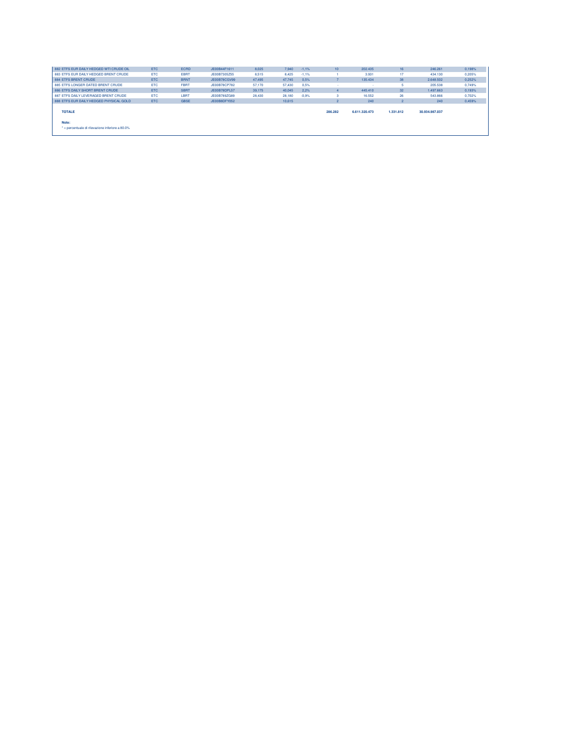| | | | | | | | | | | | |
|---|---|---|---|---|---|---|---|---|---|---|---|
| 882 ETFS EUR DAILY HEDGED WTI CRUDE OIL | ETC | ECRD | JE00B44F1611 | 8,025 | 7,940 | -1,1% | 10 | 202.435 | 16 | 246.261 | 0,198% |
| 883 ETFS EUR DAILY HEDGED BRENT CRUDE | ETC | EBRT | JE00B7305Z55 | 8,515 | 8,425 | -1,1% | 1 | 3.931 | 17 | 434.130 | 0,205% |
| 884 ETFS BRENT CRUDE | ETC | BRNT | JE00B78CGV99 | 47,495 | 47,745 | 0,5% | 7 | 135.434 | 38 | 2.648.502 | 0,252% |
| 885 ETFS LONGER DATED BRENT CRUDE | ETC | FBRT | JE00B78CP782 | 57,170 | 57,430 | 0,5% | - | - | 5 | 205.538 | 0,749% |
| 886 ETFS DAILY SHORT BRENT CRUDE | ETC | SBRT | JE00B78DPL57 | 39,175 | 40,045 | 2,2% | 4 | 445.410 | 32 | 1.497.663 | 0,193% |
| 887 ETFS DAILY LEVERAGED BRENT CRUDE | ETC | LBRT | JE00B789ZG89 | 28,430 | 28,180 | -0,9% | 3 | 16.552 | 26 | 543.866 | 0,702% |
| 888 ETFS EUR DAILY HEDGED PHYSICAL GOLD | ETC | GBSE | JE00B8DFY052 | | 10,615 | | 2 | 240 | 2 | 240 | 0,459% |
| **TOTALE** | | | | | | | **286.282** | **6.611.320.473** | **1.331.812** | **30.934.987.037** | |

**Note:**

* = percentuale di rilevazione inferiore a 80,0%